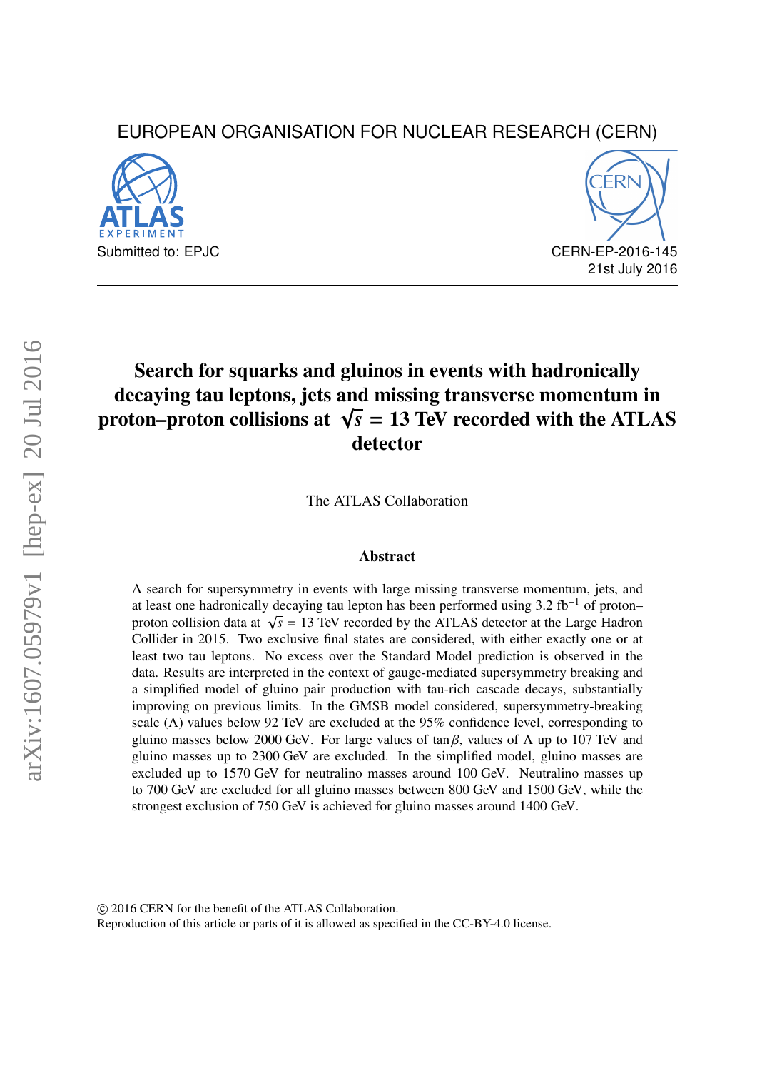EUROPEAN ORGANISATION FOR NUCLEAR RESEARCH (CERN)

Submitted to: EPJC

CERN-EP-2016-145
21st July 2016

# Search for squarks and gluinos in events with hadronically decaying tau leptons, jets and missing transverse momentum in proton–proton collisions at $\sqrt{s}$ = 13 TeV recorded with the ATLAS detector

The ATLAS Collaboration

### Abstract

A search for supersymmetry in events with large missing transverse momentum, jets, and at least one hadronically decaying tau lepton has been performed using 3.2 fb$^{-1}$ of proton–proton collision data at $\sqrt{s}$ = 13 TeV recorded by the ATLAS detector at the Large Hadron Collider in 2015. Two exclusive final states are considered, with either exactly one or at least two tau leptons. No excess over the Standard Model prediction is observed in the data. Results are interpreted in the context of gauge-mediated supersymmetry breaking and a simplified model of gluino pair production with tau-rich cascade decays, substantially improving on previous limits. In the GMSB model considered, supersymmetry-breaking scale ($\Lambda$) values below 92 TeV are excluded at the 95% confidence level, corresponding to gluino masses below 2000 GeV. For large values of $\tan\beta$, values of $\Lambda$ up to 107 TeV and gluino masses up to 2300 GeV are excluded. In the simplified model, gluino masses are excluded up to 1570 GeV for neutralino masses around 100 GeV. Neutralino masses up to 700 GeV are excluded for all gluino masses between 800 GeV and 1500 GeV, while the strongest exclusion of 750 GeV is achieved for gluino masses around 1400 GeV.

© 2016 CERN for the benefit of the ATLAS Collaboration.
Reproduction of this article or parts of it is allowed as specified in the CC-BY-4.0 license.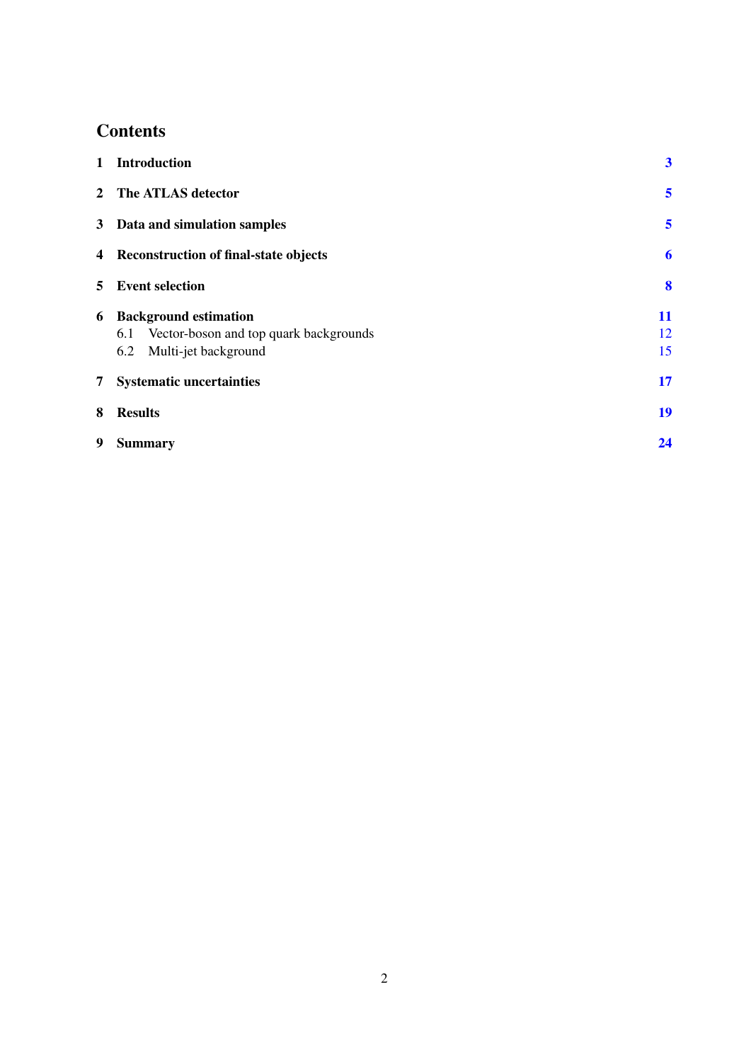## Contents

| | | |
|---|---|---|
| **1** | **Introduction** | **3** |
| **2** | **The ATLAS detector** | **5** |
| **3** | **Data and simulation samples** | **5** |
| **4** | **Reconstruction of final-state objects** | **6** |
| **5** | **Event selection** | **8** |
| **6** | **Background estimation** | **11** |
| | 6.1 Vector-boson and top quark backgrounds | 12 |
| | 6.2 Multi-jet background | 15 |
| **7** | **Systematic uncertainties** | **17** |
| **8** | **Results** | **19** |
| **9** | **Summary** | **24** |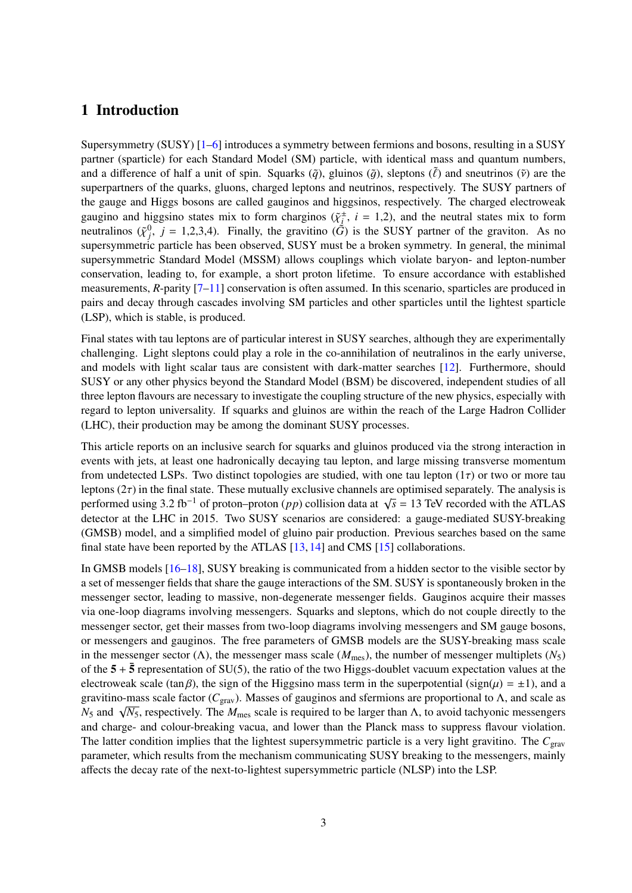# 1 Introduction

Supersymmetry (SUSY) [1–6] introduces a symmetry between fermions and bosons, resulting in a SUSY partner (sparticle) for each Standard Model (SM) particle, with identical mass and quantum numbers, and a difference of half a unit of spin. Squarks ($\tilde{q}$), gluinos ($\tilde{g}$), sleptons ($\tilde{\ell}$) and sneutrinos ($\tilde{\nu}$) are the superpartners of the quarks, gluons, charged leptons and neutrinos, respectively. The SUSY partners of the gauge and Higgs bosons are called gauginos and higgsinos, respectively. The charged electroweak gaugino and higgsino states mix to form charginos ($\tilde{\chi}_i^{\pm}$, $i$ = 1,2), and the neutral states mix to form neutralinos ($\tilde{\chi}_j^0$, $j$ = 1,2,3,4). Finally, the gravitino ($\tilde{G}$) is the SUSY partner of the graviton. As no supersymmetric particle has been observed, SUSY must be a broken symmetry. In general, the minimal supersymmetric Standard Model (MSSM) allows couplings which violate baryon- and lepton-number conservation, leading to, for example, a short proton lifetime. To ensure accordance with established measurements, *R*-parity [7–11] conservation is often assumed. In this scenario, sparticles are produced in pairs and decay through cascades involving SM particles and other sparticles until the lightest sparticle (LSP), which is stable, is produced.

Final states with tau leptons are of particular interest in SUSY searches, although they are experimentally challenging. Light sleptons could play a role in the co-annihilation of neutralinos in the early universe, and models with light scalar taus are consistent with dark-matter searches [12]. Furthermore, should SUSY or any other physics beyond the Standard Model (BSM) be discovered, independent studies of all three lepton flavours are necessary to investigate the coupling structure of the new physics, especially with regard to lepton universality. If squarks and gluinos are within the reach of the Large Hadron Collider (LHC), their production may be among the dominant SUSY processes.

This article reports on an inclusive search for squarks and gluinos produced via the strong interaction in events with jets, at least one hadronically decaying tau lepton, and large missing transverse momentum from undetected LSPs. Two distinct topologies are studied, with one tau lepton ($1\tau$) or two or more tau leptons ($2\tau$) in the final state. These mutually exclusive channels are optimised separately. The analysis is performed using 3.2 fb$^{-1}$ of proton–proton ($pp$) collision data at $\sqrt{s}$ = 13 TeV recorded with the ATLAS detector at the LHC in 2015. Two SUSY scenarios are considered: a gauge-mediated SUSY-breaking (GMSB) model, and a simplified model of gluino pair production. Previous searches based on the same final state have been reported by the ATLAS [13, 14] and CMS [15] collaborations.

In GMSB models [16–18], SUSY breaking is communicated from a hidden sector to the visible sector by a set of messenger fields that share the gauge interactions of the SM. SUSY is spontaneously broken in the messenger sector, leading to massive, non-degenerate messenger fields. Gauginos acquire their masses via one-loop diagrams involving messengers. Squarks and sleptons, which do not couple directly to the messenger sector, get their masses from two-loop diagrams involving messengers and SM gauge bosons, or messengers and gauginos. The free parameters of GMSB models are the SUSY-breaking mass scale in the messenger sector ($\Lambda$), the messenger mass scale ($M_{\text{mes}}$), the number of messenger multiplets ($N_5$) of the $\mathbf{5} + \bar{\mathbf{5}}$ representation of SU(5), the ratio of the two Higgs-doublet vacuum expectation values at the electroweak scale ($\tan\beta$), the sign of the Higgsino mass term in the superpotential (sign($\mu$) = $\pm$1), and a gravitino-mass scale factor ($C_{\text{grav}}$). Masses of gauginos and sfermions are proportional to $\Lambda$, and scale as $N_5$ and $\sqrt{N_5}$, respectively. The $M_{\text{mes}}$ scale is required to be larger than $\Lambda$, to avoid tachyonic messengers and charge- and colour-breaking vacua, and lower than the Planck mass to suppress flavour violation. The latter condition implies that the lightest supersymmetric particle is a very light gravitino. The $C_{\text{grav}}$ parameter, which results from the mechanism communicating SUSY breaking to the messengers, mainly affects the decay rate of the next-to-lightest supersymmetric particle (NLSP) into the LSP.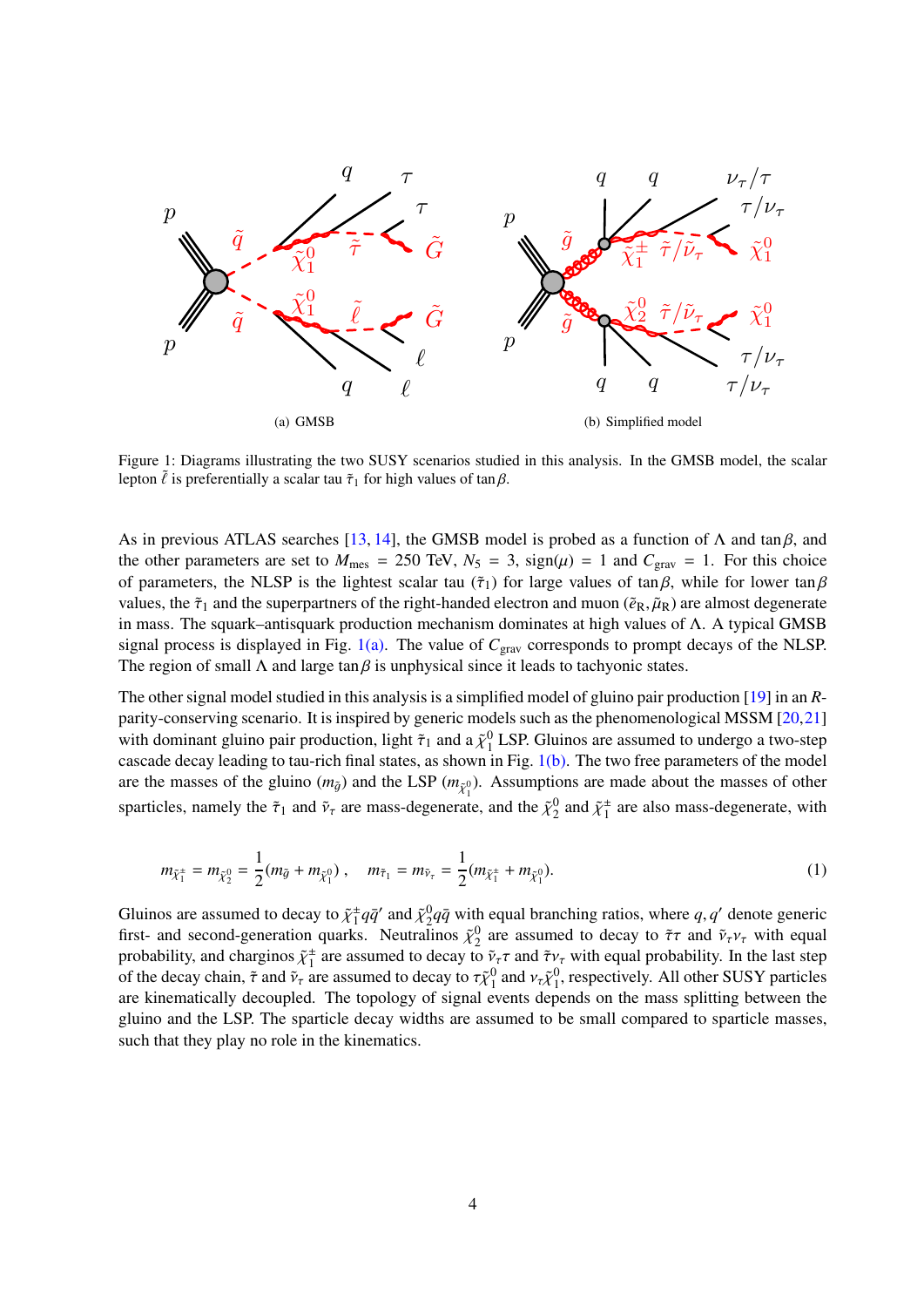(a) GMSB

(b) Simplified model

Figure 1: Diagrams illustrating the two SUSY scenarios studied in this analysis. In the GMSB model, the scalar lepton $\tilde{\ell}$ is preferentially a scalar tau $\tilde{\tau}_1$ for high values of $\tan\beta$.

As in previous ATLAS searches [13, 14], the GMSB model is probed as a function of $\Lambda$ and $\tan\beta$, and the other parameters are set to $M_{\text{mes}} = 250$ TeV, $N_5 = 3$, $\text{sign}(\mu) = 1$ and $C_{\text{grav}} = 1$. For this choice of parameters, the NLSP is the lightest scalar tau ($\tilde{\tau}_1$) for large values of $\tan\beta$, while for lower $\tan\beta$ values, the $\tilde{\tau}_1$ and the superpartners of the right-handed electron and muon ($\tilde{e}_{\text{R}}, \tilde{\mu}_{\text{R}}$) are almost degenerate in mass. The squark–antisquark production mechanism dominates at high values of $\Lambda$. A typical GMSB signal process is displayed in Fig. 1(a). The value of $C_{\text{grav}}$ corresponds to prompt decays of the NLSP. The region of small $\Lambda$ and large $\tan\beta$ is unphysical since it leads to tachyonic states.

The other signal model studied in this analysis is a simplified model of gluino pair production [19] in an $R$-parity-conserving scenario. It is inspired by generic models such as the phenomenological MSSM [20,21] with dominant gluino pair production, light $\tilde{\tau}_1$ and a $\tilde{\chi}_1^0$ LSP. Gluinos are assumed to undergo a two-step cascade decay leading to tau-rich final states, as shown in Fig. 1(b). The two free parameters of the model are the masses of the gluino ($m_{\tilde{g}}$) and the LSP ($m_{\tilde{\chi}_1^0}$). Assumptions are made about the masses of other sparticles, namely the $\tilde{\tau}_1$ and $\tilde{\nu}_\tau$ are mass-degenerate, and the $\tilde{\chi}_2^0$ and $\tilde{\chi}_1^\pm$ are also mass-degenerate, with

$$m_{\tilde{\chi}_1^\pm} = m_{\tilde{\chi}_2^0} = \frac{1}{2}(m_{\tilde{g}} + m_{\tilde{\chi}_1^0}), \quad m_{\tilde{\tau}_1} = m_{\tilde{\nu}_\tau} = \frac{1}{2}(m_{\tilde{\chi}_1^\pm} + m_{\tilde{\chi}_1^0}). \tag{1}$$

Gluinos are assumed to decay to $\tilde{\chi}_1^\pm q\bar{q}'$ and $\tilde{\chi}_2^0 q\bar{q}$ with equal branching ratios, where $q, q'$ denote generic first- and second-generation quarks. Neutralinos $\tilde{\chi}_2^0$ are assumed to decay to $\tilde{\tau}\tau$ and $\tilde{\nu}_\tau\nu_\tau$ with equal probability, and charginos $\tilde{\chi}_1^\pm$ are assumed to decay to $\tilde{\nu}_\tau\tau$ and $\tilde{\tau}\nu_\tau$ with equal probability. In the last step of the decay chain, $\tilde{\tau}$ and $\tilde{\nu}_\tau$ are assumed to decay to $\tau\tilde{\chi}_1^0$ and $\nu_\tau\tilde{\chi}_1^0$, respectively. All other SUSY particles are kinematically decoupled. The topology of signal events depends on the mass splitting between the gluino and the LSP. The sparticle decay widths are assumed to be small compared to sparticle masses, such that they play no role in the kinematics.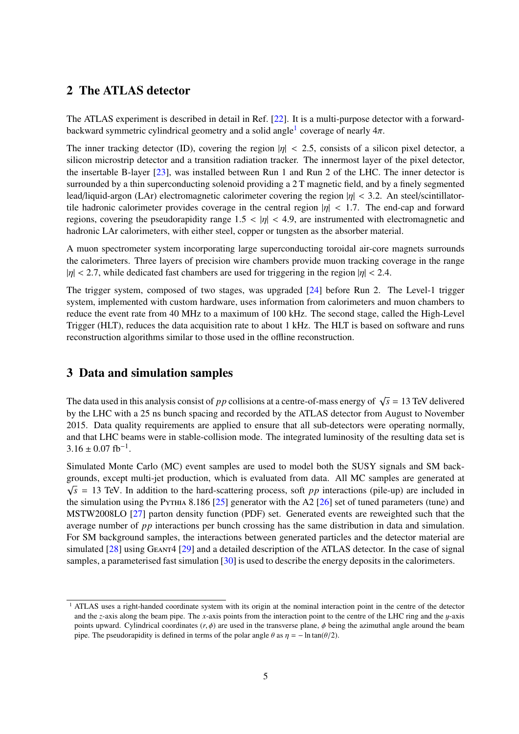## 2 The ATLAS detector

The ATLAS experiment is described in detail in Ref. [22]. It is a multi-purpose detector with a forward-backward symmetric cylindrical geometry and a solid angle[1] coverage of nearly $4\pi$.

The inner tracking detector (ID), covering the region $|\eta| < 2.5$, consists of a silicon pixel detector, a silicon microstrip detector and a transition radiation tracker. The innermost layer of the pixel detector, the insertable B-layer [23], was installed between Run 1 and Run 2 of the LHC. The inner detector is surrounded by a thin superconducting solenoid providing a 2 T magnetic field, and by a finely segmented lead/liquid-argon (LAr) electromagnetic calorimeter covering the region $|\eta| < 3.2$. An steel/scintillator-tile hadronic calorimeter provides coverage in the central region $|\eta| < 1.7$. The end-cap and forward regions, covering the pseudorapidity range $1.5 < |\eta| < 4.9$, are instrumented with electromagnetic and hadronic LAr calorimeters, with either steel, copper or tungsten as the absorber material.

A muon spectrometer system incorporating large superconducting toroidal air-core magnets surrounds the calorimeters. Three layers of precision wire chambers provide muon tracking coverage in the range $|\eta| < 2.7$, while dedicated fast chambers are used for triggering in the region $|\eta| < 2.4$.

The trigger system, composed of two stages, was upgraded [24] before Run 2. The Level-1 trigger system, implemented with custom hardware, uses information from calorimeters and muon chambers to reduce the event rate from 40 MHz to a maximum of 100 kHz. The second stage, called the High-Level Trigger (HLT), reduces the data acquisition rate to about 1 kHz. The HLT is based on software and runs reconstruction algorithms similar to those used in the offline reconstruction.

## 3 Data and simulation samples

The data used in this analysis consist of $pp$ collisions at a centre-of-mass energy of $\sqrt{s} = 13$ TeV delivered by the LHC with a 25 ns bunch spacing and recorded by the ATLAS detector from August to November 2015. Data quality requirements are applied to ensure that all sub-detectors were operating normally, and that LHC beams were in stable-collision mode. The integrated luminosity of the resulting data set is $3.16 \pm 0.07$ fb$^{-1}$.

Simulated Monte Carlo (MC) event samples are used to model both the SUSY signals and SM backgrounds, except multi-jet production, which is evaluated from data. All MC samples are generated at $\sqrt{s} = 13$ TeV. In addition to the hard-scattering process, soft $pp$ interactions (pile-up) are included in the simulation using the Pythia 8.186 [25] generator with the A2 [26] set of tuned parameters (tune) and MSTW2008LO [27] parton density function (PDF) set. Generated events are reweighted such that the average number of $pp$ interactions per bunch crossing has the same distribution in data and simulation. For SM background samples, the interactions between generated particles and the detector material are simulated [28] using Geant4 [29] and a detailed description of the ATLAS detector. In the case of signal samples, a parameterised fast simulation [30] is used to describe the energy deposits in the calorimeters.

---

[1] ATLAS uses a right-handed coordinate system with its origin at the nominal interaction point in the centre of the detector and the $z$-axis along the beam pipe. The $x$-axis points from the interaction point to the centre of the LHC ring and the $y$-axis points upward. Cylindrical coordinates $(r, \phi)$ are used in the transverse plane, $\phi$ being the azimuthal angle around the beam pipe. The pseudorapidity is defined in terms of the polar angle $\theta$ as $\eta = -\ln\tan(\theta/2)$.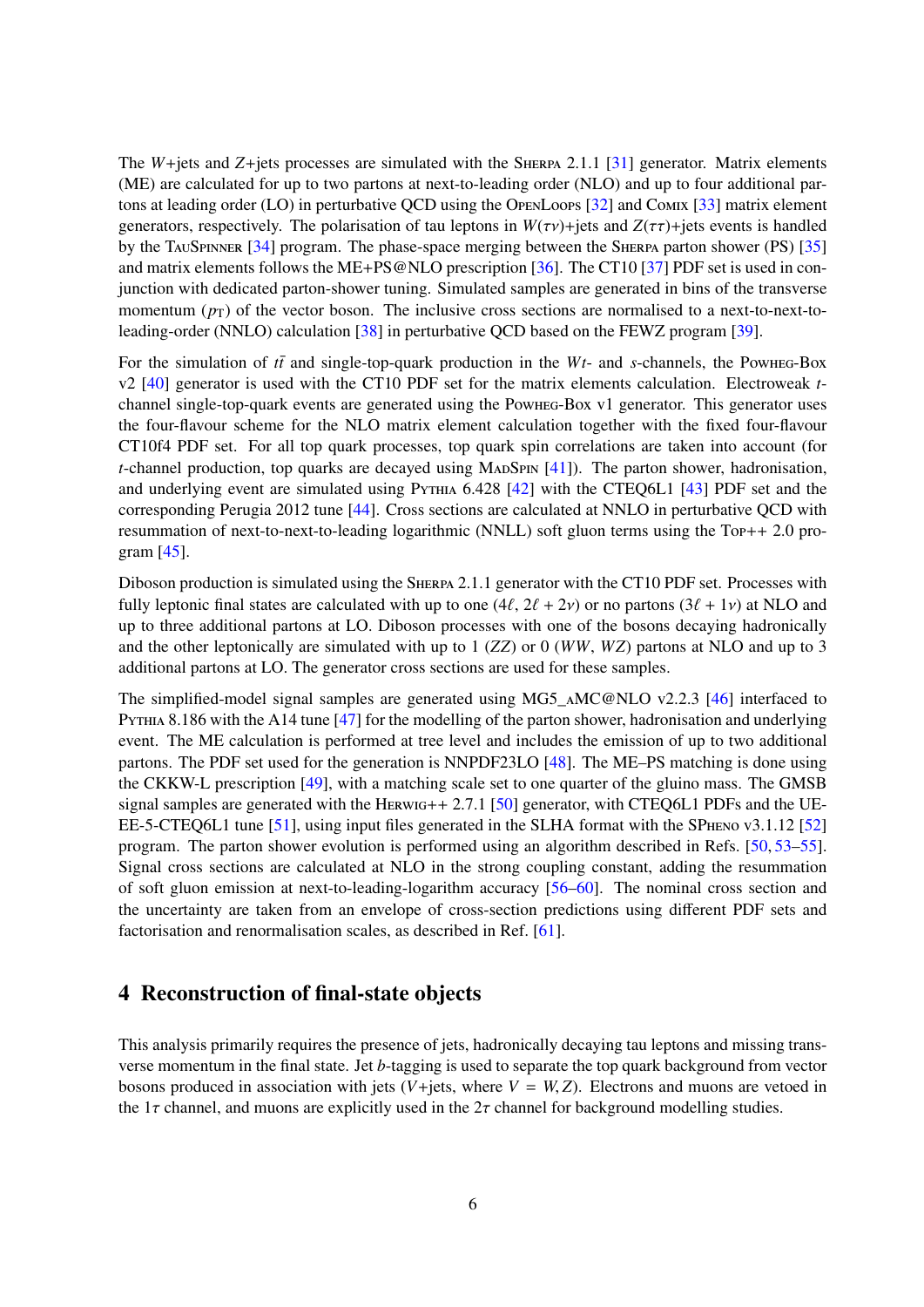The $W$+jets and $Z$+jets processes are simulated with the SHERPA 2.1.1 [31] generator. Matrix elements (ME) are calculated for up to two partons at next-to-leading order (NLO) and up to four additional partons at leading order (LO) in perturbative QCD using the OPENLOOPS [32] and COMIX [33] matrix element generators, respectively. The polarisation of tau leptons in $W(\tau\nu)$+jets and $Z(\tau\tau)$+jets events is handled by the TAUSPINNER [34] program. The phase-space merging between the SHERPA parton shower (PS) [35] and matrix elements follows the ME+PS@NLO prescription [36]. The CT10 [37] PDF set is used in conjunction with dedicated parton-shower tuning. Simulated samples are generated in bins of the transverse momentum ($p_{\mathrm{T}}$) of the vector boson. The inclusive cross sections are normalised to a next-to-next-to-leading-order (NNLO) calculation [38] in perturbative QCD based on the FEWZ program [39].

For the simulation of $t\bar{t}$ and single-top-quark production in the $Wt$- and $s$-channels, the POWHEG-BOX v2 [40] generator is used with the CT10 PDF set for the matrix elements calculation. Electroweak $t$-channel single-top-quark events are generated using the POWHEG-BOX v1 generator. This generator uses the four-flavour scheme for the NLO matrix element calculation together with the fixed four-flavour CT10f4 PDF set. For all top quark processes, top quark spin correlations are taken into account (for $t$-channel production, top quarks are decayed using MADSPIN [41]). The parton shower, hadronisation, and underlying event are simulated using PYTHIA 6.428 [42] with the CTEQ6L1 [43] PDF set and the corresponding Perugia 2012 tune [44]. Cross sections are calculated at NNLO in perturbative QCD with resummation of next-to-next-to-leading logarithmic (NNLL) soft gluon terms using the TOP++ 2.0 program [45].

Diboson production is simulated using the SHERPA 2.1.1 generator with the CT10 PDF set. Processes with fully leptonic final states are calculated with up to one ($4\ell$, $2\ell + 2\nu$) or no partons ($3\ell + 1\nu$) at NLO and up to three additional partons at LO. Diboson processes with one of the bosons decaying hadronically and the other leptonically are simulated with up to 1 ($ZZ$) or 0 ($WW$, $WZ$) partons at NLO and up to 3 additional partons at LO. The generator cross sections are used for these samples.

The simplified-model signal samples are generated using MG5_aMC@NLO v2.2.3 [46] interfaced to PYTHIA 8.186 with the A14 tune [47] for the modelling of the parton shower, hadronisation and underlying event. The ME calculation is performed at tree level and includes the emission of up to two additional partons. The PDF set used for the generation is NNPDF23LO [48]. The ME–PS matching is done using the CKKW-L prescription [49], with a matching scale set to one quarter of the gluino mass. The GMSB signal samples are generated with the HERWIG++ 2.7.1 [50] generator, with CTEQ6L1 PDFs and the UE-EE-5-CTEQ6L1 tune [51], using input files generated in the SLHA format with the SPHENO v3.1.12 [52] program. The parton shower evolution is performed using an algorithm described in Refs. [50, 53–55]. Signal cross sections are calculated at NLO in the strong coupling constant, adding the resummation of soft gluon emission at next-to-leading-logarithm accuracy [56–60]. The nominal cross section and the uncertainty are taken from an envelope of cross-section predictions using different PDF sets and factorisation and renormalisation scales, as described in Ref. [61].

## 4 Reconstruction of final-state objects

This analysis primarily requires the presence of jets, hadronically decaying tau leptons and missing transverse momentum in the final state. Jet $b$-tagging is used to separate the top quark background from vector bosons produced in association with jets ($V$+jets, where $V = W, Z$). Electrons and muons are vetoed in the $1\tau$ channel, and muons are explicitly used in the $2\tau$ channel for background modelling studies.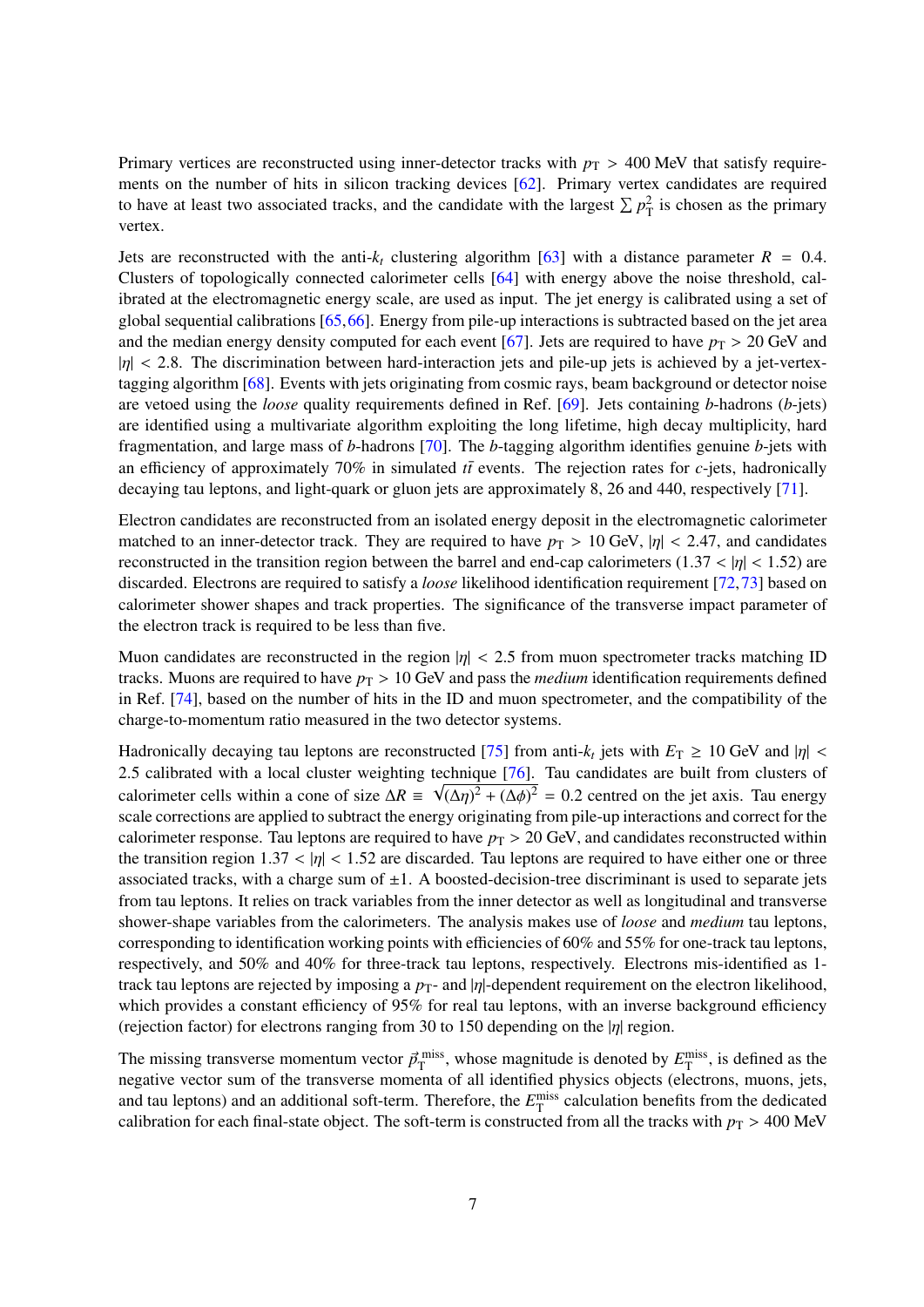Primary vertices are reconstructed using inner-detector tracks with $p_{\mathrm{T}} > 400$ MeV that satisfy requirements on the number of hits in silicon tracking devices [62]. Primary vertex candidates are required to have at least two associated tracks, and the candidate with the largest $\sum p_{\mathrm{T}}^2$ is chosen as the primary vertex.

Jets are reconstructed with the anti-$k_t$ clustering algorithm [63] with a distance parameter $R = 0.4$. Clusters of topologically connected calorimeter cells [64] with energy above the noise threshold, calibrated at the electromagnetic energy scale, are used as input. The jet energy is calibrated using a set of global sequential calibrations [65,66]. Energy from pile-up interactions is subtracted based on the jet area and the median energy density computed for each event [67]. Jets are required to have $p_{\mathrm{T}} > 20$ GeV and $|\eta| < 2.8$. The discrimination between hard-interaction jets and pile-up jets is achieved by a jet-vertex-tagging algorithm [68]. Events with jets originating from cosmic rays, beam background or detector noise are vetoed using the *loose* quality requirements defined in Ref. [69]. Jets containing $b$-hadrons ($b$-jets) are identified using a multivariate algorithm exploiting the long lifetime, high decay multiplicity, hard fragmentation, and large mass of $b$-hadrons [70]. The $b$-tagging algorithm identifies genuine $b$-jets with an efficiency of approximately 70% in simulated $t\bar{t}$ events. The rejection rates for $c$-jets, hadronically decaying tau leptons, and light-quark or gluon jets are approximately 8, 26 and 440, respectively [71].

Electron candidates are reconstructed from an isolated energy deposit in the electromagnetic calorimeter matched to an inner-detector track. They are required to have $p_{\mathrm{T}} > 10$ GeV, $|\eta| < 2.47$, and candidates reconstructed in the transition region between the barrel and end-cap calorimeters ($1.37 < |\eta| < 1.52$) are discarded. Electrons are required to satisfy a *loose* likelihood identification requirement [72,73] based on calorimeter shower shapes and track properties. The significance of the transverse impact parameter of the electron track is required to be less than five.

Muon candidates are reconstructed in the region $|\eta| < 2.5$ from muon spectrometer tracks matching ID tracks. Muons are required to have $p_{\mathrm{T}} > 10$ GeV and pass the *medium* identification requirements defined in Ref. [74], based on the number of hits in the ID and muon spectrometer, and the compatibility of the charge-to-momentum ratio measured in the two detector systems.

Hadronically decaying tau leptons are reconstructed [75] from anti-$k_t$ jets with $E_{\mathrm{T}} \geq 10$ GeV and $|\eta| < 2.5$ calibrated with a local cluster weighting technique [76]. Tau candidates are built from clusters of calorimeter cells within a cone of size $\Delta R \equiv \sqrt{(\Delta\eta)^2 + (\Delta\phi)^2} = 0.2$ centred on the jet axis. Tau energy scale corrections are applied to subtract the energy originating from pile-up interactions and correct for the calorimeter response. Tau leptons are required to have $p_{\mathrm{T}} > 20$ GeV, and candidates reconstructed within the transition region $1.37 < |\eta| < 1.52$ are discarded. Tau leptons are required to have either one or three associated tracks, with a charge sum of $\pm 1$. A boosted-decision-tree discriminant is used to separate jets from tau leptons. It relies on track variables from the inner detector as well as longitudinal and transverse shower-shape variables from the calorimeters. The analysis makes use of *loose* and *medium* tau leptons, corresponding to identification working points with efficiencies of 60% and 55% for one-track tau leptons, respectively, and 50% and 40% for three-track tau leptons, respectively. Electrons mis-identified as 1-track tau leptons are rejected by imposing a $p_{\mathrm{T}}$- and $|\eta|$-dependent requirement on the electron likelihood, which provides a constant efficiency of 95% for real tau leptons, with an inverse background efficiency (rejection factor) for electrons ranging from 30 to 150 depending on the $|\eta|$ region.

The missing transverse momentum vector $\vec{p}_{\mathrm{T}}^{\,\mathrm{miss}}$, whose magnitude is denoted by $E_{\mathrm{T}}^{\mathrm{miss}}$, is defined as the negative vector sum of the transverse momenta of all identified physics objects (electrons, muons, jets, and tau leptons) and an additional soft-term. Therefore, the $E_{\mathrm{T}}^{\mathrm{miss}}$ calculation benefits from the dedicated calibration for each final-state object. The soft-term is constructed from all the tracks with $p_{\mathrm{T}} > 400$ MeV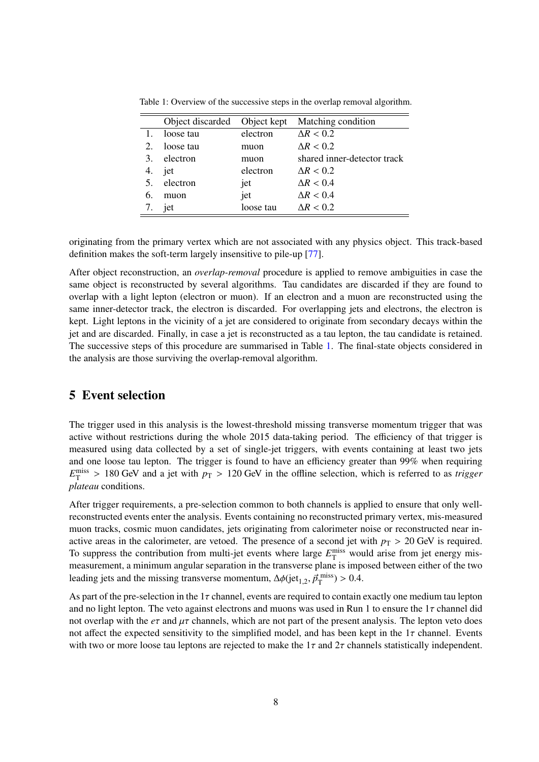Table 1: Overview of the successive steps in the overlap removal algorithm.

| | Object discarded | Object kept | Matching condition |
|---|---|---|---|
| 1. | loose tau | electron | $\Delta R < 0.2$ |
| 2. | loose tau | muon | $\Delta R < 0.2$ |
| 3. | electron | muon | shared inner-detector track |
| 4. | jet | electron | $\Delta R < 0.2$ |
| 5. | electron | jet | $\Delta R < 0.4$ |
| 6. | muon | jet | $\Delta R < 0.4$ |
| 7. | jet | loose tau | $\Delta R < 0.2$ |

originating from the primary vertex which are not associated with any physics object. This track-based definition makes the soft-term largely insensitive to pile-up [77].

After object reconstruction, an *overlap-removal* procedure is applied to remove ambiguities in case the same object is reconstructed by several algorithms. Tau candidates are discarded if they are found to overlap with a light lepton (electron or muon). If an electron and a muon are reconstructed using the same inner-detector track, the electron is discarded. For overlapping jets and electrons, the electron is kept. Light leptons in the vicinity of a jet are considered to originate from secondary decays within the jet and are discarded. Finally, in case a jet is reconstructed as a tau lepton, the tau candidate is retained. The successive steps of this procedure are summarised in Table 1. The final-state objects considered in the analysis are those surviving the overlap-removal algorithm.

## 5 Event selection

The trigger used in this analysis is the lowest-threshold missing transverse momentum trigger that was active without restrictions during the whole 2015 data-taking period. The efficiency of that trigger is measured using data collected by a set of single-jet triggers, with events containing at least two jets and one loose tau lepton. The trigger is found to have an efficiency greater than 99% when requiring $E_{\mathrm{T}}^{\mathrm{miss}} > 180$ GeV and a jet with $p_{\mathrm{T}} > 120$ GeV in the offline selection, which is referred to as *trigger plateau* conditions.

After trigger requirements, a pre-selection common to both channels is applied to ensure that only well-reconstructed events enter the analysis. Events containing no reconstructed primary vertex, mis-measured muon tracks, cosmic muon candidates, jets originating from calorimeter noise or reconstructed near inactive areas in the calorimeter, are vetoed. The presence of a second jet with $p_{\mathrm{T}} > 20$ GeV is required. To suppress the contribution from multi-jet events where large $E_{\mathrm{T}}^{\mathrm{miss}}$ would arise from jet energy mis-measurement, a minimum angular separation in the transverse plane is imposed between either of the two leading jets and the missing transverse momentum, $\Delta\phi(\mathrm{jet}_{1,2}, \vec{p}_{\mathrm{T}}^{\,\mathrm{miss}}) > 0.4$.

As part of the pre-selection in the $1\tau$ channel, events are required to contain exactly one medium tau lepton and no light lepton. The veto against electrons and muons was used in Run 1 to ensure the $1\tau$ channel did not overlap with the $e\tau$ and $\mu\tau$ channels, which are not part of the present analysis. The lepton veto does not affect the expected sensitivity to the simplified model, and has been kept in the $1\tau$ channel. Events with two or more loose tau leptons are rejected to make the $1\tau$ and $2\tau$ channels statistically independent.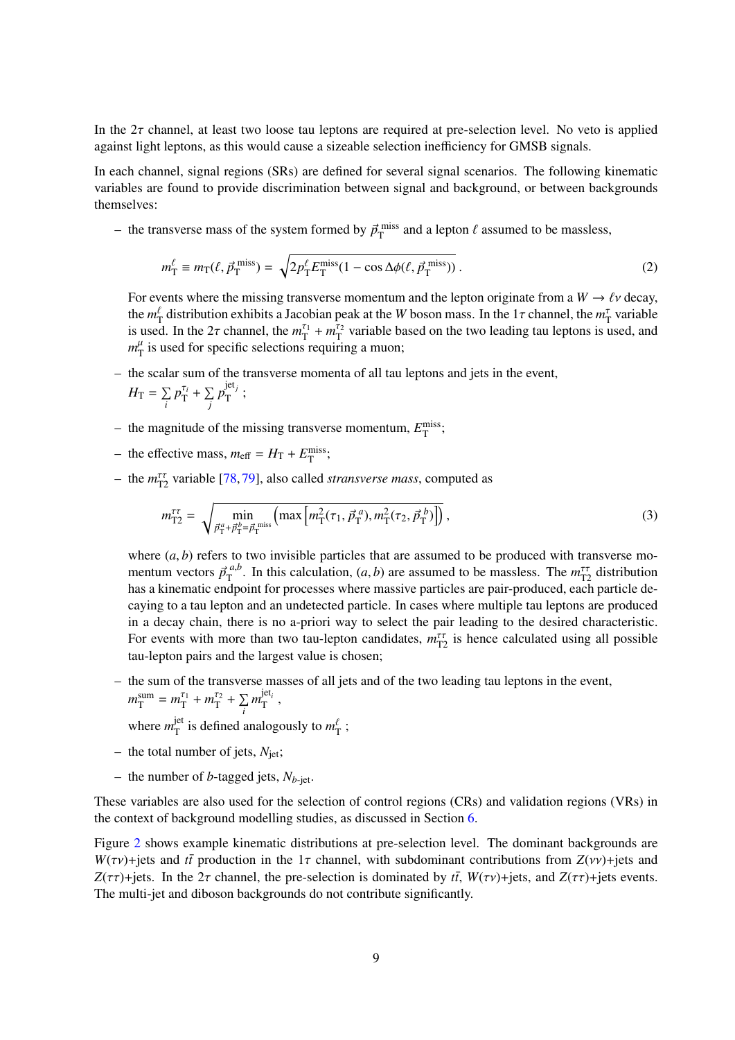In the $2\tau$ channel, at least two loose tau leptons are required at pre-selection level. No veto is applied against light leptons, as this would cause a sizeable selection inefficiency for GMSB signals.

In each channel, signal regions (SRs) are defined for several signal scenarios. The following kinematic variables are found to provide discrimination between signal and background, or between backgrounds themselves:

- the transverse mass of the system formed by $\vec{p}_{\mathrm{T}}^{\,\mathrm{miss}}$ and a lepton $\ell$ assumed to be massless,

$$m_{\mathrm{T}}^{\ell} \equiv m_{\mathrm{T}}(\ell, \vec{p}_{\mathrm{T}}^{\,\mathrm{miss}}) = \sqrt{2 p_{\mathrm{T}}^{\ell} E_{\mathrm{T}}^{\mathrm{miss}} (1 - \cos \Delta\phi(\ell, \vec{p}_{\mathrm{T}}^{\,\mathrm{miss}}))} \, . \tag{2}$$

  For events where the missing transverse momentum and the lepton originate from a $W \to \ell\nu$ decay, the $m_{\mathrm{T}}^{\ell}$ distribution exhibits a Jacobian peak at the $W$ boson mass. In the $1\tau$ channel, the $m_{\mathrm{T}}^{\tau}$ variable is used. In the $2\tau$ channel, the $m_{\mathrm{T}}^{\tau_1} + m_{\mathrm{T}}^{\tau_2}$ variable based on the two leading tau leptons is used, and $m_{\mathrm{T}}^{\mu}$ is used for specific selections requiring a muon;

- the scalar sum of the transverse momenta of all tau leptons and jets in the event, $H_{\mathrm{T}} = \sum_i p_{\mathrm{T}}^{\tau_i} + \sum_j p_{\mathrm{T}}^{\mathrm{jet}_j}$ ;

- the magnitude of the missing transverse momentum, $E_{\mathrm{T}}^{\mathrm{miss}}$;

- the effective mass, $m_{\mathrm{eff}} = H_{\mathrm{T}} + E_{\mathrm{T}}^{\mathrm{miss}}$;

- the $m_{\mathrm{T2}}^{\tau\tau}$ variable [78, 79], also called *stransverse mass*, computed as

$$m_{\mathrm{T2}}^{\tau\tau} = \sqrt{\min_{\vec{p}_{\mathrm{T}}^{\,a} + \vec{p}_{\mathrm{T}}^{\,b} = \vec{p}_{\mathrm{T}}^{\,\mathrm{miss}}} \left( \max \left[ m_{\mathrm{T}}^2(\tau_1, \vec{p}_{\mathrm{T}}^{\,a}), m_{\mathrm{T}}^2(\tau_2, \vec{p}_{\mathrm{T}}^{\,b}) \right] \right)} \, , \tag{3}$$

  where $(a, b)$ refers to two invisible particles that are assumed to be produced with transverse momentum vectors $\vec{p}_{\mathrm{T}}^{\,a,b}$. In this calculation, $(a, b)$ are assumed to be massless. The $m_{\mathrm{T2}}^{\tau\tau}$ distribution has a kinematic endpoint for processes where massive particles are pair-produced, each particle decaying to a tau lepton and an undetected particle. In cases where multiple tau leptons are produced in a decay chain, there is no a-priori way to select the pair leading to the desired characteristic. For events with more than two tau-lepton candidates, $m_{\mathrm{T2}}^{\tau\tau}$ is hence calculated using all possible tau-lepton pairs and the largest value is chosen;

- the sum of the transverse masses of all jets and of the two leading tau leptons in the event, $m_{\mathrm{T}}^{\mathrm{sum}} = m_{\mathrm{T}}^{\tau_1} + m_{\mathrm{T}}^{\tau_2} + \sum_i m_{\mathrm{T}}^{\mathrm{jet}_i}$ ,
  where $m_{\mathrm{T}}^{\mathrm{jet}}$ is defined analogously to $m_{\mathrm{T}}^{\ell}$ ;

- the total number of jets, $N_{\mathrm{jet}}$;

- the number of $b$-tagged jets, $N_{b\text{-jet}}$.

These variables are also used for the selection of control regions (CRs) and validation regions (VRs) in the context of background modelling studies, as discussed in Section 6.

Figure 2 shows example kinematic distributions at pre-selection level. The dominant backgrounds are $W(\tau\nu)$+jets and $t\bar{t}$ production in the $1\tau$ channel, with subdominant contributions from $Z(\nu\nu)$+jets and $Z(\tau\tau)$+jets. In the $2\tau$ channel, the pre-selection is dominated by $t\bar{t}$, $W(\tau\nu)$+jets, and $Z(\tau\tau)$+jets events. The multi-jet and diboson backgrounds do not contribute significantly.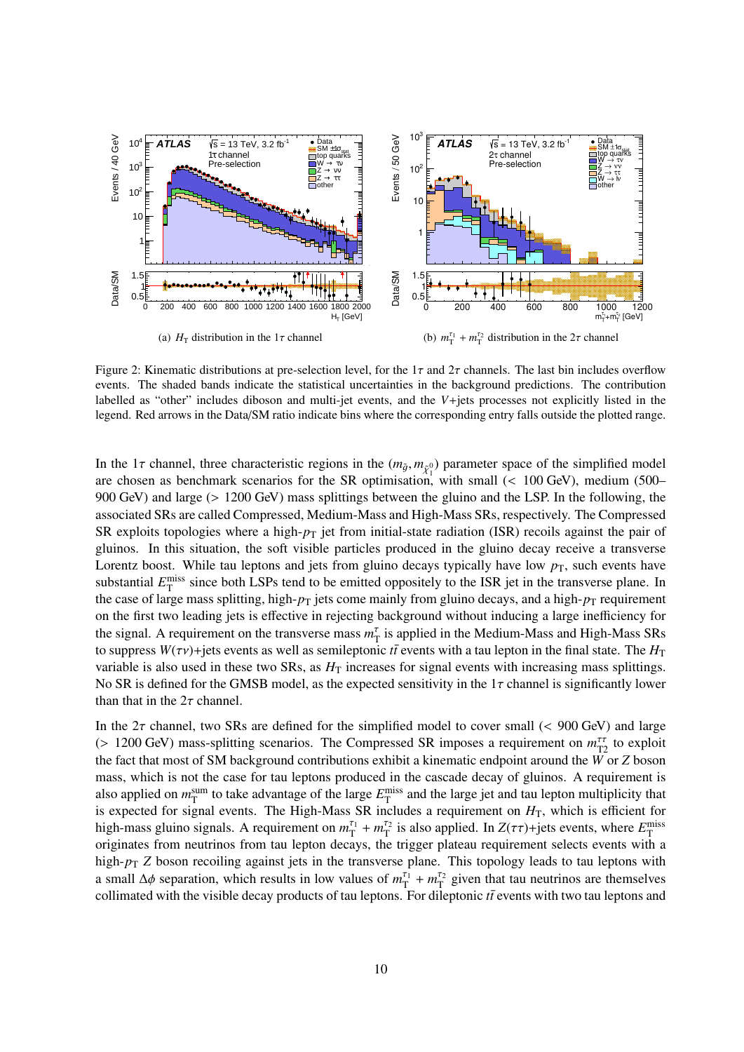(a) $H_\mathrm{T}$ distribution in the $1\tau$ channel

(b) $m_\mathrm{T}^{\tau_1} + m_\mathrm{T}^{\tau_2}$ distribution in the $2\tau$ channel

Figure 2: Kinematic distributions at pre-selection level, for the $1\tau$ and $2\tau$ channels. The last bin includes overflow events. The shaded bands indicate the statistical uncertainties in the background predictions. The contribution labelled as "other" includes diboson and multi-jet events, and the $V$+jets processes not explicitly listed in the legend. Red arrows in the Data/SM ratio indicate bins where the corresponding entry falls outside the plotted range.

In the $1\tau$ channel, three characteristic regions in the $(m_{\tilde{g}}, m_{\tilde{\chi}_1^0})$ parameter space of the simplified model are chosen as benchmark scenarios for the SR optimisation, with small ($<$ 100 GeV), medium (500–900 GeV) and large ($>$ 1200 GeV) mass splittings between the gluino and the LSP. In the following, the associated SRs are called Compressed, Medium-Mass and High-Mass SRs, respectively. The Compressed SR exploits topologies where a high-$p_\mathrm{T}$ jet from initial-state radiation (ISR) recoils against the pair of gluinos. In this situation, the soft visible particles produced in the gluino decay receive a transverse Lorentz boost. While tau leptons and jets from gluino decays typically have low $p_\mathrm{T}$, such events have substantial $E_\mathrm{T}^\mathrm{miss}$ since both LSPs tend to be emitted oppositely to the ISR jet in the transverse plane. In the case of large mass splitting, high-$p_\mathrm{T}$ jets come mainly from gluino decays, and a high-$p_\mathrm{T}$ requirement on the first two leading jets is effective in rejecting background without inducing a large inefficiency for the signal. A requirement on the transverse mass $m_\mathrm{T}^{\tau}$ is applied in the Medium-Mass and High-Mass SRs to suppress $W(\tau\nu)$+jets events as well as semileptonic $t\bar{t}$ events with a tau lepton in the final state. The $H_\mathrm{T}$ variable is also used in these two SRs, as $H_\mathrm{T}$ increases for signal events with increasing mass splittings. No SR is defined for the GMSB model, as the expected sensitivity in the $1\tau$ channel is significantly lower than that in the $2\tau$ channel.

In the $2\tau$ channel, two SRs are defined for the simplified model to cover small ($<$ 900 GeV) and large ($>$ 1200 GeV) mass-splitting scenarios. The Compressed SR imposes a requirement on $m_\mathrm{T2}^{\tau\tau}$ to exploit the fact that most of SM background contributions exhibit a kinematic endpoint around the $W$ or $Z$ boson mass, which is not the case for tau leptons produced in the cascade decay of gluinos. A requirement is also applied on $m_\mathrm{T}^\mathrm{sum}$ to take advantage of the large $E_\mathrm{T}^\mathrm{miss}$ and the large jet and tau lepton multiplicity that is expected for signal events. The High-Mass SR includes a requirement on $H_\mathrm{T}$, which is efficient for high-mass gluino signals. A requirement on $m_\mathrm{T}^{\tau_1} + m_\mathrm{T}^{\tau_2}$ is also applied. In $Z(\tau\tau)$+jets events, where $E_\mathrm{T}^\mathrm{miss}$ originates from neutrinos from tau lepton decays, the trigger plateau requirement selects events with a high-$p_\mathrm{T}$ $Z$ boson recoiling against jets in the transverse plane. This topology leads to tau leptons with a small $\Delta\phi$ separation, which results in low values of $m_\mathrm{T}^{\tau_1} + m_\mathrm{T}^{\tau_2}$ given that tau neutrinos are themselves collimated with the visible decay products of tau leptons. For dileptonic $t\bar{t}$ events with two tau leptons and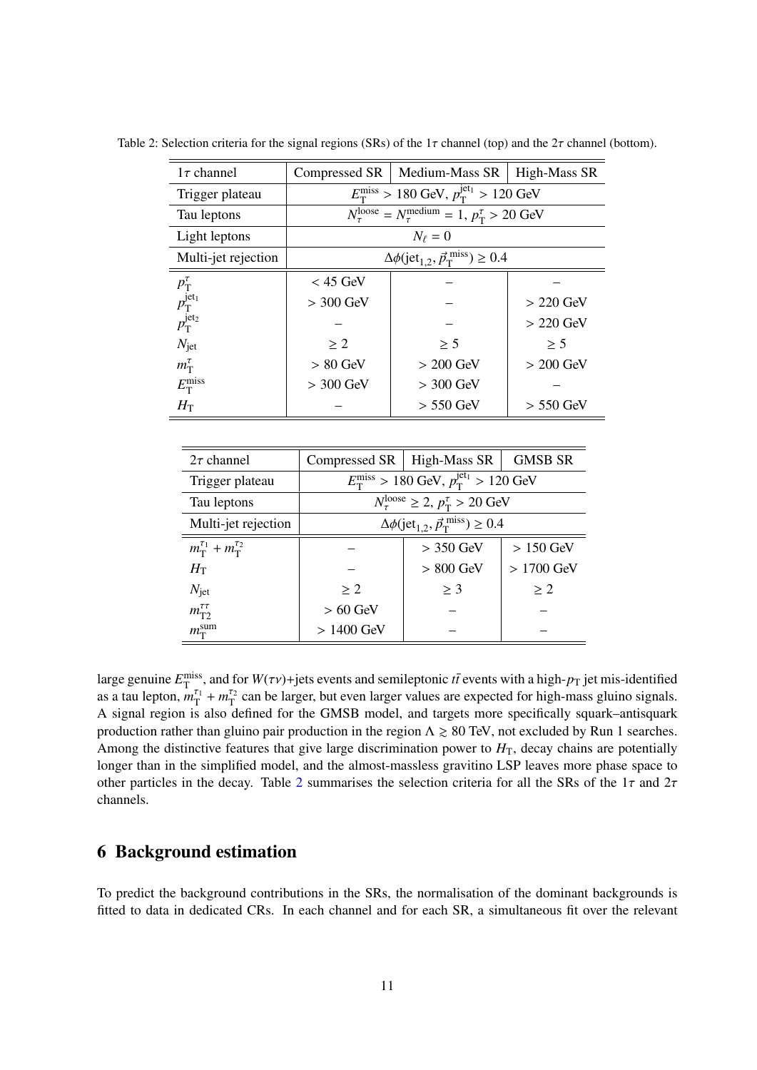Table 2: Selection criteria for the signal regions (SRs) of the $1\tau$ channel (top) and the $2\tau$ channel (bottom).

| $1\tau$ channel | Compressed SR | Medium-Mass SR | High-Mass SR |
|---|---|---|---|
| Trigger plateau | $E_{\mathrm{T}}^{\mathrm{miss}} > 180$ GeV, $p_{\mathrm{T}}^{\mathrm{jet}_1} > 120$ GeV | | |
| Tau leptons | $N_{\tau}^{\mathrm{loose}} = N_{\tau}^{\mathrm{medium}} = 1$, $p_{\mathrm{T}}^{\tau} > 20$ GeV | | |
| Light leptons | $N_{\ell} = 0$ | | |
| Multi-jet rejection | $\Delta\phi(\mathrm{jet}_{1,2}, \vec{p}_{\mathrm{T}}^{\mathrm{~miss}}) \geq 0.4$ | | |
| $p_{\mathrm{T}}^{\tau}$ | $< 45$ GeV | – | – |
| $p_{\mathrm{T}}^{\mathrm{jet}_1}$ | $> 300$ GeV | – | $> 220$ GeV |
| $p_{\mathrm{T}}^{\mathrm{jet}_2}$ | – | – | $> 220$ GeV |
| $N_{\mathrm{jet}}$ | $\geq 2$ | $\geq 5$ | $\geq 5$ |
| $m_{\mathrm{T}}^{\tau}$ | $> 80$ GeV | $> 200$ GeV | $> 200$ GeV |
| $E_{\mathrm{T}}^{\mathrm{miss}}$ | $> 300$ GeV | $> 300$ GeV | – |
| $H_{\mathrm{T}}$ | – | $> 550$ GeV | $> 550$ GeV |

| $2\tau$ channel | Compressed SR | High-Mass SR | GMSB SR |
|---|---|---|---|
| Trigger plateau | $E_{\mathrm{T}}^{\mathrm{miss}} > 180$ GeV, $p_{\mathrm{T}}^{\mathrm{jet}_1} > 120$ GeV | | |
| Tau leptons | $N_{\tau}^{\mathrm{loose}} \geq 2$, $p_{\mathrm{T}}^{\tau} > 20$ GeV | | |
| Multi-jet rejection | $\Delta\phi(\mathrm{jet}_{1,2}, \vec{p}_{\mathrm{T}}^{\mathrm{~miss}}) \geq 0.4$ | | |
| $m_{\mathrm{T}}^{\tau_1} + m_{\mathrm{T}}^{\tau_2}$ | – | $> 350$ GeV | $> 150$ GeV |
| $H_{\mathrm{T}}$ | – | $> 800$ GeV | $> 1700$ GeV |
| $N_{\mathrm{jet}}$ | $\geq 2$ | $\geq 3$ | $\geq 2$ |
| $m_{\mathrm{T2}}^{\tau\tau}$ | $> 60$ GeV | – | – |
| $m_{\mathrm{T}}^{\mathrm{sum}}$ | $> 1400$ GeV | – | – |

large genuine $E_{\mathrm{T}}^{\mathrm{miss}}$, and for $W(\tau\nu)$+jets events and semileptonic $t\bar{t}$ events with a high-$p_{\mathrm{T}}$ jet mis-identified as a tau lepton, $m_{\mathrm{T}}^{\tau_1} + m_{\mathrm{T}}^{\tau_2}$ can be larger, but even larger values are expected for high-mass gluino signals. A signal region is also defined for the GMSB model, and targets more specifically squark–antisquark production rather than gluino pair production in the region $\Lambda \gtrsim 80$ TeV, not excluded by Run 1 searches. Among the distinctive features that give large discrimination power to $H_{\mathrm{T}}$, decay chains are potentially longer than in the simplified model, and the almost-massless gravitino LSP leaves more phase space to other particles in the decay. Table 2 summarises the selection criteria for all the SRs of the $1\tau$ and $2\tau$ channels.

# 6 Background estimation

To predict the background contributions in the SRs, the normalisation of the dominant backgrounds is fitted to data in dedicated CRs. In each channel and for each SR, a simultaneous fit over the relevant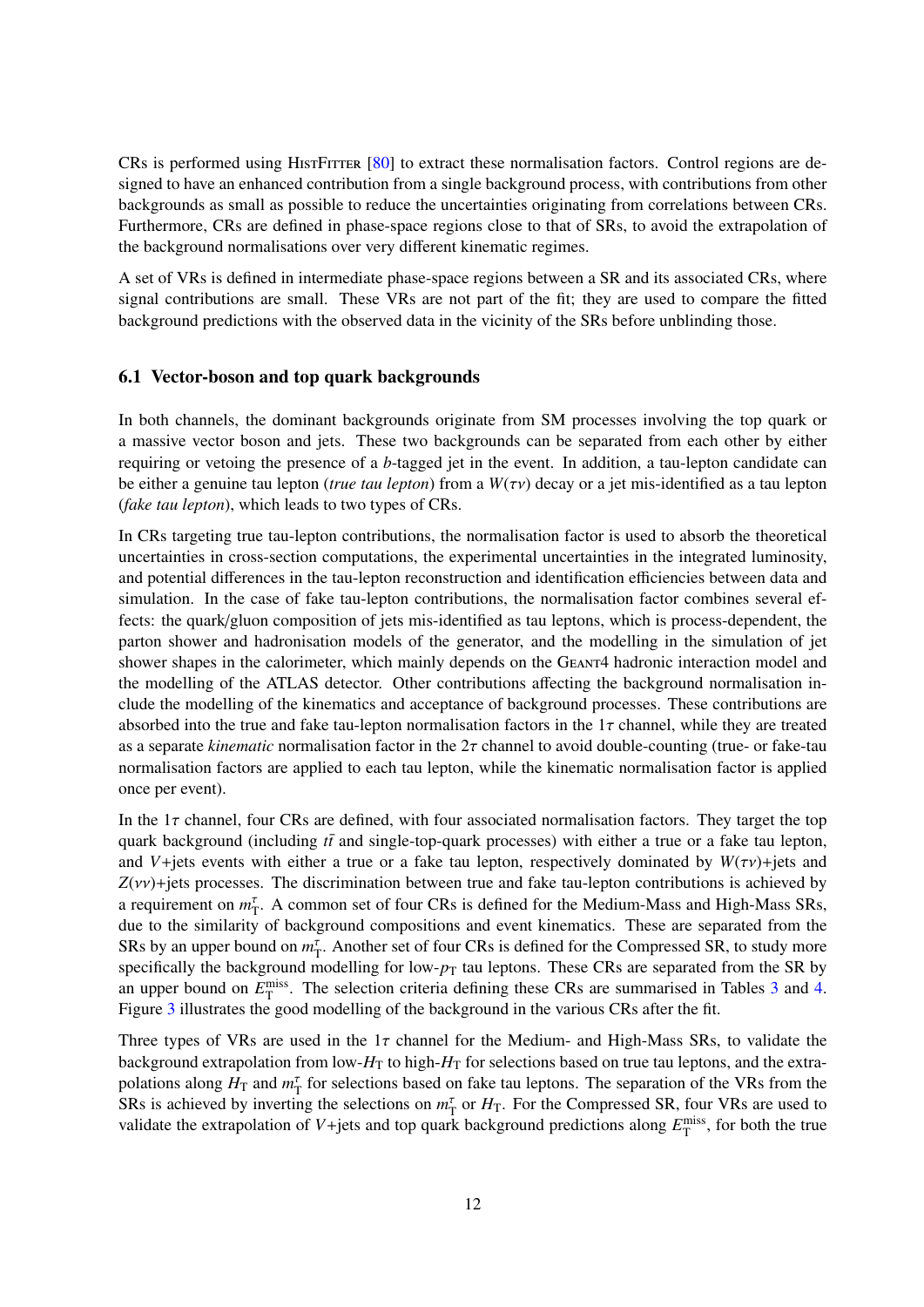CRs is performed using HistFitter [80] to extract these normalisation factors. Control regions are designed to have an enhanced contribution from a single background process, with contributions from other backgrounds as small as possible to reduce the uncertainties originating from correlations between CRs. Furthermore, CRs are defined in phase-space regions close to that of SRs, to avoid the extrapolation of the background normalisations over very different kinematic regimes.

A set of VRs is defined in intermediate phase-space regions between a SR and its associated CRs, where signal contributions are small. These VRs are not part of the fit; they are used to compare the fitted background predictions with the observed data in the vicinity of the SRs before unblinding those.

### 6.1 Vector-boson and top quark backgrounds

In both channels, the dominant backgrounds originate from SM processes involving the top quark or a massive vector boson and jets. These two backgrounds can be separated from each other by either requiring or vetoing the presence of a $b$-tagged jet in the event. In addition, a tau-lepton candidate can be either a genuine tau lepton (*true tau lepton*) from a $W(\tau\nu)$ decay or a jet mis-identified as a tau lepton (*fake tau lepton*), which leads to two types of CRs.

In CRs targeting true tau-lepton contributions, the normalisation factor is used to absorb the theoretical uncertainties in cross-section computations, the experimental uncertainties in the integrated luminosity, and potential differences in the tau-lepton reconstruction and identification efficiencies between data and simulation. In the case of fake tau-lepton contributions, the normalisation factor combines several effects: the quark/gluon composition of jets mis-identified as tau leptons, which is process-dependent, the parton shower and hadronisation models of the generator, and the modelling in the simulation of jet shower shapes in the calorimeter, which mainly depends on the Geant4 hadronic interaction model and the modelling of the ATLAS detector. Other contributions affecting the background normalisation include the modelling of the kinematics and acceptance of background processes. These contributions are absorbed into the true and fake tau-lepton normalisation factors in the $1\tau$ channel, while they are treated as a separate *kinematic* normalisation factor in the $2\tau$ channel to avoid double-counting (true- or fake-tau normalisation factors are applied to each tau lepton, while the kinematic normalisation factor is applied once per event).

In the $1\tau$ channel, four CRs are defined, with four associated normalisation factors. They target the top quark background (including $t\bar{t}$ and single-top-quark processes) with either a true or a fake tau lepton, and $V$+jets events with either a true or a fake tau lepton, respectively dominated by $W(\tau\nu)$+jets and $Z(\nu\nu)$+jets processes. The discrimination between true and fake tau-lepton contributions is achieved by a requirement on $m_{\mathrm{T}}^{\tau}$. A common set of four CRs is defined for the Medium-Mass and High-Mass SRs, due to the similarity of background compositions and event kinematics. These are separated from the SRs by an upper bound on $m_{\mathrm{T}}^{\tau}$. Another set of four CRs is defined for the Compressed SR, to study more specifically the background modelling for low-$p_{\mathrm{T}}$ tau leptons. These CRs are separated from the SR by an upper bound on $E_{\mathrm{T}}^{\mathrm{miss}}$. The selection criteria defining these CRs are summarised in Tables 3 and 4. Figure 3 illustrates the good modelling of the background in the various CRs after the fit.

Three types of VRs are used in the $1\tau$ channel for the Medium- and High-Mass SRs, to validate the background extrapolation from low-$H_{\mathrm{T}}$ to high-$H_{\mathrm{T}}$ for selections based on true tau leptons, and the extrapolations along $H_{\mathrm{T}}$ and $m_{\mathrm{T}}^{\tau}$ for selections based on fake tau leptons. The separation of the VRs from the SRs is achieved by inverting the selections on $m_{\mathrm{T}}^{\tau}$ or $H_{\mathrm{T}}$. For the Compressed SR, four VRs are used to validate the extrapolation of $V$+jets and top quark background predictions along $E_{\mathrm{T}}^{\mathrm{miss}}$, for both the true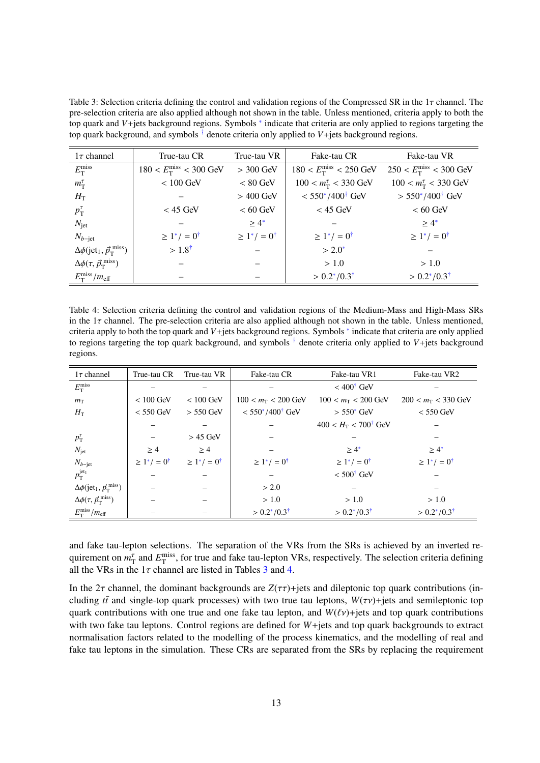Table 3: Selection criteria defining the control and validation regions of the Compressed SR in the $1\tau$ channel. The pre-selection criteria are also applied although not shown in the table. Unless mentioned, criteria apply to both the top quark and $V$+jets background regions. Symbols $^*$ indicate that criteria are only applied to regions targeting the top quark background, and symbols $^\dagger$ denote criteria only applied to $V$+jets background regions.

| $1\tau$ channel | True-tau CR | True-tau VR | Fake-tau CR | Fake-tau VR |
|---|---|---|---|---|
| $E_{\mathrm{T}}^{\mathrm{miss}}$ | $180 < E_{\mathrm{T}}^{\mathrm{miss}} < 300$ GeV | $> 300$ GeV | $180 < E_{\mathrm{T}}^{\mathrm{miss}} < 250$ GeV | $250 < E_{\mathrm{T}}^{\mathrm{miss}} < 300$ GeV |
| $m_{\mathrm{T}}^{\tau}$ | $< 100$ GeV | $< 80$ GeV | $100 < m_{\mathrm{T}}^{\tau} < 330$ GeV | $100 < m_{\mathrm{T}}^{\tau} < 330$ GeV |
| $H_{\mathrm{T}}$ | – | $> 400$ GeV | $< 550^*/400^\dagger$ GeV | $> 550^*/400^\dagger$ GeV |
| $p_{\mathrm{T}}^{\tau}$ | $< 45$ GeV | $< 60$ GeV | $< 45$ GeV | $< 60$ GeV |
| $N_{\mathrm{jet}}$ | – | $\geq 4^*$ | – | $\geq 4^*$ |
| $N_{b\text{-jet}}$ | $\geq 1^*/=0^\dagger$ | $\geq 1^*/=0^\dagger$ | $\geq 1^*/=0^\dagger$ | $\geq 1^*/=0^\dagger$ |
| $\Delta\phi(\mathrm{jet}_1, \vec{p}_{\mathrm{T}}^{\,\mathrm{miss}})$ | $> 1.8^\dagger$ | – | $> 2.0^*$ | – |
| $\Delta\phi(\tau, \vec{p}_{\mathrm{T}}^{\,\mathrm{miss}})$ | – | – | $> 1.0$ | $> 1.0$ |
| $E_{\mathrm{T}}^{\mathrm{miss}}/m_{\mathrm{eff}}$ | – | – | $> 0.2^*/0.3^\dagger$ | $> 0.2^*/0.3^\dagger$ |

Table 4: Selection criteria defining the control and validation regions of the Medium-Mass and High-Mass SRs in the $1\tau$ channel. The pre-selection criteria are also applied although not shown in the table. Unless mentioned, criteria apply to both the top quark and $V$+jets background regions. Symbols $^*$ indicate that criteria are only applied to regions targeting the top quark background, and symbols $^\dagger$ denote criteria only applied to $V$+jets background regions.

| $1\tau$ channel | True-tau CR | True-tau VR | Fake-tau CR | Fake-tau VR1 | Fake-tau VR2 |
|---|---|---|---|---|---|
| $E_{\mathrm{T}}^{\mathrm{miss}}$ | – | – | – | $< 400^\dagger$ GeV | – |
| $m_{\mathrm{T}}$ | $< 100$ GeV | $< 100$ GeV | $100 < m_{\mathrm{T}} < 200$ GeV | $100 < m_{\mathrm{T}} < 200$ GeV | $200 < m_{\mathrm{T}} < 330$ GeV |
| $H_{\mathrm{T}}$ | $< 550$ GeV | $> 550$ GeV | $< 550^*/400^\dagger$ GeV | $> 550^*$ GeV | $< 550$ GeV |
| | – | – | – | $400 < H_{\mathrm{T}} < 700^\dagger$ GeV | – |
| $p_{\mathrm{T}}^{\tau}$ | – | $> 45$ GeV | – | – | – |
| $N_{\mathrm{jet}}$ | $\geq 4$ | $\geq 4$ | – | $\geq 4^*$ | $\geq 4^*$ |
| $N_{b\text{-jet}}$ | $\geq 1^*/=0^\dagger$ | $\geq 1^*/=0^\dagger$ | $\geq 1^*/=0^\dagger$ | $\geq 1^*/=0^\dagger$ | $\geq 1^*/=0^\dagger$ |
| $p_{\mathrm{T}}^{\mathrm{jet}_1}$ | – | – | – | $< 500^\dagger$ GeV | – |
| $\Delta\phi(\mathrm{jet}_1, \vec{p}_{\mathrm{T}}^{\,\mathrm{miss}})$ | – | – | $> 2.0$ | – | – |
| $\Delta\phi(\tau, \vec{p}_{\mathrm{T}}^{\,\mathrm{miss}})$ | – | – | $> 1.0$ | $> 1.0$ | $> 1.0$ |
| $E_{\mathrm{T}}^{\mathrm{miss}}/m_{\mathrm{eff}}$ | – | – | $> 0.2^*/0.3^\dagger$ | $> 0.2^*/0.3^\dagger$ | $> 0.2^*/0.3^\dagger$ |

and fake tau-lepton selections. The separation of the VRs from the SRs is achieved by an inverted requirement on $m_{\mathrm{T}}^{\tau}$ and $E_{\mathrm{T}}^{\mathrm{miss}}$, for true and fake tau-lepton VRs, respectively. The selection criteria defining all the VRs in the $1\tau$ channel are listed in Tables 3 and 4.

In the $2\tau$ channel, the dominant backgrounds are $Z(\tau\tau)$+jets and dileptonic top quark contributions (including $t\bar{t}$ and single-top quark processes) with two true tau leptons, $W(\tau\nu)$+jets and semileptonic top quark contributions with one true and one fake tau lepton, and $W(\ell\nu)$+jets and top quark contributions with two fake tau leptons. Control regions are defined for $W$+jets and top quark backgrounds to extract normalisation factors related to the modelling of the process kinematics, and the modelling of real and fake tau leptons in the simulation. These CRs are separated from the SRs by replacing the requirement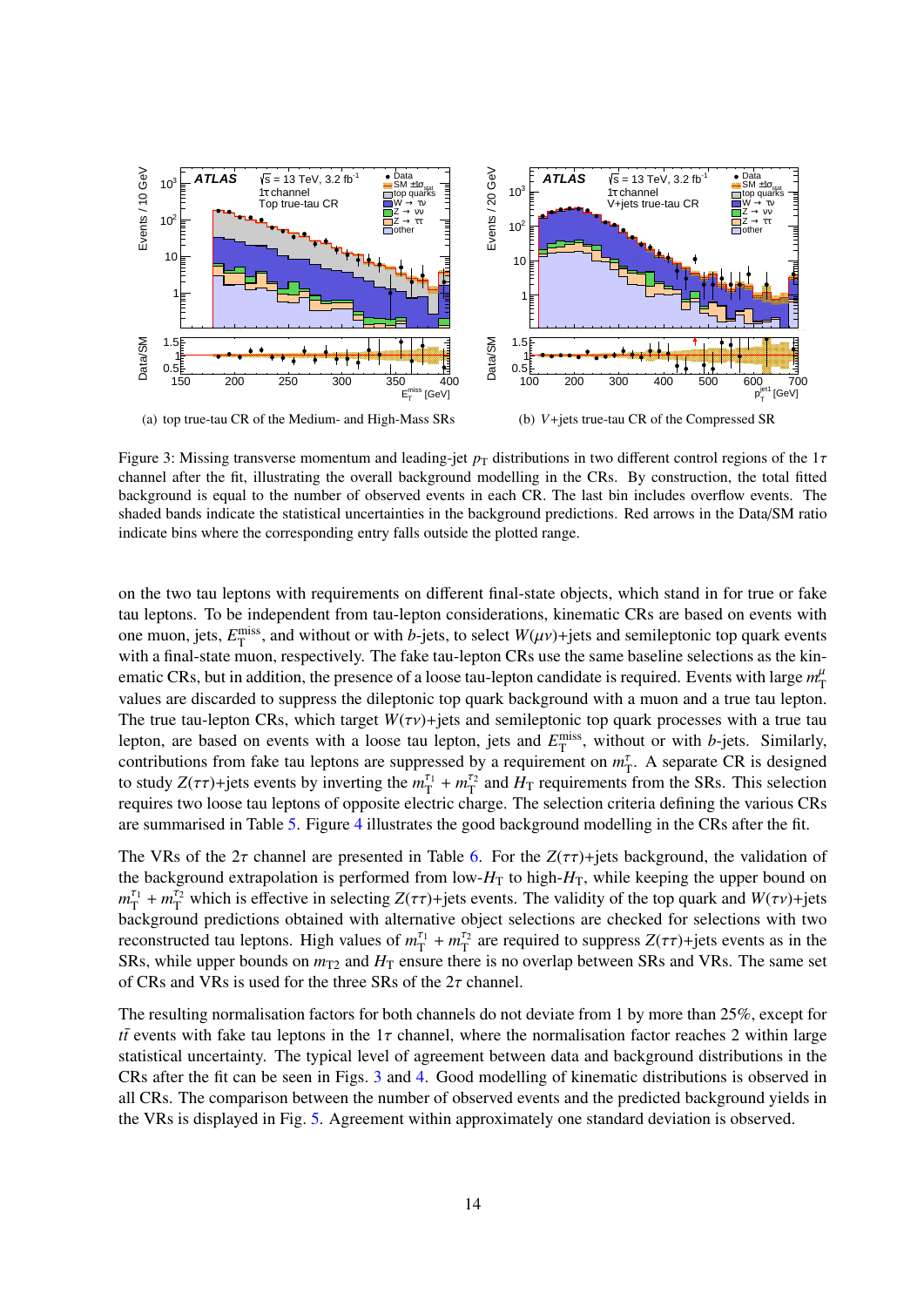(a) top true-tau CR of the Medium- and High-Mass SRs

(b) $V$+jets true-tau CR of the Compressed SR

Figure 3: Missing transverse momentum and leading-jet $p_{\mathrm{T}}$ distributions in two different control regions of the $1\tau$ channel after the fit, illustrating the overall background modelling in the CRs. By construction, the total fitted background is equal to the number of observed events in each CR. The last bin includes overflow events. The shaded bands indicate the statistical uncertainties in the background predictions. Red arrows in the Data/SM ratio indicate bins where the corresponding entry falls outside the plotted range.

on the two tau leptons with requirements on different final-state objects, which stand in for true or fake tau leptons. To be independent from tau-lepton considerations, kinematic CRs are based on events with one muon, jets, $E_{\mathrm{T}}^{\mathrm{miss}}$, and without or with $b$-jets, to select $W(\mu\nu)$+jets and semileptonic top quark events with a final-state muon, respectively. The fake tau-lepton CRs use the same baseline selections as the kinematic CRs, but in addition, the presence of a loose tau-lepton candidate is required. Events with large $m_{\mathrm{T}}^{\mu}$ values are discarded to suppress the dileptonic top quark background with a muon and a true tau lepton. The true tau-lepton CRs, which target $W(\tau\nu)$+jets and semileptonic top quark processes with a true tau lepton, are based on events with a loose tau lepton, jets and $E_{\mathrm{T}}^{\mathrm{miss}}$, without or with $b$-jets. Similarly, contributions from fake tau leptons are suppressed by a requirement on $m_{\mathrm{T}}^{\tau}$. A separate CR is designed to study $Z(\tau\tau)$+jets events by inverting the $m_{\mathrm{T}}^{\tau_1} + m_{\mathrm{T}}^{\tau_2}$ and $H_{\mathrm{T}}$ requirements from the SRs. This selection requires two loose tau leptons of opposite electric charge. The selection criteria defining the various CRs are summarised in Table 5. Figure 4 illustrates the good background modelling in the CRs after the fit.

The VRs of the $2\tau$ channel are presented in Table 6. For the $Z(\tau\tau)$+jets background, the validation of the background extrapolation is performed from low-$H_{\mathrm{T}}$ to high-$H_{\mathrm{T}}$, while keeping the upper bound on $m_{\mathrm{T}}^{\tau_1} + m_{\mathrm{T}}^{\tau_2}$ which is effective in selecting $Z(\tau\tau)$+jets events. The validity of the top quark and $W(\tau\nu)$+jets background predictions obtained with alternative object selections are checked for selections with two reconstructed tau leptons. High values of $m_{\mathrm{T}}^{\tau_1} + m_{\mathrm{T}}^{\tau_2}$ are required to suppress $Z(\tau\tau)$+jets events as in the SRs, while upper bounds on $m_{\mathrm{T2}}$ and $H_{\mathrm{T}}$ ensure there is no overlap between SRs and VRs. The same set of CRs and VRs is used for the three SRs of the $2\tau$ channel.

The resulting normalisation factors for both channels do not deviate from 1 by more than 25%, except for $t\bar{t}$ events with fake tau leptons in the $1\tau$ channel, where the normalisation factor reaches 2 within large statistical uncertainty. The typical level of agreement between data and background distributions in the CRs after the fit can be seen in Figs. 3 and 4. Good modelling of kinematic distributions is observed in all CRs. The comparison between the number of observed events and the predicted background yields in the VRs is displayed in Fig. 5. Agreement within approximately one standard deviation is observed.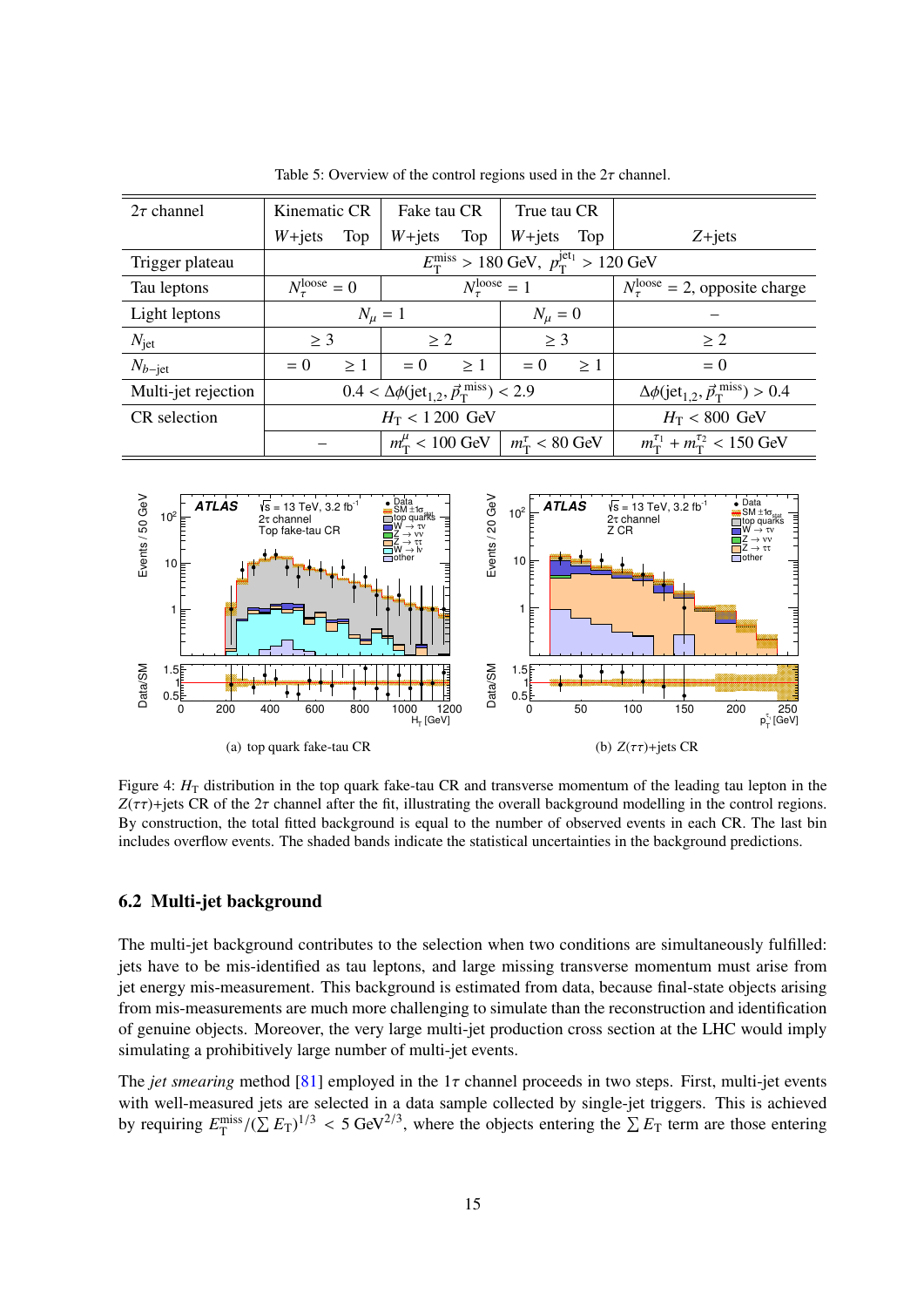Table 5: Overview of the control regions used in the $2\tau$ channel.

| $2\tau$ channel | Kinematic CR | | Fake tau CR | | True tau CR | | |
|---|---|---|---|---|---|---|---|
| | $W$+jets | Top | $W$+jets | Top | $W$+jets | Top | $Z$+jets |
| Trigger plateau | $E_{\mathrm{T}}^{\mathrm{miss}} > 180$ GeV, $p_{\mathrm{T}}^{\mathrm{jet}_1} > 120$ GeV | | | | | | |
| Tau leptons | $N_{\tau}^{\mathrm{loose}} = 0$ | | $N_{\tau}^{\mathrm{loose}} = 1$ | | | | $N_{\tau}^{\mathrm{loose}} = 2$, opposite charge |
| Light leptons | $N_{\mu} = 1$ | | | | $N_{\mu} = 0$ | | – |
| $N_{\mathrm{jet}}$ | $\geq 3$ | | $\geq 2$ | | $\geq 3$ | | $\geq 2$ |
| $N_{b\mathrm{-jet}}$ | $= 0$ | $\geq 1$ | $= 0$ | $\geq 1$ | $= 0$ | $\geq 1$ | $= 0$ |
| Multi-jet rejection | $0.4 < \Delta\phi(\mathrm{jet}_{1,2}, \vec{p}_{\mathrm{T}}^{\mathrm{miss}}) < 2.9$ | | | | | | $\Delta\phi(\mathrm{jet}_{1,2}, \vec{p}_{\mathrm{T}}^{\mathrm{miss}}) > 0.4$ |
| CR selection | $H_{\mathrm{T}} < 1\,200$ GeV | | | | | | $H_{\mathrm{T}} < 800$ GeV |
| | – | | $m_{\mathrm{T}}^{\mu} < 100$ GeV | | $m_{\mathrm{T}}^{\tau} < 80$ GeV | | $m_{\mathrm{T}}^{\tau_1} + m_{\mathrm{T}}^{\tau_2} < 150$ GeV |

(a) top quark fake-tau CR

(b) $Z(\tau\tau)$+jets CR

Figure 4: $H_{\mathrm{T}}$ distribution in the top quark fake-tau CR and transverse momentum of the leading tau lepton in the $Z(\tau\tau)$+jets CR of the $2\tau$ channel after the fit, illustrating the overall background modelling in the control regions. By construction, the total fitted background is equal to the number of observed events in each CR. The last bin includes overflow events. The shaded bands indicate the statistical uncertainties in the background predictions.

### 6.2 Multi-jet background

The multi-jet background contributes to the selection when two conditions are simultaneously fulfilled: jets have to be mis-identified as tau leptons, and large missing transverse momentum must arise from jet energy mis-measurement. This background is estimated from data, because final-state objects arising from mis-measurements are much more challenging to simulate than the reconstruction and identification of genuine objects. Moreover, the very large multi-jet production cross section at the LHC would imply simulating a prohibitively large number of multi-jet events.

The *jet smearing* method [81] employed in the $1\tau$ channel proceeds in two steps. First, multi-jet events with well-measured jets are selected in a data sample collected by single-jet triggers. This is achieved by requiring $E_{\mathrm{T}}^{\mathrm{miss}}/(\sum E_{\mathrm{T}})^{1/3} < 5\ \mathrm{GeV}^{2/3}$, where the objects entering the $\sum E_{\mathrm{T}}$ term are those entering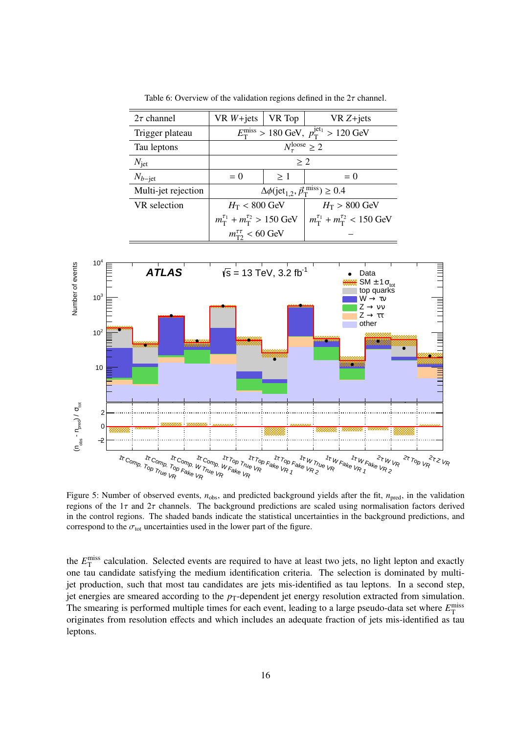Table 6: Overview of the validation regions defined in the $2\tau$ channel.

| $2\tau$ channel | VR $W$+jets | VR Top | VR $Z$+jets |
|---|---|---|---|
| Trigger plateau | $E_{\mathrm{T}}^{\mathrm{miss}} > 180$ GeV, $p_{\mathrm{T}}^{\mathrm{jet}_1} > 120$ GeV | | |
| Tau leptons | $N_{\tau}^{\mathrm{loose}} \geq 2$ | | |
| $N_{\mathrm{jet}}$ | $\geq 2$ | | |
| $N_{b\text{-jet}}$ | $= 0$ | $\geq 1$ | $= 0$ |
| Multi-jet rejection | $\Delta\phi(\mathrm{jet}_{1,2}, \vec{p}_{\mathrm{T}}^{\mathrm{miss}}) \geq 0.4$ | | |
| VR selection | $H_{\mathrm{T}} < 800$ GeV<br>$m_{\mathrm{T}}^{\tau_1} + m_{\mathrm{T}}^{\tau_2} > 150$ GeV<br>$m_{\mathrm{T2}}^{\tau\tau} < 60$ GeV | | $H_{\mathrm{T}} > 800$ GeV<br>$m_{\mathrm{T}}^{\tau_1} + m_{\mathrm{T}}^{\tau_2} < 150$ GeV<br>– |

Figure 5: Number of observed events, $n_{\mathrm{obs}}$, and predicted background yields after the fit, $n_{\mathrm{pred}}$, in the validation regions of the $1\tau$ and $2\tau$ channels. The background predictions are scaled using normalisation factors derived in the control regions. The shaded bands indicate the statistical uncertainties in the background predictions, and correspond to the $\sigma_{\mathrm{tot}}$ uncertainties used in the lower part of the figure.

the $E_{\mathrm{T}}^{\mathrm{miss}}$ calculation. Selected events are required to have at least two jets, no light lepton and exactly one tau candidate satisfying the medium identification criteria. The selection is dominated by multi-jet production, such that most tau candidates are jets mis-identified as tau leptons. In a second step, jet energies are smeared according to the $p_{\mathrm{T}}$-dependent jet energy resolution extracted from simulation. The smearing is performed multiple times for each event, leading to a large pseudo-data set where $E_{\mathrm{T}}^{\mathrm{miss}}$ originates from resolution effects and which includes an adequate fraction of jets mis-identified as tau leptons.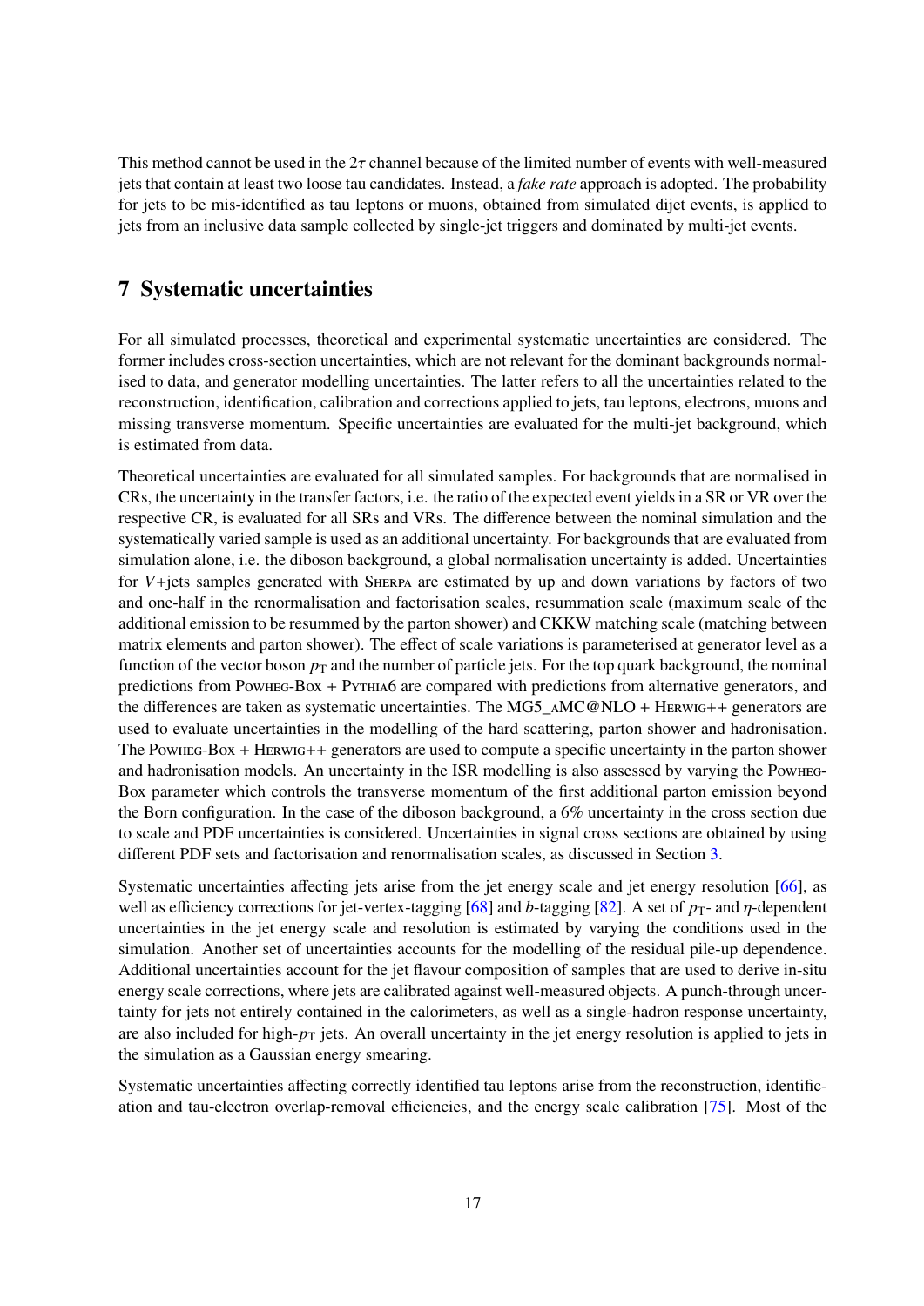This method cannot be used in the $2\tau$ channel because of the limited number of events with well-measured jets that contain at least two loose tau candidates. Instead, a *fake rate* approach is adopted. The probability for jets to be mis-identified as tau leptons or muons, obtained from simulated dijet events, is applied to jets from an inclusive data sample collected by single-jet triggers and dominated by multi-jet events.

## 7 Systematic uncertainties

For all simulated processes, theoretical and experimental systematic uncertainties are considered. The former includes cross-section uncertainties, which are not relevant for the dominant backgrounds normalised to data, and generator modelling uncertainties. The latter refers to all the uncertainties related to the reconstruction, identification, calibration and corrections applied to jets, tau leptons, electrons, muons and missing transverse momentum. Specific uncertainties are evaluated for the multi-jet background, which is estimated from data.

Theoretical uncertainties are evaluated for all simulated samples. For backgrounds that are normalised in CRs, the uncertainty in the transfer factors, i.e. the ratio of the expected event yields in a SR or VR over the respective CR, is evaluated for all SRs and VRs. The difference between the nominal simulation and the systematically varied sample is used as an additional uncertainty. For backgrounds that are evaluated from simulation alone, i.e. the diboson background, a global normalisation uncertainty is added. Uncertainties for $V$+jets samples generated with SHERPA are estimated by up and down variations by factors of two and one-half in the renormalisation and factorisation scales, resummation scale (maximum scale of the additional emission to be resummed by the parton shower) and CKKW matching scale (matching between matrix elements and parton shower). The effect of scale variations is parameterised at generator level as a function of the vector boson $p_{\mathrm{T}}$ and the number of particle jets. For the top quark background, the nominal predictions from POWHEG-Box + PYTHIA6 are compared with predictions from alternative generators, and the differences are taken as systematic uncertainties. The MG5_aMC@NLO + HERWIG++ generators are used to evaluate uncertainties in the modelling of the hard scattering, parton shower and hadronisation. The POWHEG-Box + HERWIG++ generators are used to compute a specific uncertainty in the parton shower and hadronisation models. An uncertainty in the ISR modelling is also assessed by varying the POWHEG-Box parameter which controls the transverse momentum of the first additional parton emission beyond the Born configuration. In the case of the diboson background, a 6% uncertainty in the cross section due to scale and PDF uncertainties is considered. Uncertainties in signal cross sections are obtained by using different PDF sets and factorisation and renormalisation scales, as discussed in Section 3.

Systematic uncertainties affecting jets arise from the jet energy scale and jet energy resolution [66], as well as efficiency corrections for jet-vertex-tagging [68] and $b$-tagging [82]. A set of $p_{\mathrm{T}}$- and $\eta$-dependent uncertainties in the jet energy scale and resolution is estimated by varying the conditions used in the simulation. Another set of uncertainties accounts for the modelling of the residual pile-up dependence. Additional uncertainties account for the jet flavour composition of samples that are used to derive in-situ energy scale corrections, where jets are calibrated against well-measured objects. A punch-through uncertainty for jets not entirely contained in the calorimeters, as well as a single-hadron response uncertainty, are also included for high-$p_{\mathrm{T}}$ jets. An overall uncertainty in the jet energy resolution is applied to jets in the simulation as a Gaussian energy smearing.

Systematic uncertainties affecting correctly identified tau leptons arise from the reconstruction, identification and tau-electron overlap-removal efficiencies, and the energy scale calibration [75]. Most of the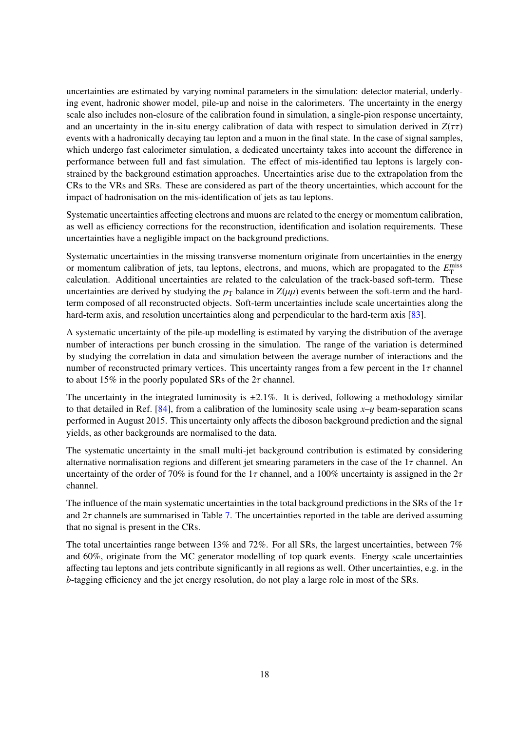uncertainties are estimated by varying nominal parameters in the simulation: detector material, underlying event, hadronic shower model, pile-up and noise in the calorimeters. The uncertainty in the energy scale also includes non-closure of the calibration found in simulation, a single-pion response uncertainty, and an uncertainty in the in-situ energy calibration of data with respect to simulation derived in $Z(\tau\tau)$ events with a hadronically decaying tau lepton and a muon in the final state. In the case of signal samples, which undergo fast calorimeter simulation, a dedicated uncertainty takes into account the difference in performance between full and fast simulation. The effect of mis-identified tau leptons is largely constrained by the background estimation approaches. Uncertainties arise due to the extrapolation from the CRs to the VRs and SRs. These are considered as part of the theory uncertainties, which account for the impact of hadronisation on the mis-identification of jets as tau leptons.

Systematic uncertainties affecting electrons and muons are related to the energy or momentum calibration, as well as efficiency corrections for the reconstruction, identification and isolation requirements. These uncertainties have a negligible impact on the background predictions.

Systematic uncertainties in the missing transverse momentum originate from uncertainties in the energy or momentum calibration of jets, tau leptons, electrons, and muons, which are propagated to the $E_{\mathrm{T}}^{\mathrm{miss}}$ calculation. Additional uncertainties are related to the calculation of the track-based soft-term. These uncertainties are derived by studying the $p_{\mathrm{T}}$ balance in $Z(\mu\mu)$ events between the soft-term and the hard-term composed of all reconstructed objects. Soft-term uncertainties include scale uncertainties along the hard-term axis, and resolution uncertainties along and perpendicular to the hard-term axis [83].

A systematic uncertainty of the pile-up modelling is estimated by varying the distribution of the average number of interactions per bunch crossing in the simulation. The range of the variation is determined by studying the correlation in data and simulation between the average number of interactions and the number of reconstructed primary vertices. This uncertainty ranges from a few percent in the $1\tau$ channel to about 15% in the poorly populated SRs of the $2\tau$ channel.

The uncertainty in the integrated luminosity is $\pm 2.1\%$. It is derived, following a methodology similar to that detailed in Ref. [84], from a calibration of the luminosity scale using $x$–$y$ beam-separation scans performed in August 2015. This uncertainty only affects the diboson background prediction and the signal yields, as other backgrounds are normalised to the data.

The systematic uncertainty in the small multi-jet background contribution is estimated by considering alternative normalisation regions and different jet smearing parameters in the case of the $1\tau$ channel. An uncertainty of the order of 70% is found for the $1\tau$ channel, and a 100% uncertainty is assigned in the $2\tau$ channel.

The influence of the main systematic uncertainties in the total background predictions in the SRs of the $1\tau$ and $2\tau$ channels are summarised in Table 7. The uncertainties reported in the table are derived assuming that no signal is present in the CRs.

The total uncertainties range between 13% and 72%. For all SRs, the largest uncertainties, between 7% and 60%, originate from the MC generator modelling of top quark events. Energy scale uncertainties affecting tau leptons and jets contribute significantly in all regions as well. Other uncertainties, e.g. in the $b$-tagging efficiency and the jet energy resolution, do not play a large role in most of the SRs.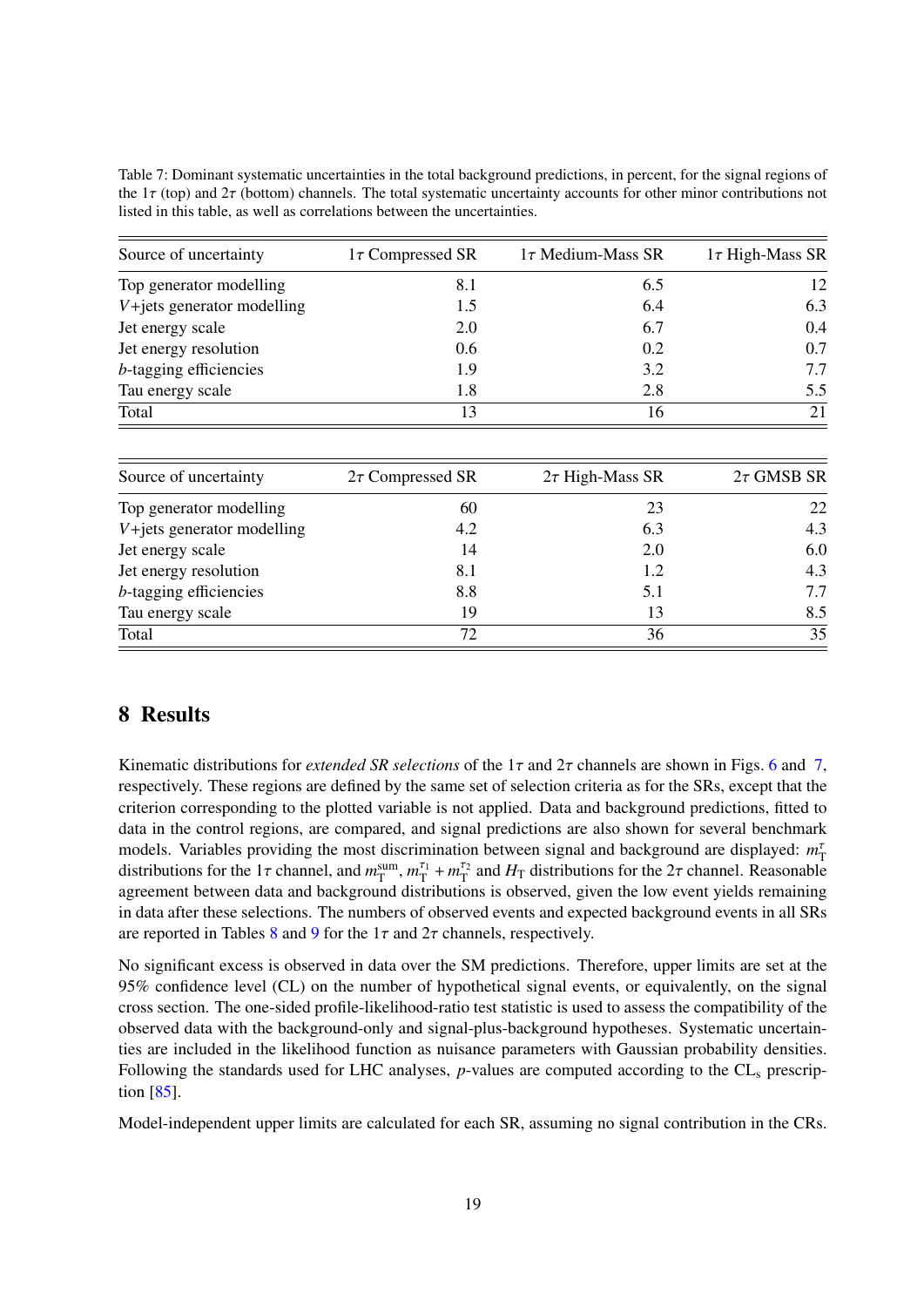Table 7: Dominant systematic uncertainties in the total background predictions, in percent, for the signal regions of the $1\tau$ (top) and $2\tau$ (bottom) channels. The total systematic uncertainty accounts for other minor contributions not listed in this table, as well as correlations between the uncertainties.

| Source of uncertainty | $1\tau$ Compressed SR | $1\tau$ Medium-Mass SR | $1\tau$ High-Mass SR |
|---|---|---|---|
| Top generator modelling | 8.1 | 6.5 | 12 |
| $V$+jets generator modelling | 1.5 | 6.4 | 6.3 |
| Jet energy scale | 2.0 | 6.7 | 0.4 |
| Jet energy resolution | 0.6 | 0.2 | 0.7 |
| $b$-tagging efficiencies | 1.9 | 3.2 | 7.7 |
| Tau energy scale | 1.8 | 2.8 | 5.5 |
| Total | 13 | 16 | 21 |

| Source of uncertainty | $2\tau$ Compressed SR | $2\tau$ High-Mass SR | $2\tau$ GMSB SR |
|---|---|---|---|
| Top generator modelling | 60 | 23 | 22 |
| $V$+jets generator modelling | 4.2 | 6.3 | 4.3 |
| Jet energy scale | 14 | 2.0 | 6.0 |
| Jet energy resolution | 8.1 | 1.2 | 4.3 |
| $b$-tagging efficiencies | 8.8 | 5.1 | 7.7 |
| Tau energy scale | 19 | 13 | 8.5 |
| Total | 72 | 36 | 35 |

## 8 Results

Kinematic distributions for *extended SR selections* of the $1\tau$ and $2\tau$ channels are shown in Figs. 6 and 7, respectively. These regions are defined by the same set of selection criteria as for the SRs, except that the criterion corresponding to the plotted variable is not applied. Data and background predictions, fitted to data in the control regions, are compared, and signal predictions are also shown for several benchmark models. Variables providing the most discrimination between signal and background are displayed: $m_{\mathrm{T}}^{\tau}$ distributions for the $1\tau$ channel, and $m_{\mathrm{T}}^{\mathrm{sum}}$, $m_{\mathrm{T}}^{\tau_1} + m_{\mathrm{T}}^{\tau_2}$ and $H_{\mathrm{T}}$ distributions for the $2\tau$ channel. Reasonable agreement between data and background distributions is observed, given the low event yields remaining in data after these selections. The numbers of observed events and expected background events in all SRs are reported in Tables 8 and 9 for the $1\tau$ and $2\tau$ channels, respectively.

No significant excess is observed in data over the SM predictions. Therefore, upper limits are set at the 95% confidence level (CL) on the number of hypothetical signal events, or equivalently, on the signal cross section. The one-sided profile-likelihood-ratio test statistic is used to assess the compatibility of the observed data with the background-only and signal-plus-background hypotheses. Systematic uncertainties are included in the likelihood function as nuisance parameters with Gaussian probability densities. Following the standards used for LHC analyses, $p$-values are computed according to the $\mathrm{CL_s}$ prescription [85].

Model-independent upper limits are calculated for each SR, assuming no signal contribution in the CRs.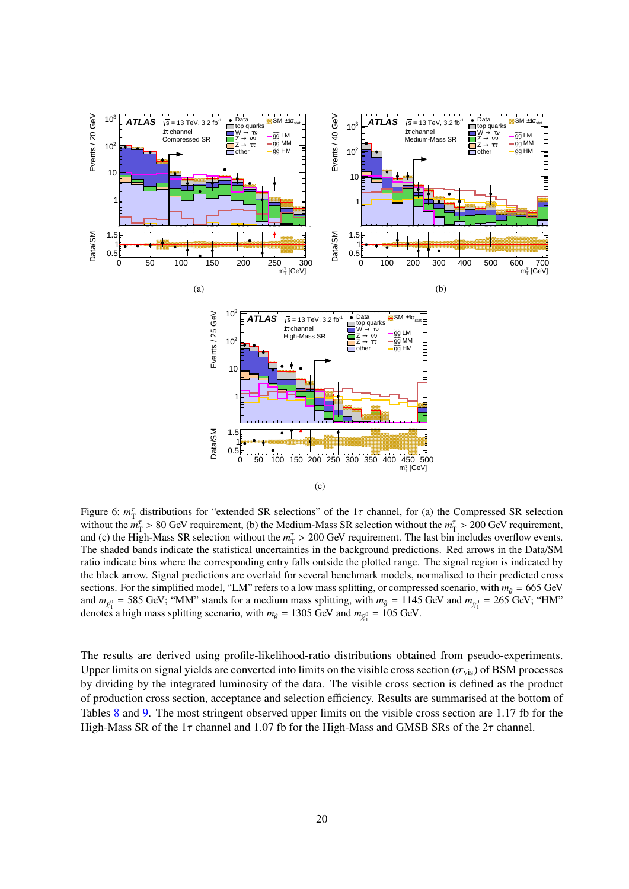(a)

(b)

(c)

Figure 6: $m_T^\tau$ distributions for "extended SR selections" of the $1\tau$ channel, for (a) the Compressed SR selection without the $m_T^\tau > 80$ GeV requirement, (b) the Medium-Mass SR selection without the $m_T^\tau > 200$ GeV requirement, and (c) the High-Mass SR selection without the $m_T^\tau > 200$ GeV requirement. The last bin includes overflow events. The shaded bands indicate the statistical uncertainties in the background predictions. Red arrows in the Data/SM ratio indicate bins where the corresponding entry falls outside the plotted range. The signal region is indicated by the black arrow. Signal predictions are overlaid for several benchmark models, normalised to their predicted cross sections. For the simplified model, "LM" refers to a low mass splitting, or compressed scenario, with $m_{\tilde{g}} = 665$ GeV and $m_{\tilde{\chi}_1^0} = 585$ GeV; "MM" stands for a medium mass splitting, with $m_{\tilde{g}} = 1145$ GeV and $m_{\tilde{\chi}_1^0} = 265$ GeV; "HM" denotes a high mass splitting scenario, with $m_{\tilde{g}} = 1305$ GeV and $m_{\tilde{\chi}_1^0} = 105$ GeV.

The results are derived using profile-likelihood-ratio distributions obtained from pseudo-experiments. Upper limits on signal yields are converted into limits on the visible cross section ($\sigma_{\text{vis}}$) of BSM processes by dividing by the integrated luminosity of the data. The visible cross section is defined as the product of production cross section, acceptance and selection efficiency. Results are summarised at the bottom of Tables 8 and 9. The most stringent observed upper limits on the visible cross section are 1.17 fb for the High-Mass SR of the $1\tau$ channel and 1.07 fb for the High-Mass and GMSB SRs of the $2\tau$ channel.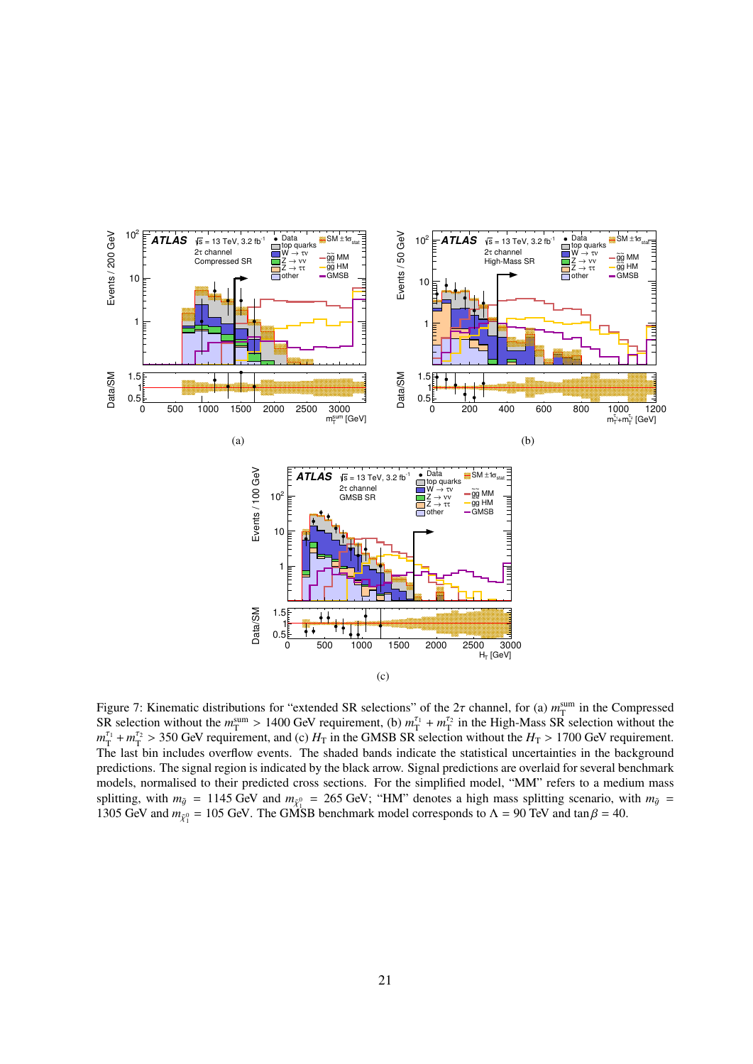(a)

(b)

(c)

Figure 7: Kinematic distributions for "extended SR selections" of the $2\tau$ channel, for (a) $m_{\mathrm{T}}^{\mathrm{sum}}$ in the Compressed SR selection without the $m_{\mathrm{T}}^{\mathrm{sum}} > 1400$ GeV requirement, (b) $m_{\mathrm{T}}^{\tau_1} + m_{\mathrm{T}}^{\tau_2}$ in the High-Mass SR selection without the $m_{\mathrm{T}}^{\tau_1} + m_{\mathrm{T}}^{\tau_2} > 350$ GeV requirement, and (c) $H_{\mathrm{T}}$ in the GMSB SR selection without the $H_{\mathrm{T}} > 1700$ GeV requirement. The last bin includes overflow events. The shaded bands indicate the statistical uncertainties in the background predictions. The signal region is indicated by the black arrow. Signal predictions are overlaid for several benchmark models, normalised to their predicted cross sections. For the simplified model, "MM" refers to a medium mass splitting, with $m_{\tilde{g}} = 1145$ GeV and $m_{\tilde{\chi}_1^0} = 265$ GeV; "HM" denotes a high mass splitting scenario, with $m_{\tilde{g}} = 1305$ GeV and $m_{\tilde{\chi}_1^0} = 105$ GeV. The GMSB benchmark model corresponds to $\Lambda = 90$ TeV and $\tan\beta = 40$.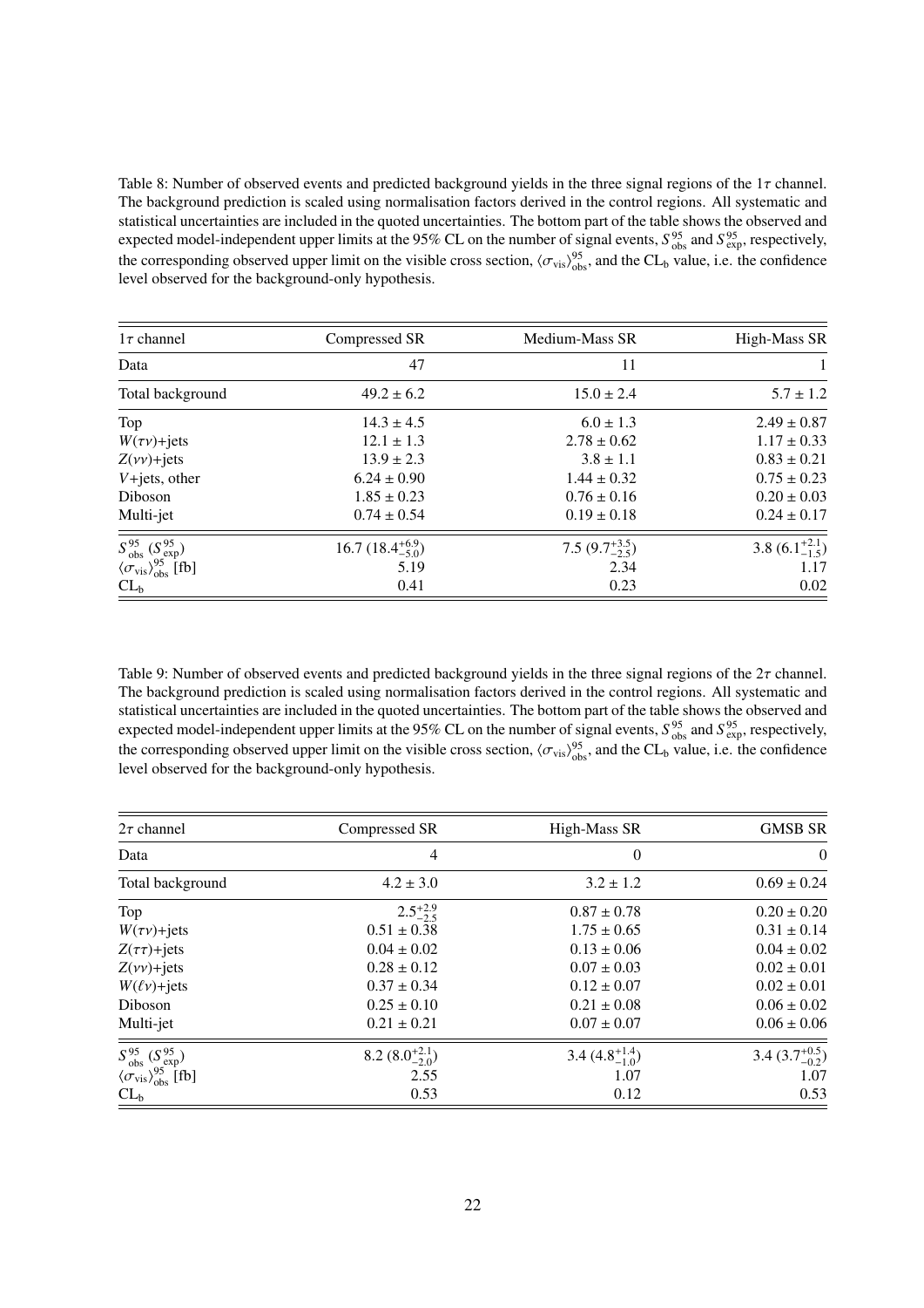Table 8: Number of observed events and predicted background yields in the three signal regions of the $1\tau$ channel. The background prediction is scaled using normalisation factors derived in the control regions. All systematic and statistical uncertainties are included in the quoted uncertainties. The bottom part of the table shows the observed and expected model-independent upper limits at the 95% CL on the number of signal events, $S^{95}_{\rm obs}$ and $S^{95}_{\rm exp}$, respectively, the corresponding observed upper limit on the visible cross section, $\langle\sigma_{\rm vis}\rangle^{95}_{\rm obs}$, and the $\rm CL_b$ value, i.e. the confidence level observed for the background-only hypothesis.

| $1\tau$ channel | Compressed SR | Medium-Mass SR | High-Mass SR |
|---|---|---|---|
| Data | 47 | 11 | 1 |
| Total background | $49.2 \pm 6.2$ | $15.0 \pm 2.4$ | $5.7 \pm 1.2$ |
| Top | $14.3 \pm 4.5$ | $6.0 \pm 1.3$ | $2.49 \pm 0.87$ |
| $W(\tau\nu)$+jets | $12.1 \pm 1.3$ | $2.78 \pm 0.62$ | $1.17 \pm 0.33$ |
| $Z(\nu\nu)$+jets | $13.9 \pm 2.3$ | $3.8 \pm 1.1$ | $0.83 \pm 0.21$ |
| $V$+jets, other | $6.24 \pm 0.90$ | $1.44 \pm 0.32$ | $0.75 \pm 0.23$ |
| Diboson | $1.85 \pm 0.23$ | $0.76 \pm 0.16$ | $0.20 \pm 0.03$ |
| Multi-jet | $0.74 \pm 0.54$ | $0.19 \pm 0.18$ | $0.24 \pm 0.17$ |
| $S^{95}_{\rm obs}$ ($S^{95}_{\rm exp}$) | $16.7$ ($18.4^{+6.9}_{-5.0}$) | $7.5$ ($9.7^{+3.5}_{-2.5}$) | $3.8$ ($6.1^{+2.1}_{-1.5}$) |
| $\langle\sigma_{\rm vis}\rangle^{95}_{\rm obs}$ [fb] | 5.19 | 2.34 | 1.17 |
| $\rm CL_b$ | 0.41 | 0.23 | 0.02 |

Table 9: Number of observed events and predicted background yields in the three signal regions of the $2\tau$ channel. The background prediction is scaled using normalisation factors derived in the control regions. All systematic and statistical uncertainties are included in the quoted uncertainties. The bottom part of the table shows the observed and expected model-independent upper limits at the 95% CL on the number of signal events, $S^{95}_{\rm obs}$ and $S^{95}_{\rm exp}$, respectively, the corresponding observed upper limit on the visible cross section, $\langle\sigma_{\rm vis}\rangle^{95}_{\rm obs}$, and the $\rm CL_b$ value, i.e. the confidence level observed for the background-only hypothesis.

| $2\tau$ channel | Compressed SR | High-Mass SR | GMSB SR |
|---|---|---|---|
| Data | 4 | 0 | 0 |
| Total background | $4.2 \pm 3.0$ | $3.2 \pm 1.2$ | $0.69 \pm 0.24$ |
| Top | $2.5^{+2.9}_{-2.5}$ | $0.87 \pm 0.78$ | $0.20 \pm 0.20$ |
| $W(\tau\nu)$+jets | $0.51 \pm 0.38$ | $1.75 \pm 0.65$ | $0.31 \pm 0.14$ |
| $Z(\tau\tau)$+jets | $0.04 \pm 0.02$ | $0.13 \pm 0.06$ | $0.04 \pm 0.02$ |
| $Z(\nu\nu)$+jets | $0.28 \pm 0.12$ | $0.07 \pm 0.03$ | $0.02 \pm 0.01$ |
| $W(\ell\nu)$+jets | $0.37 \pm 0.34$ | $0.12 \pm 0.07$ | $0.02 \pm 0.01$ |
| Diboson | $0.25 \pm 0.10$ | $0.21 \pm 0.08$ | $0.06 \pm 0.02$ |
| Multi-jet | $0.21 \pm 0.21$ | $0.07 \pm 0.07$ | $0.06 \pm 0.06$ |
| $S^{95}_{\rm obs}$ ($S^{95}_{\rm exp}$) | $8.2$ ($8.0^{+2.1}_{-2.0}$) | $3.4$ ($4.8^{+1.4}_{-1.0}$) | $3.4$ ($3.7^{+0.5}_{-0.2}$) |
| $\langle\sigma_{\rm vis}\rangle^{95}_{\rm obs}$ [fb] | 2.55 | 1.07 | 1.07 |
| $\rm CL_b$ | 0.53 | 0.12 | 0.53 |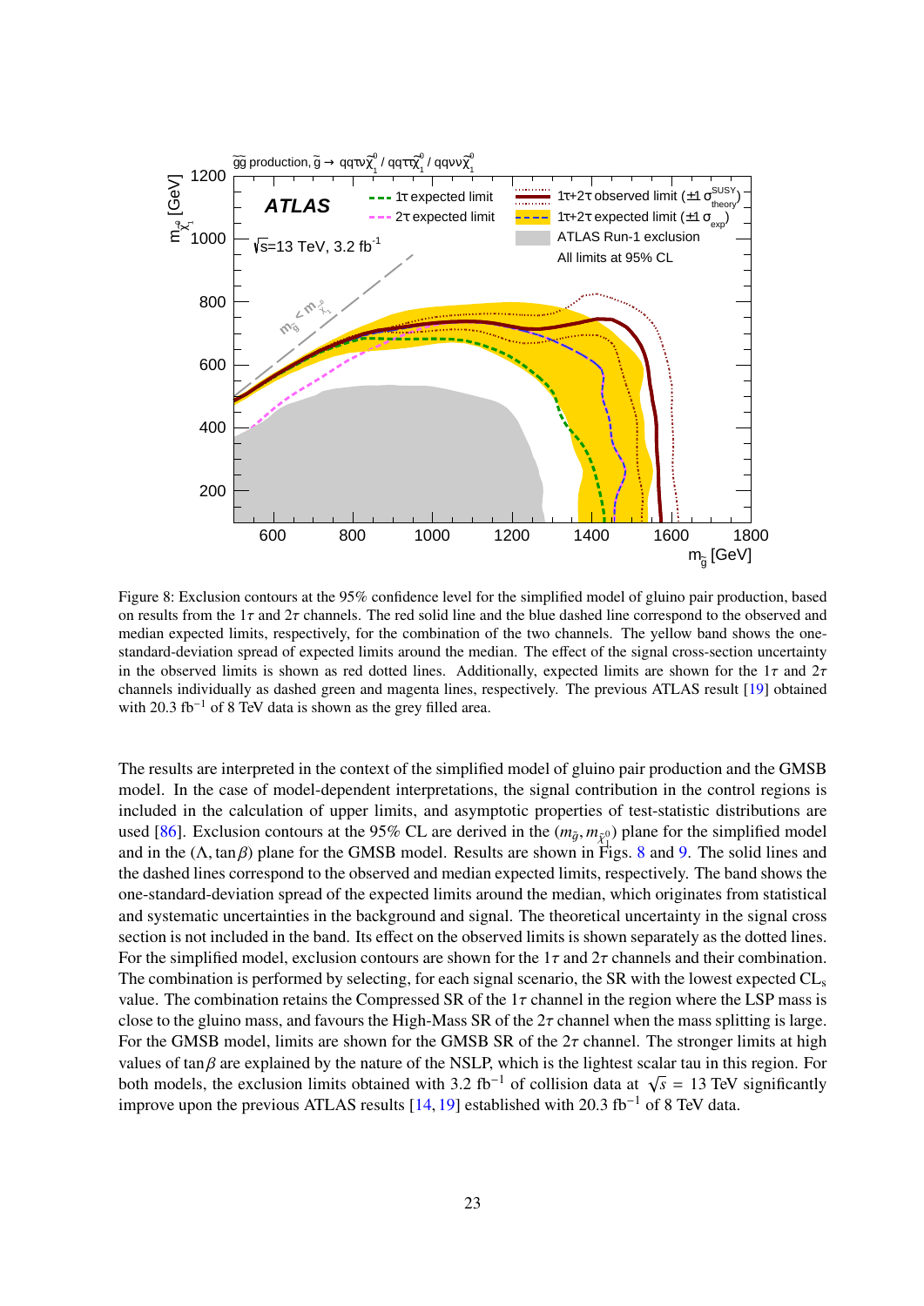Figure 8: Exclusion contours at the 95% confidence level for the simplified model of gluino pair production, based on results from the $1\tau$ and $2\tau$ channels. The red solid line and the blue dashed line correspond to the observed and median expected limits, respectively, for the combination of the two channels. The yellow band shows the one-standard-deviation spread of expected limits around the median. The effect of the signal cross-section uncertainty in the observed limits is shown as red dotted lines. Additionally, expected limits are shown for the $1\tau$ and $2\tau$ channels individually as dashed green and magenta lines, respectively. The previous ATLAS result [19] obtained with 20.3 fb$^{-1}$ of 8 TeV data is shown as the grey filled area.

The results are interpreted in the context of the simplified model of gluino pair production and the GMSB model. In the case of model-dependent interpretations, the signal contribution in the control regions is included in the calculation of upper limits, and asymptotic properties of test-statistic distributions are used [86]. Exclusion contours at the 95% CL are derived in the $(m_{\tilde{g}}, m_{\tilde{\chi}_1^0})$ plane for the simplified model and in the $(\Lambda, \tan\beta)$ plane for the GMSB model. Results are shown in Figs. 8 and 9. The solid lines and the dashed lines correspond to the observed and median expected limits, respectively. The band shows the one-standard-deviation spread of the expected limits around the median, which originates from statistical and systematic uncertainties in the background and signal. The theoretical uncertainty in the signal cross section is not included in the band. Its effect on the observed limits is shown separately as the dotted lines. For the simplified model, exclusion contours are shown for the $1\tau$ and $2\tau$ channels and their combination. The combination is performed by selecting, for each signal scenario, the SR with the lowest expected CL$_s$ value. The combination retains the Compressed SR of the $1\tau$ channel in the region where the LSP mass is close to the gluino mass, and favours the High-Mass SR of the $2\tau$ channel when the mass splitting is large. For the GMSB model, limits are shown for the GMSB SR of the $2\tau$ channel. The stronger limits at high values of $\tan\beta$ are explained by the nature of the NSLP, which is the lightest scalar tau in this region. For both models, the exclusion limits obtained with 3.2 fb$^{-1}$ of collision data at $\sqrt{s}$ = 13 TeV significantly improve upon the previous ATLAS results [14, 19] established with 20.3 fb$^{-1}$ of 8 TeV data.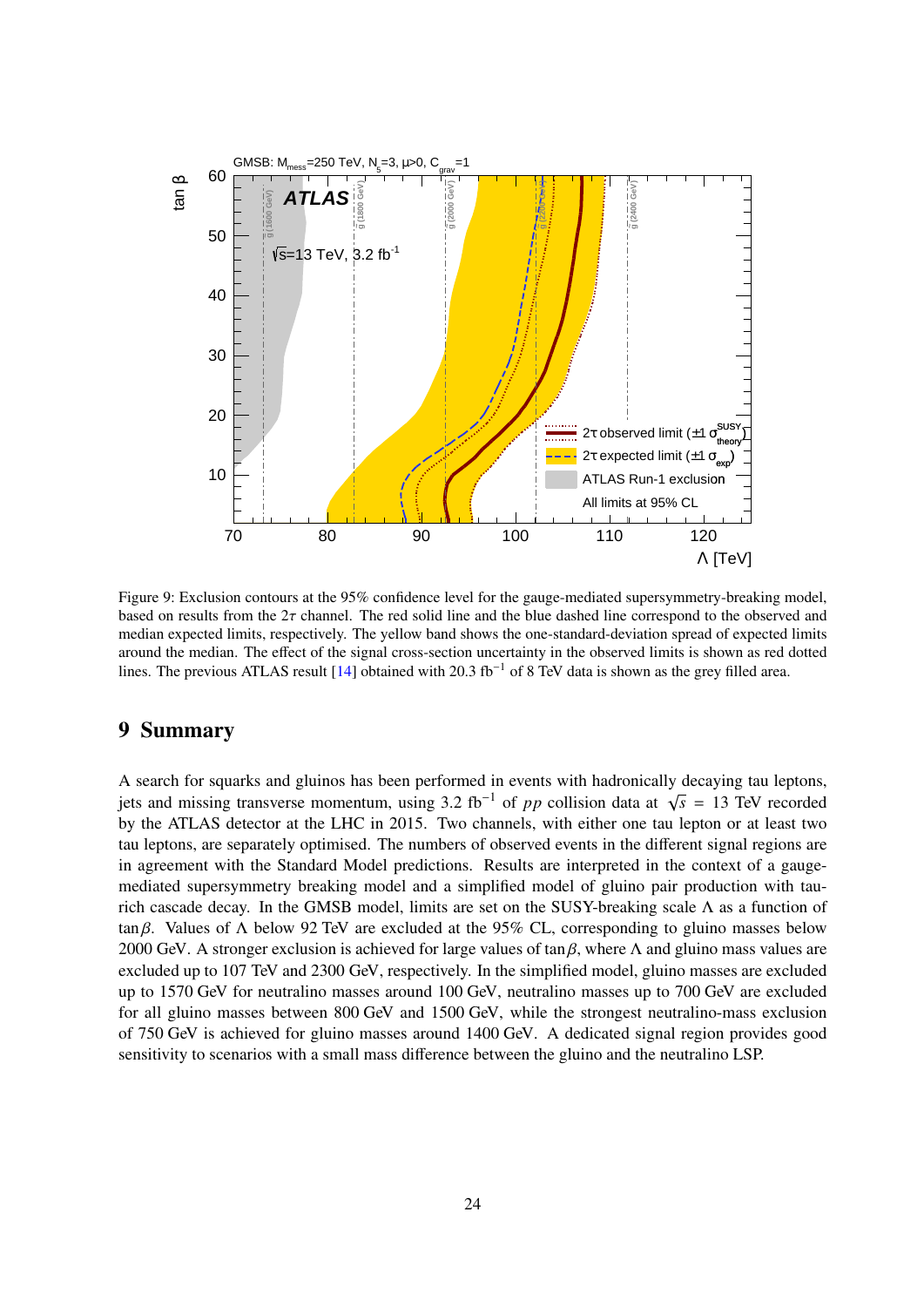Figure 9: Exclusion contours at the 95% confidence level for the gauge-mediated supersymmetry-breaking model, based on results from the $2\tau$ channel. The red solid line and the blue dashed line correspond to the observed and median expected limits, respectively. The yellow band shows the one-standard-deviation spread of expected limits around the median. The effect of the signal cross-section uncertainty in the observed limits is shown as red dotted lines. The previous ATLAS result [14] obtained with 20.3 fb$^{-1}$ of 8 TeV data is shown as the grey filled area.

## 9 Summary

A search for squarks and gluinos has been performed in events with hadronically decaying tau leptons, jets and missing transverse momentum, using 3.2 fb$^{-1}$ of $pp$ collision data at $\sqrt{s}$ = 13 TeV recorded by the ATLAS detector at the LHC in 2015. Two channels, with either one tau lepton or at least two tau leptons, are separately optimised. The numbers of observed events in the different signal regions are in agreement with the Standard Model predictions. Results are interpreted in the context of a gauge-mediated supersymmetry breaking model and a simplified model of gluino pair production with tau-rich cascade decay. In the GMSB model, limits are set on the SUSY-breaking scale $\Lambda$ as a function of $\tan\beta$. Values of $\Lambda$ below 92 TeV are excluded at the 95% CL, corresponding to gluino masses below 2000 GeV. A stronger exclusion is achieved for large values of $\tan\beta$, where $\Lambda$ and gluino mass values are excluded up to 107 TeV and 2300 GeV, respectively. In the simplified model, gluino masses are excluded up to 1570 GeV for neutralino masses around 100 GeV, neutralino masses up to 700 GeV are excluded for all gluino masses between 800 GeV and 1500 GeV, while the strongest neutralino-mass exclusion of 750 GeV is achieved for gluino masses around 1400 GeV. A dedicated signal region provides good sensitivity to scenarios with a small mass difference between the gluino and the neutralino LSP.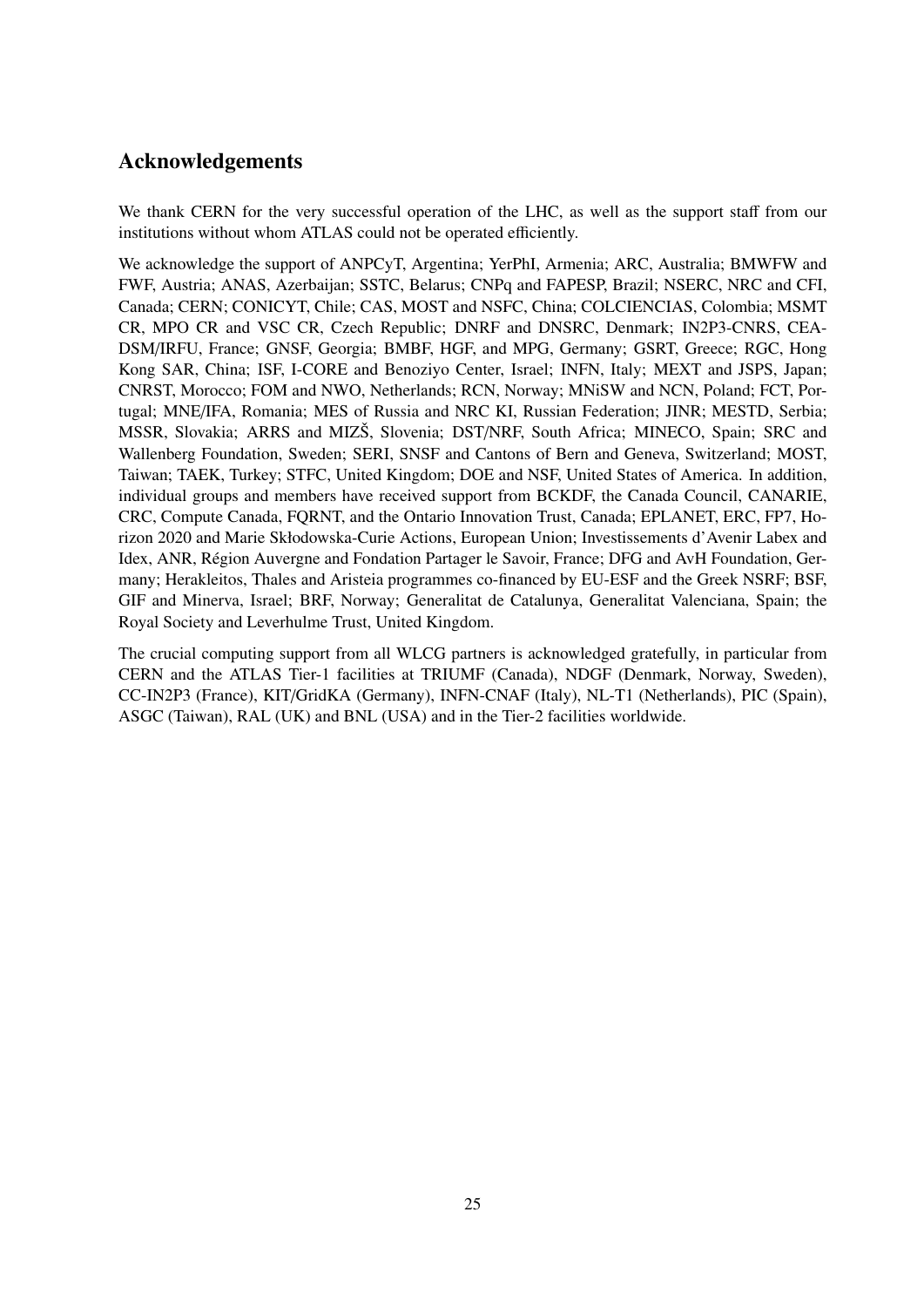## Acknowledgements

We thank CERN for the very successful operation of the LHC, as well as the support staff from our institutions without whom ATLAS could not be operated efficiently.

We acknowledge the support of ANPCyT, Argentina; YerPhI, Armenia; ARC, Australia; BMWFW and FWF, Austria; ANAS, Azerbaijan; SSTC, Belarus; CNPq and FAPESP, Brazil; NSERC, NRC and CFI, Canada; CERN; CONICYT, Chile; CAS, MOST and NSFC, China; COLCIENCIAS, Colombia; MSMT CR, MPO CR and VSC CR, Czech Republic; DNRF and DNSRC, Denmark; IN2P3-CNRS, CEA-DSM/IRFU, France; GNSF, Georgia; BMBF, HGF, and MPG, Germany; GSRT, Greece; RGC, Hong Kong SAR, China; ISF, I-CORE and Benoziyo Center, Israel; INFN, Italy; MEXT and JSPS, Japan; CNRST, Morocco; FOM and NWO, Netherlands; RCN, Norway; MNiSW and NCN, Poland; FCT, Portugal; MNE/IFA, Romania; MES of Russia and NRC KI, Russian Federation; JINR; MESTD, Serbia; MSSR, Slovakia; ARRS and MIZŠ, Slovenia; DST/NRF, South Africa; MINECO, Spain; SRC and Wallenberg Foundation, Sweden; SERI, SNSF and Cantons of Bern and Geneva, Switzerland; MOST, Taiwan; TAEK, Turkey; STFC, United Kingdom; DOE and NSF, United States of America. In addition, individual groups and members have received support from BCKDF, the Canada Council, CANARIE, CRC, Compute Canada, FQRNT, and the Ontario Innovation Trust, Canada; EPLANET, ERC, FP7, Horizon 2020 and Marie Skłodowska-Curie Actions, European Union; Investissements d'Avenir Labex and Idex, ANR, Région Auvergne and Fondation Partager le Savoir, France; DFG and AvH Foundation, Germany; Herakleitos, Thales and Aristeia programmes co-financed by EU-ESF and the Greek NSRF; BSF, GIF and Minerva, Israel; BRF, Norway; Generalitat de Catalunya, Generalitat Valenciana, Spain; the Royal Society and Leverhulme Trust, United Kingdom.

The crucial computing support from all WLCG partners is acknowledged gratefully, in particular from CERN and the ATLAS Tier-1 facilities at TRIUMF (Canada), NDGF (Denmark, Norway, Sweden), CC-IN2P3 (France), KIT/GridKA (Germany), INFN-CNAF (Italy), NL-T1 (Netherlands), PIC (Spain), ASGC (Taiwan), RAL (UK) and BNL (USA) and in the Tier-2 facilities worldwide.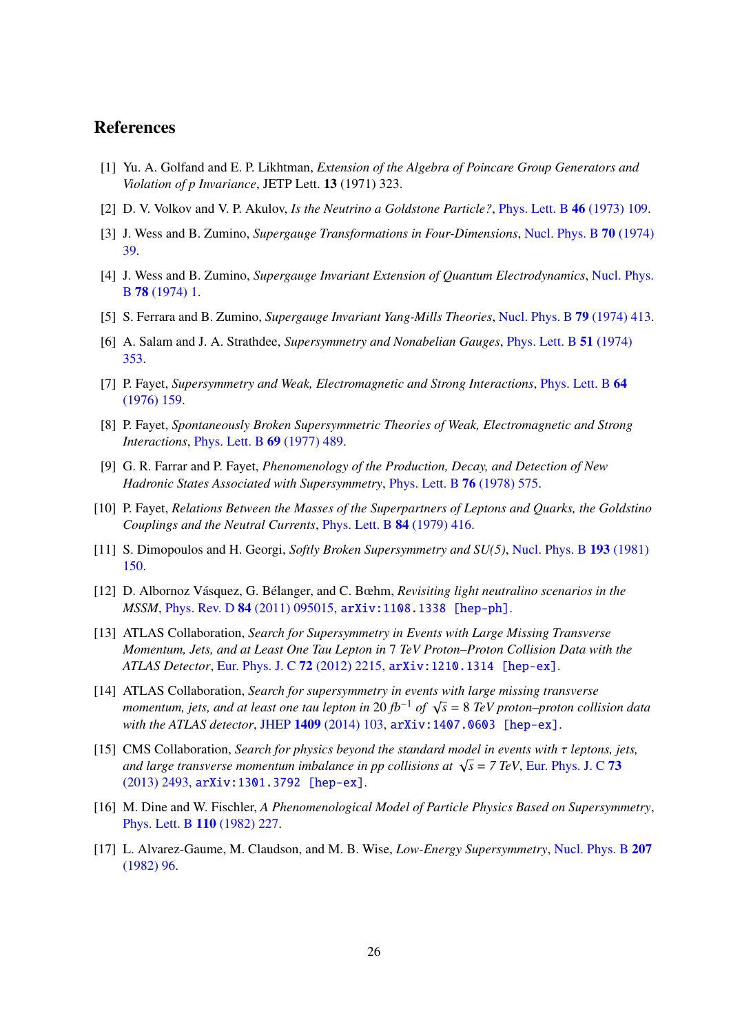## References

[1] Yu. A. Golfand and E. P. Likhtman, *Extension of the Algebra of Poincare Group Generators and Violation of p Invariance*, JETP Lett. **13** (1971) 323.

[2] D. V. Volkov and V. P. Akulov, *Is the Neutrino a Goldstone Particle?*, Phys. Lett. B **46** (1973) 109.

[3] J. Wess and B. Zumino, *Supergauge Transformations in Four-Dimensions*, Nucl. Phys. B **70** (1974) 39.

[4] J. Wess and B. Zumino, *Supergauge Invariant Extension of Quantum Electrodynamics*, Nucl. Phys. B **78** (1974) 1.

[5] S. Ferrara and B. Zumino, *Supergauge Invariant Yang-Mills Theories*, Nucl. Phys. B **79** (1974) 413.

[6] A. Salam and J. A. Strathdee, *Supersymmetry and Nonabelian Gauges*, Phys. Lett. B **51** (1974) 353.

[7] P. Fayet, *Supersymmetry and Weak, Electromagnetic and Strong Interactions*, Phys. Lett. B **64** (1976) 159.

[8] P. Fayet, *Spontaneously Broken Supersymmetric Theories of Weak, Electromagnetic and Strong Interactions*, Phys. Lett. B **69** (1977) 489.

[9] G. R. Farrar and P. Fayet, *Phenomenology of the Production, Decay, and Detection of New Hadronic States Associated with Supersymmetry*, Phys. Lett. B **76** (1978) 575.

[10] P. Fayet, *Relations Between the Masses of the Superpartners of Leptons and Quarks, the Goldstino Couplings and the Neutral Currents*, Phys. Lett. B **84** (1979) 416.

[11] S. Dimopoulos and H. Georgi, *Softly Broken Supersymmetry and SU(5)*, Nucl. Phys. B **193** (1981) 150.

[12] D. Albornoz Vásquez, G. Bélanger, and C. Bœhm, *Revisiting light neutralino scenarios in the MSSM*, Phys. Rev. D **84** (2011) 095015, arXiv:1108.1338 [hep-ph].

[13] ATLAS Collaboration, *Search for Supersymmetry in Events with Large Missing Transverse Momentum, Jets, and at Least One Tau Lepton in 7 TeV Proton–Proton Collision Data with the ATLAS Detector*, Eur. Phys. J. C **72** (2012) 2215, arXiv:1210.1314 [hep-ex].

[14] ATLAS Collaboration, *Search for supersymmetry in events with large missing transverse momentum, jets, and at least one tau lepton in 20 $fb^{-1}$ of $\sqrt{s}$ = 8 TeV proton–proton collision data with the ATLAS detector*, JHEP **1409** (2014) 103, arXiv:1407.0603 [hep-ex].

[15] CMS Collaboration, *Search for physics beyond the standard model in events with $\tau$ leptons, jets, and large transverse momentum imbalance in pp collisions at $\sqrt{s}$ = 7 TeV*, Eur. Phys. J. C **73** (2013) 2493, arXiv:1301.3792 [hep-ex].

[16] M. Dine and W. Fischler, *A Phenomenological Model of Particle Physics Based on Supersymmetry*, Phys. Lett. B **110** (1982) 227.

[17] L. Alvarez-Gaume, M. Claudson, and M. B. Wise, *Low-Energy Supersymmetry*, Nucl. Phys. B **207** (1982) 96.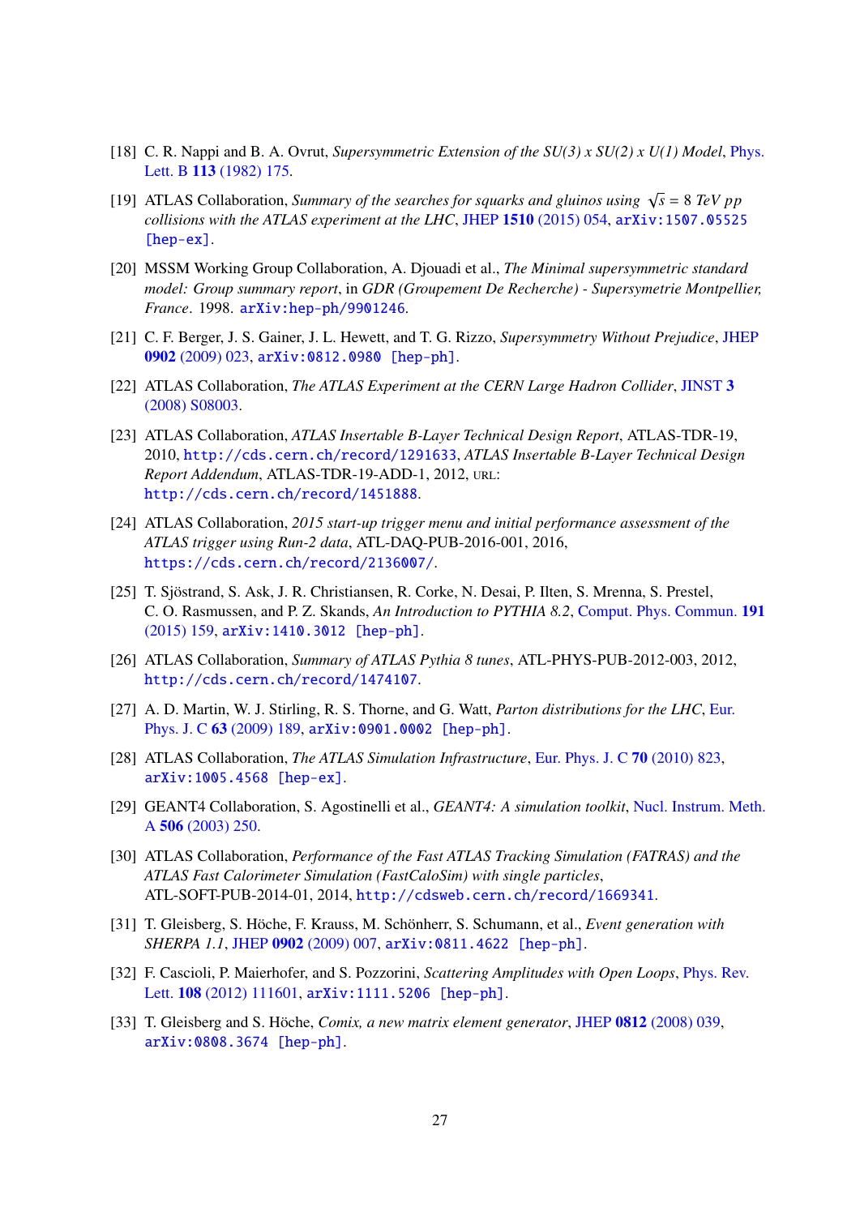[18] C. R. Nappi and B. A. Ovrut, *Supersymmetric Extension of the SU(3) x SU(2) x U(1) Model*, Phys. Lett. B **113** (1982) 175.

[19] ATLAS Collaboration, *Summary of the searches for squarks and gluinos using $\sqrt{s}$ = 8 TeV pp collisions with the ATLAS experiment at the LHC*, JHEP **1510** (2015) 054, arXiv:1507.05525 [hep-ex].

[20] MSSM Working Group Collaboration, A. Djouadi et al., *The Minimal supersymmetric standard model: Group summary report*, in *GDR (Groupement De Recherche) - Supersymetrie Montpellier, France*. 1998. arXiv:hep-ph/9901246.

[21] C. F. Berger, J. S. Gainer, J. L. Hewett, and T. G. Rizzo, *Supersymmetry Without Prejudice*, JHEP **0902** (2009) 023, arXiv:0812.0980 [hep-ph].

[22] ATLAS Collaboration, *The ATLAS Experiment at the CERN Large Hadron Collider*, JINST **3** (2008) S08003.

[23] ATLAS Collaboration, *ATLAS Insertable B-Layer Technical Design Report*, ATLAS-TDR-19, 2010, http://cds.cern.ch/record/1291633, *ATLAS Insertable B-Layer Technical Design Report Addendum*, ATLAS-TDR-19-ADD-1, 2012, URL: http://cds.cern.ch/record/1451888.

[24] ATLAS Collaboration, *2015 start-up trigger menu and initial performance assessment of the ATLAS trigger using Run-2 data*, ATL-DAQ-PUB-2016-001, 2016, https://cds.cern.ch/record/2136007/.

[25] T. Sjöstrand, S. Ask, J. R. Christiansen, R. Corke, N. Desai, P. Ilten, S. Mrenna, S. Prestel, C. O. Rasmussen, and P. Z. Skands, *An Introduction to PYTHIA 8.2*, Comput. Phys. Commun. **191** (2015) 159, arXiv:1410.3012 [hep-ph].

[26] ATLAS Collaboration, *Summary of ATLAS Pythia 8 tunes*, ATL-PHYS-PUB-2012-003, 2012, http://cds.cern.ch/record/1474107.

[27] A. D. Martin, W. J. Stirling, R. S. Thorne, and G. Watt, *Parton distributions for the LHC*, Eur. Phys. J. C **63** (2009) 189, arXiv:0901.0002 [hep-ph].

[28] ATLAS Collaboration, *The ATLAS Simulation Infrastructure*, Eur. Phys. J. C **70** (2010) 823, arXiv:1005.4568 [hep-ex].

[29] GEANT4 Collaboration, S. Agostinelli et al., *GEANT4: A simulation toolkit*, Nucl. Instrum. Meth. A **506** (2003) 250.

[30] ATLAS Collaboration, *Performance of the Fast ATLAS Tracking Simulation (FATRAS) and the ATLAS Fast Calorimeter Simulation (FastCaloSim) with single particles*, ATL-SOFT-PUB-2014-01, 2014, http://cdsweb.cern.ch/record/1669341.

[31] T. Gleisberg, S. Höche, F. Krauss, M. Schönherr, S. Schumann, et al., *Event generation with SHERPA 1.1*, JHEP **0902** (2009) 007, arXiv:0811.4622 [hep-ph].

[32] F. Cascioli, P. Maierhofer, and S. Pozzorini, *Scattering Amplitudes with Open Loops*, Phys. Rev. Lett. **108** (2012) 111601, arXiv:1111.5206 [hep-ph].

[33] T. Gleisberg and S. Höche, *Comix, a new matrix element generator*, JHEP **0812** (2008) 039, arXiv:0808.3674 [hep-ph].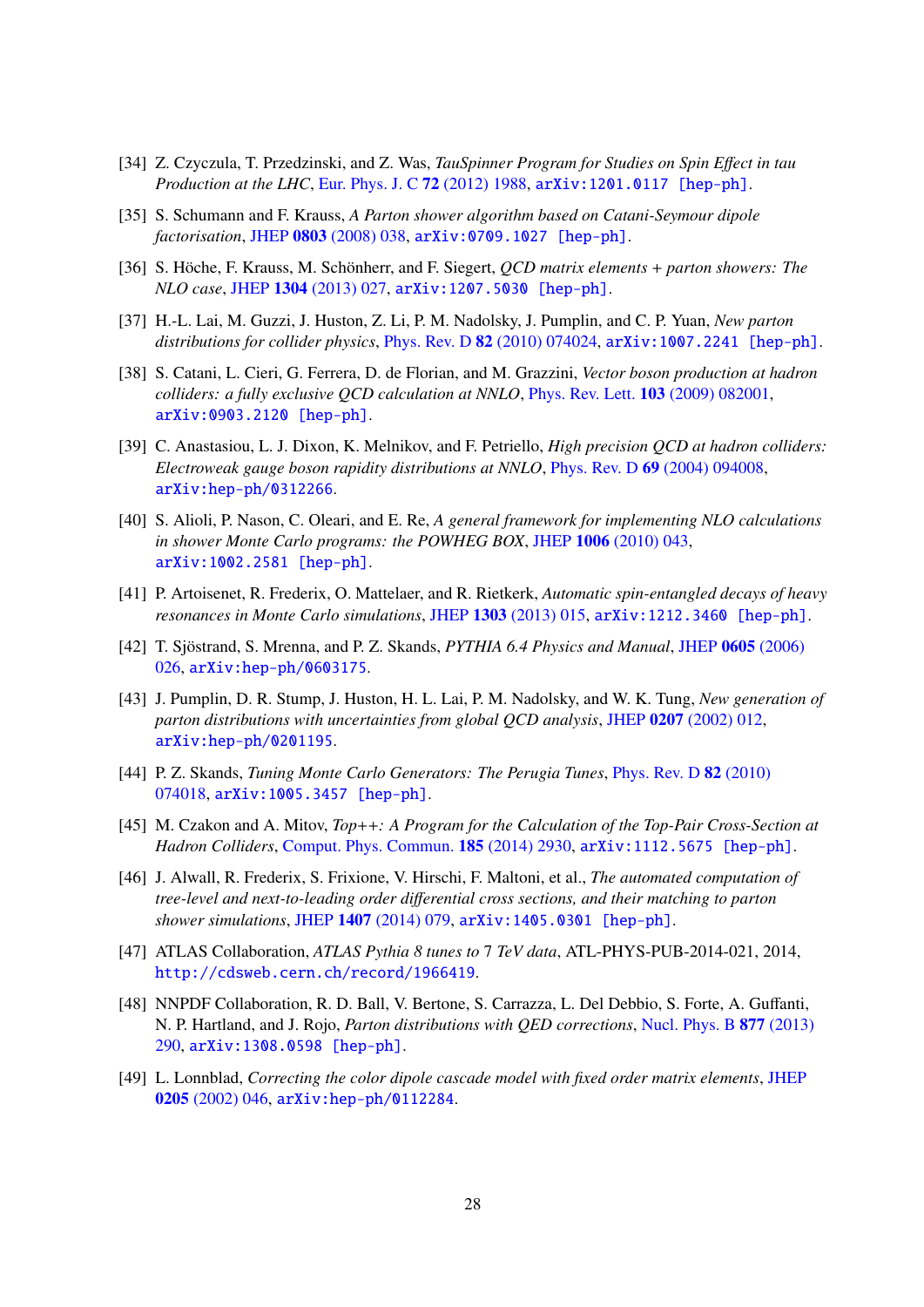[34] Z. Czyczula, T. Przedzinski, and Z. Was, *TauSpinner Program for Studies on Spin Effect in tau Production at the LHC*, Eur. Phys. J. C **72** (2012) 1988, arXiv:1201.0117 [hep-ph].

[35] S. Schumann and F. Krauss, *A Parton shower algorithm based on Catani-Seymour dipole factorisation*, JHEP **0803** (2008) 038, arXiv:0709.1027 [hep-ph].

[36] S. Höche, F. Krauss, M. Schönherr, and F. Siegert, *QCD matrix elements + parton showers: The NLO case*, JHEP **1304** (2013) 027, arXiv:1207.5030 [hep-ph].

[37] H.-L. Lai, M. Guzzi, J. Huston, Z. Li, P. M. Nadolsky, J. Pumplin, and C. P. Yuan, *New parton distributions for collider physics*, Phys. Rev. D **82** (2010) 074024, arXiv:1007.2241 [hep-ph].

[38] S. Catani, L. Cieri, G. Ferrera, D. de Florian, and M. Grazzini, *Vector boson production at hadron colliders: a fully exclusive QCD calculation at NNLO*, Phys. Rev. Lett. **103** (2009) 082001, arXiv:0903.2120 [hep-ph].

[39] C. Anastasiou, L. J. Dixon, K. Melnikov, and F. Petriello, *High precision QCD at hadron colliders: Electroweak gauge boson rapidity distributions at NNLO*, Phys. Rev. D **69** (2004) 094008, arXiv:hep-ph/0312266.

[40] S. Alioli, P. Nason, C. Oleari, and E. Re, *A general framework for implementing NLO calculations in shower Monte Carlo programs: the POWHEG BOX*, JHEP **1006** (2010) 043, arXiv:1002.2581 [hep-ph].

[41] P. Artoisenet, R. Frederix, O. Mattelaer, and R. Rietkerk, *Automatic spin-entangled decays of heavy resonances in Monte Carlo simulations*, JHEP **1303** (2013) 015, arXiv:1212.3460 [hep-ph].

[42] T. Sjöstrand, S. Mrenna, and P. Z. Skands, *PYTHIA 6.4 Physics and Manual*, JHEP **0605** (2006) 026, arXiv:hep-ph/0603175.

[43] J. Pumplin, D. R. Stump, J. Huston, H. L. Lai, P. M. Nadolsky, and W. K. Tung, *New generation of parton distributions with uncertainties from global QCD analysis*, JHEP **0207** (2002) 012, arXiv:hep-ph/0201195.

[44] P. Z. Skands, *Tuning Monte Carlo Generators: The Perugia Tunes*, Phys. Rev. D **82** (2010) 074018, arXiv:1005.3457 [hep-ph].

[45] M. Czakon and A. Mitov, *Top++: A Program for the Calculation of the Top-Pair Cross-Section at Hadron Colliders*, Comput. Phys. Commun. **185** (2014) 2930, arXiv:1112.5675 [hep-ph].

[46] J. Alwall, R. Frederix, S. Frixione, V. Hirschi, F. Maltoni, et al., *The automated computation of tree-level and next-to-leading order differential cross sections, and their matching to parton shower simulations*, JHEP **1407** (2014) 079, arXiv:1405.0301 [hep-ph].

[47] ATLAS Collaboration, *ATLAS Pythia 8 tunes to 7 TeV data*, ATL-PHYS-PUB-2014-021, 2014, http://cdsweb.cern.ch/record/1966419.

[48] NNPDF Collaboration, R. D. Ball, V. Bertone, S. Carrazza, L. Del Debbio, S. Forte, A. Guffanti, N. P. Hartland, and J. Rojo, *Parton distributions with QED corrections*, Nucl. Phys. B **877** (2013) 290, arXiv:1308.0598 [hep-ph].

[49] L. Lonnblad, *Correcting the color dipole cascade model with fixed order matrix elements*, JHEP **0205** (2002) 046, arXiv:hep-ph/0112284.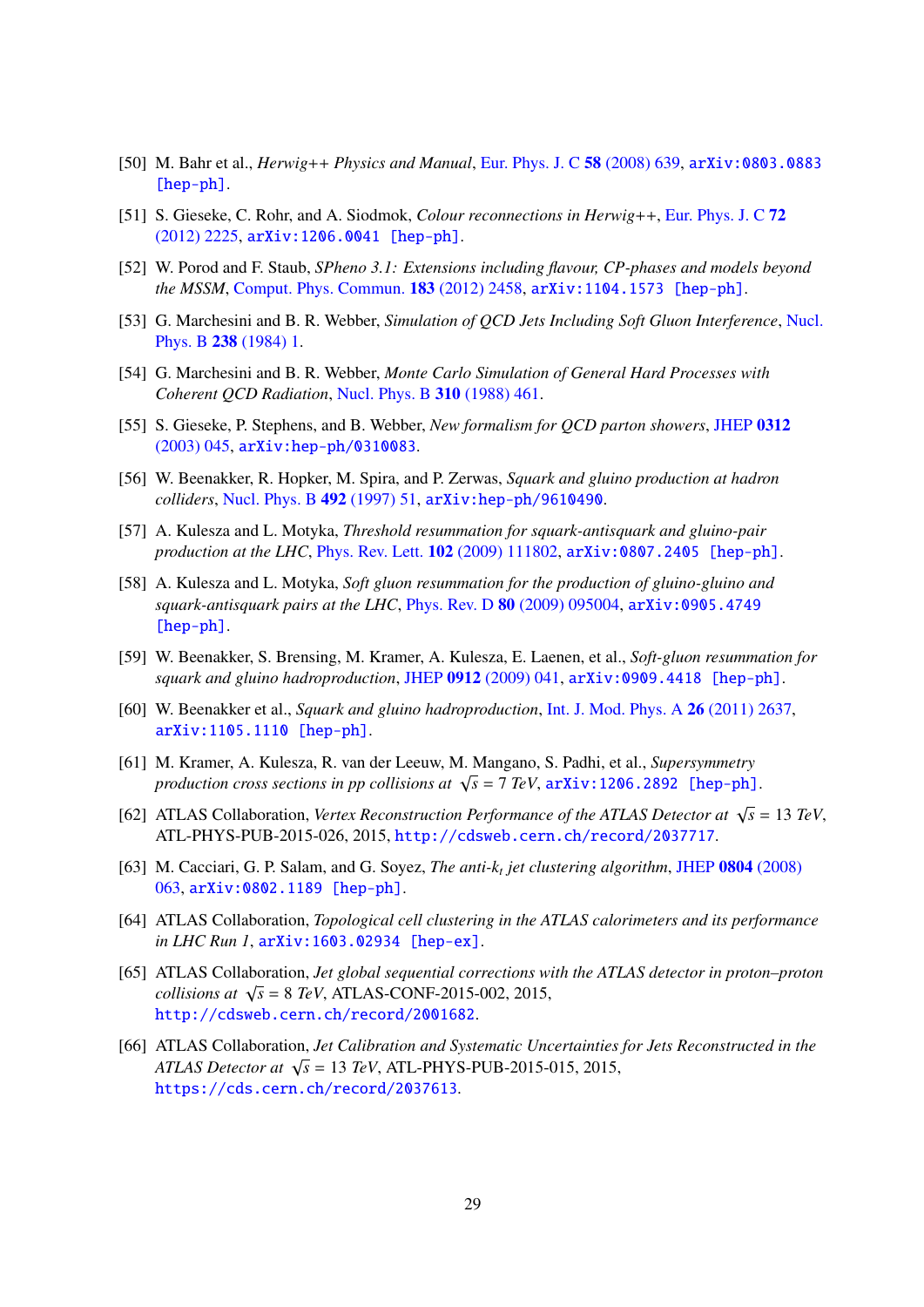[50] M. Bahr et al., *Herwig++ Physics and Manual*, Eur. Phys. J. C **58** (2008) 639, arXiv:0803.0883 [hep-ph].

[51] S. Gieseke, C. Rohr, and A. Siodmok, *Colour reconnections in Herwig++*, Eur. Phys. J. C **72** (2012) 2225, arXiv:1206.0041 [hep-ph].

[52] W. Porod and F. Staub, *SPheno 3.1: Extensions including flavour, CP-phases and models beyond the MSSM*, Comput. Phys. Commun. **183** (2012) 2458, arXiv:1104.1573 [hep-ph].

[53] G. Marchesini and B. R. Webber, *Simulation of QCD Jets Including Soft Gluon Interference*, Nucl. Phys. B **238** (1984) 1.

[54] G. Marchesini and B. R. Webber, *Monte Carlo Simulation of General Hard Processes with Coherent QCD Radiation*, Nucl. Phys. B **310** (1988) 461.

[55] S. Gieseke, P. Stephens, and B. Webber, *New formalism for QCD parton showers*, JHEP **0312** (2003) 045, arXiv:hep-ph/0310083.

[56] W. Beenakker, R. Hopker, M. Spira, and P. Zerwas, *Squark and gluino production at hadron colliders*, Nucl. Phys. B **492** (1997) 51, arXiv:hep-ph/9610490.

[57] A. Kulesza and L. Motyka, *Threshold resummation for squark-antisquark and gluino-pair production at the LHC*, Phys. Rev. Lett. **102** (2009) 111802, arXiv:0807.2405 [hep-ph].

[58] A. Kulesza and L. Motyka, *Soft gluon resummation for the production of gluino-gluino and squark-antisquark pairs at the LHC*, Phys. Rev. D **80** (2009) 095004, arXiv:0905.4749 [hep-ph].

[59] W. Beenakker, S. Brensing, M. Kramer, A. Kulesza, E. Laenen, et al., *Soft-gluon resummation for squark and gluino hadroproduction*, JHEP **0912** (2009) 041, arXiv:0909.4418 [hep-ph].

[60] W. Beenakker et al., *Squark and gluino hadroproduction*, Int. J. Mod. Phys. A **26** (2011) 2637, arXiv:1105.1110 [hep-ph].

[61] M. Kramer, A. Kulesza, R. van der Leeuw, M. Mangano, S. Padhi, et al., *Supersymmetry production cross sections in pp collisions at $\sqrt{s} = 7$ TeV*, arXiv:1206.2892 [hep-ph].

[62] ATLAS Collaboration, *Vertex Reconstruction Performance of the ATLAS Detector at $\sqrt{s} = 13$ TeV*, ATL-PHYS-PUB-2015-026, 2015, http://cdsweb.cern.ch/record/2037717.

[63] M. Cacciari, G. P. Salam, and G. Soyez, *The anti-$k_t$ jet clustering algorithm*, JHEP **0804** (2008) 063, arXiv:0802.1189 [hep-ph].

[64] ATLAS Collaboration, *Topological cell clustering in the ATLAS calorimeters and its performance in LHC Run 1*, arXiv:1603.02934 [hep-ex].

[65] ATLAS Collaboration, *Jet global sequential corrections with the ATLAS detector in proton–proton collisions at $\sqrt{s} = 8$ TeV*, ATLAS-CONF-2015-002, 2015, http://cdsweb.cern.ch/record/2001682.

[66] ATLAS Collaboration, *Jet Calibration and Systematic Uncertainties for Jets Reconstructed in the ATLAS Detector at $\sqrt{s} = 13$ TeV*, ATL-PHYS-PUB-2015-015, 2015, https://cds.cern.ch/record/2037613.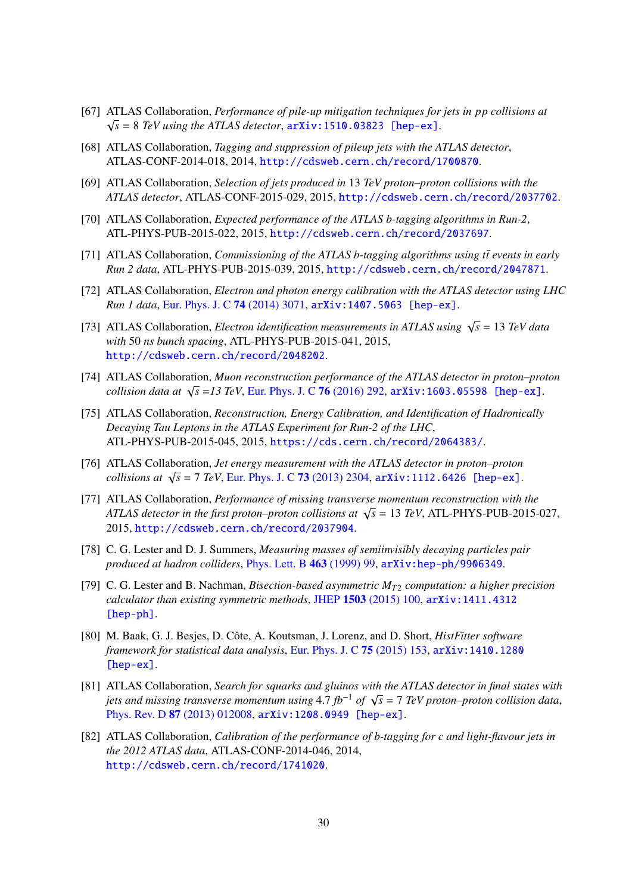[67] ATLAS Collaboration, *Performance of pile-up mitigation techniques for jets in pp collisions at $\sqrt{s} = 8$ TeV using the ATLAS detector*, arXiv:1510.03823 [hep-ex].

[68] ATLAS Collaboration, *Tagging and suppression of pileup jets with the ATLAS detector*, ATLAS-CONF-2014-018, 2014, http://cdsweb.cern.ch/record/1700870.

[69] ATLAS Collaboration, *Selection of jets produced in 13 TeV proton–proton collisions with the ATLAS detector*, ATLAS-CONF-2015-029, 2015, http://cdsweb.cern.ch/record/2037702.

[70] ATLAS Collaboration, *Expected performance of the ATLAS b-tagging algorithms in Run-2*, ATL-PHYS-PUB-2015-022, 2015, http://cdsweb.cern.ch/record/2037697.

[71] ATLAS Collaboration, *Commissioning of the ATLAS b-tagging algorithms using $t\bar{t}$ events in early Run 2 data*, ATL-PHYS-PUB-2015-039, 2015, http://cdsweb.cern.ch/record/2047871.

[72] ATLAS Collaboration, *Electron and photon energy calibration with the ATLAS detector using LHC Run 1 data*, Eur. Phys. J. C **74** (2014) 3071, arXiv:1407.5063 [hep-ex].

[73] ATLAS Collaboration, *Electron identification measurements in ATLAS using $\sqrt{s} = 13$ TeV data with 50 ns bunch spacing*, ATL-PHYS-PUB-2015-041, 2015, http://cdsweb.cern.ch/record/2048202.

[74] ATLAS Collaboration, *Muon reconstruction performance of the ATLAS detector in proton–proton collision data at $\sqrt{s}$ =13 TeV*, Eur. Phys. J. C **76** (2016) 292, arXiv:1603.05598 [hep-ex].

[75] ATLAS Collaboration, *Reconstruction, Energy Calibration, and Identification of Hadronically Decaying Tau Leptons in the ATLAS Experiment for Run-2 of the LHC*, ATL-PHYS-PUB-2015-045, 2015, https://cds.cern.ch/record/2064383/.

[76] ATLAS Collaboration, *Jet energy measurement with the ATLAS detector in proton–proton collisions at $\sqrt{s} = 7$ TeV*, Eur. Phys. J. C **73** (2013) 2304, arXiv:1112.6426 [hep-ex].

[77] ATLAS Collaboration, *Performance of missing transverse momentum reconstruction with the ATLAS detector in the first proton–proton collisions at $\sqrt{s} = 13$ TeV*, ATL-PHYS-PUB-2015-027, 2015, http://cdsweb.cern.ch/record/2037904.

[78] C. G. Lester and D. J. Summers, *Measuring masses of semiinvisibly decaying particles pair produced at hadron colliders*, Phys. Lett. B **463** (1999) 99, arXiv:hep-ph/9906349.

[79] C. G. Lester and B. Nachman, *Bisection-based asymmetric $M_{T2}$ computation: a higher precision calculator than existing symmetric methods*, JHEP **1503** (2015) 100, arXiv:1411.4312 [hep-ph].

[80] M. Baak, G. J. Besjes, D. Côte, A. Koutsman, J. Lorenz, and D. Short, *HistFitter software framework for statistical data analysis*, Eur. Phys. J. C **75** (2015) 153, arXiv:1410.1280 [hep-ex].

[81] ATLAS Collaboration, *Search for squarks and gluinos with the ATLAS detector in final states with jets and missing transverse momentum using 4.7 $fb^{-1}$ of $\sqrt{s} = 7$ TeV proton–proton collision data*, Phys. Rev. D **87** (2013) 012008, arXiv:1208.0949 [hep-ex].

[82] ATLAS Collaboration, *Calibration of the performance of b-tagging for c and light-flavour jets in the 2012 ATLAS data*, ATLAS-CONF-2014-046, 2014, http://cdsweb.cern.ch/record/1741020.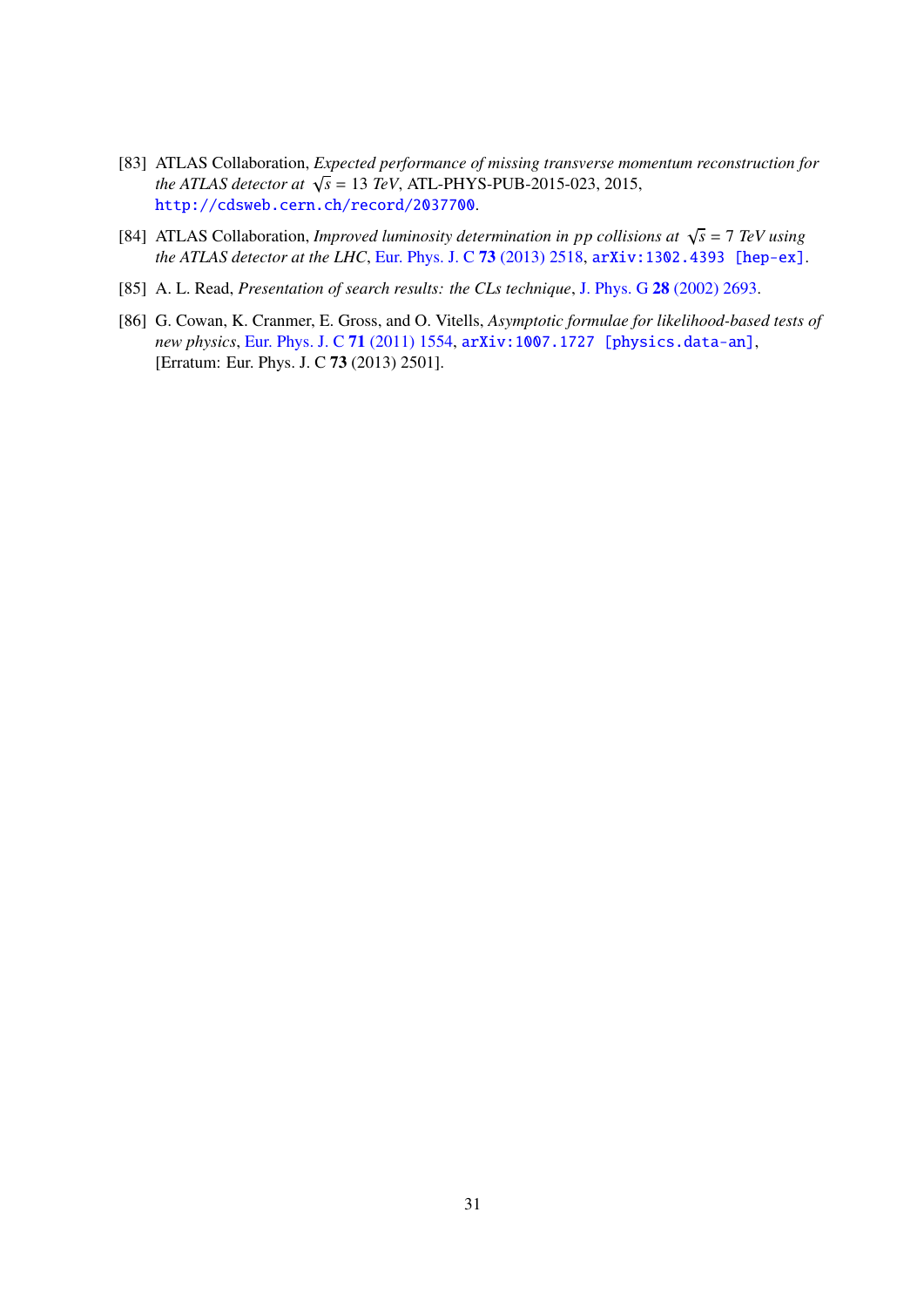[83] ATLAS Collaboration, *Expected performance of missing transverse momentum reconstruction for the ATLAS detector at $\sqrt{s}$ = 13 TeV*, ATL-PHYS-PUB-2015-023, 2015, http://cdsweb.cern.ch/record/2037700.

[84] ATLAS Collaboration, *Improved luminosity determination in pp collisions at $\sqrt{s}$ = 7 TeV using the ATLAS detector at the LHC*, Eur. Phys. J. C **73** (2013) 2518, arXiv:1302.4393 [hep-ex].

[85] A. L. Read, *Presentation of search results: the CLs technique*, J. Phys. G **28** (2002) 2693.

[86] G. Cowan, K. Cranmer, E. Gross, and O. Vitells, *Asymptotic formulae for likelihood-based tests of new physics*, Eur. Phys. J. C **71** (2011) 1554, arXiv:1007.1727 [physics.data-an], [Erratum: Eur. Phys. J. C **73** (2013) 2501].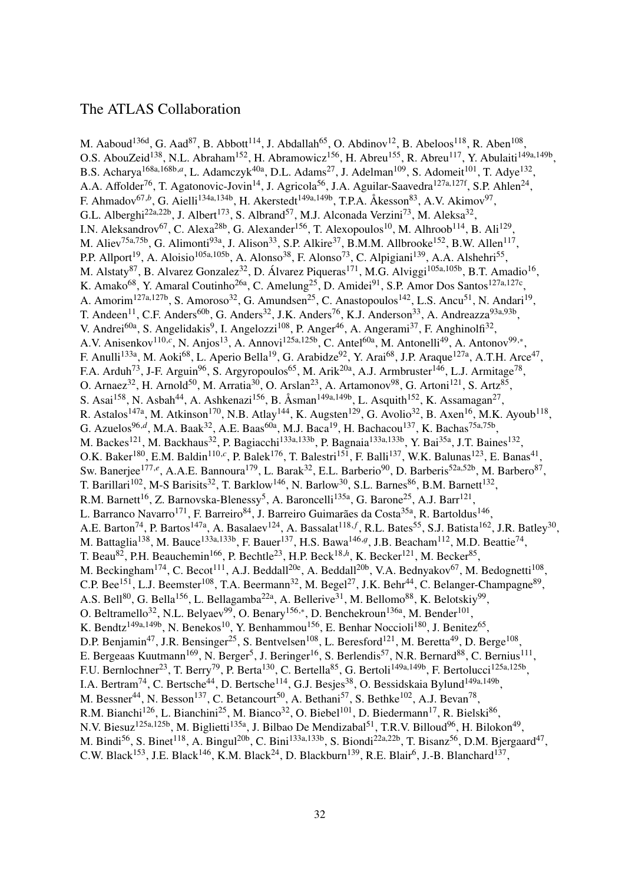# The ATLAS Collaboration

M. Aaboud[136d], G. Aad[87], B. Abbott[114], J. Abdallah[65], O. Abdinov[12], B. Abeloos[118], R. Aben[108], O.S. AbouZeid[138], N.L. Abraham[152], H. Abramowicz[156], H. Abreu[155], R. Abreu[117], Y. Abulaiti[149a,149b], B.S. Acharya[168a,168b,a], L. Adamczyk[40a], D.L. Adams[27], J. Adelman[109], S. Adomeit[101], T. Adye[132], A.A. Affolder[76], T. Agatonovic-Jovin[14], J. Agricola[56], J.A. Aguilar-Saavedra[127a,127f], S.P. Ahlen[24], F. Ahmadov[67,b], G. Aielli[134a,134b], H. Akerstedt[149a,149b], T.P.A. Åkesson[83], A.V. Akimov[97], G.L. Alberghi[22a,22b], J. Albert[173], S. Albrand[57], M.J. Alconada Verzini[73], M. Aleksa[32], I.N. Aleksandrov[67], C. Alexa[28b], G. Alexander[156], T. Alexopoulos[10], M. Alhroob[114], B. Ali[129], M. Aliev[75a,75b], G. Alimonti[93a], J. Alison[33], S.P. Alkire[37], B.M.M. Allbrooke[152], B.W. Allen[117], P.P. Allport[19], A. Aloisio[105a,105b], A. Alonso[38], F. Alonso[73], C. Alpigiani[139], A.A. Alshehri[55], M. Alstaty[87], B. Alvarez Gonzalez[32], D. Álvarez Piqueras[171], M.G. Alviggi[105a,105b], B.T. Amadio[16], K. Amako[68], Y. Amaral Coutinho[26a], C. Amelung[25], D. Amidei[91], S.P. Amor Dos Santos[127a,127c], A. Amorim[127a,127b], S. Amoroso[32], G. Amundsen[25], C. Anastopoulos[142], L.S. Ancu[51], N. Andari[19], T. Andeen[11], C.F. Anders[60b], G. Anders[32], J.K. Anders[76], K.J. Anderson[33], A. Andreazza[93a,93b], V. Andrei[60a], S. Angelidakis[9], I. Angelozzi[108], P. Anger[46], A. Angerami[37], F. Anghinolfi[32], A.V. Anisenkov[110,c], N. Anjos[13], A. Annovi[125a,125b], C. Antel[60a], M. Antonelli[49], A. Antonov[99,*], F. Anulli[133a], M. Aoki[68], L. Aperio Bella[19], G. Arabidze[92], Y. Arai[68], J.P. Araque[127a], A.T.H. Arce[47], F.A. Arduh[73], J-F. Arguin[96], S. Argyropoulos[65], M. Arik[20a], A.J. Armbruster[146], L.J. Armitage[78], O. Arnaez[32], H. Arnold[50], M. Arratia[30], O. Arslan[23], A. Artamonov[98], G. Artoni[121], S. Artz[85], S. Asai[158], N. Asbah[44], A. Ashkenazi[156], B. Åsman[149a,149b], L. Asquith[152], K. Assamagan[27], R. Astalos[147a], M. Atkinson[170], N.B. Atlay[144], K. Augsten[129], G. Avolio[32], B. Axen[16], M.K. Ayoub[118], G. Azuelos[96,d], M.A. Baak[32], A.E. Baas[60a], M.J. Baca[19], H. Bachacou[137], K. Bachas[75a,75b], M. Backes[121], M. Backhaus[32], P. Bagiacchi[133a,133b], P. Bagnaia[133a,133b], Y. Bai[35a], J.T. Baines[132], O.K. Baker[180], E.M. Baldin[110,c], P. Balek[176], T. Balestri[151], F. Balli[137], W.K. Balunas[123], E. Banas[41], Sw. Banerjee[177,e], A.A.E. Bannoura[179], L. Barak[32], E.L. Barberio[90], D. Barberis[52a,52b], M. Barbero[87], T. Barillari[102], M-S Barisits[32], T. Barklow[146], N. Barlow[30], S.L. Barnes[86], B.M. Barnett[132], R.M. Barnett[16], Z. Barnovska-Blenessy[5], A. Baroncelli[135a], G. Barone[25], A.J. Barr[121], L. Barranco Navarro[171], F. Barreiro[84], J. Barreiro Guimarães da Costa[35a], R. Bartoldus[146], A.E. Barton[74], P. Bartos[147a], A. Basalaev[124], A. Bassalat[118,f], R.L. Bates[55], S.J. Batista[162], J.R. Batley[30], M. Battaglia[138], M. Bauce[133a,133b], F. Bauer[137], H.S. Bawa[146,g], J.B. Beacham[112], M.D. Beattie[74], T. Beau[82], P.H. Beauchemin[166], P. Bechtle[23], H.P. Beck[18,h], K. Becker[121], M. Becker[85], M. Beckingham[174], C. Becot[111], A.J. Beddall[20e], A. Beddall[20b], V.A. Bednyakov[67], M. Bedognetti[108], C.P. Bee[151], L.J. Beemster[108], T.A. Beermann[32], M. Begel[27], J.K. Behr[44], C. Belanger-Champagne[89], A.S. Bell[80], G. Bella[156], L. Bellagamba[22a], A. Bellerive[31], M. Bellomo[88], K. Belotskiy[99], O. Beltramello[32], N.L. Belyaev[99], O. Benary[156,*], D. Benchekroun[136a], M. Bender[101], K. Bendtz[149a,149b], N. Benekos[10], Y. Benhammou[156], E. Benhar Noccioli[180], J. Benitez[65], D.P. Benjamin[47], J.R. Bensinger[25], S. Bentvelsen[108], L. Beresford[121], M. Beretta[49], D. Berge[108], E. Bergeaas Kuutmann[169], N. Berger[5], J. Beringer[16], S. Berlendis[57], N.R. Bernard[88], C. Bernius[111], F.U. Bernlochner[23], T. Berry[79], P. Berta[130], C. Bertella[85], G. Bertoli[149a,149b], F. Bertolucci[125a,125b], I.A. Bertram[74], C. Bertsche[44], D. Bertsche[114], G.J. Besjes[38], O. Bessidskaia Bylund[149a,149b], M. Bessner[44], N. Besson[137], C. Betancourt[50], A. Bethani[57], S. Bethke[102], A.J. Bevan[78], R.M. Bianchi[126], L. Bianchini[25], M. Bianco[32], O. Biebel[101], D. Biedermann[17], R. Bielski[86], N.V. Biesuz[125a,125b], M. Biglietti[135a], J. Bilbao De Mendizabal[51], T.R.V. Billoud[96], H. Bilokon[49], M. Bindi[56], S. Binet[118], A. Bingul[20b], C. Bini[133a,133b], S. Biondi[22a,22b], T. Bisanz[56], D.M. Bjergaard[47], C.W. Black[153], J.E. Black[146], K.M. Black[24], D. Blackburn[139], R.E. Blair[6], J.-B. Blanchard[137],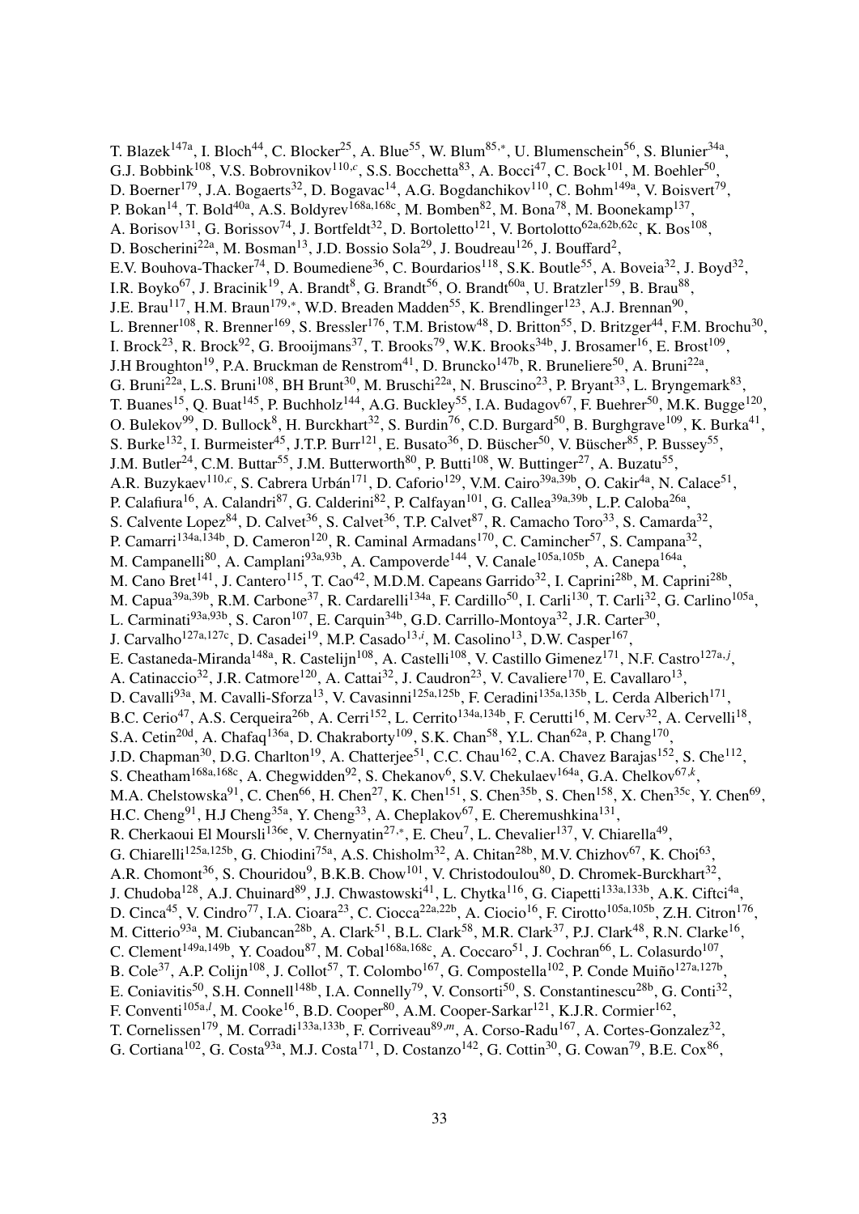T. Blazek[147a], I. Bloch[44], C. Blocker[25], A. Blue[55], W. Blum[85,*], U. Blumenschein[56], S. Blunier[34a], G.J. Bobbink[108], V.S. Bobrovnikov[110,c], S.S. Bocchetta[83], A. Bocci[47], C. Bock[101], M. Boehler[50], D. Boerner[179], J.A. Bogaerts[32], D. Bogavac[14], A.G. Bogdanchikov[110], C. Bohm[149a], V. Boisvert[79], P. Bokan[14], T. Bold[40a], A.S. Boldyrev[168a,168c], M. Bomben[82], M. Bona[78], M. Boonekamp[137], A. Borisov[131], G. Borissov[74], J. Bortfeldt[32], D. Bortoletto[121], V. Bortolotto[62a,62b,62c], K. Bos[108], D. Boscherini[22a], M. Bosman[13], J.D. Bossio Sola[29], J. Boudreau[126], J. Bouffard[2], E.V. Bouhova-Thacker[74], D. Boumediene[36], C. Bourdarios[118], S.K. Boutle[55], A. Boveia[32], J. Boyd[32], I.R. Boyko[67], J. Bracinik[19], A. Brandt[8], G. Brandt[56], O. Brandt[60a], U. Bratzler[159], B. Brau[88], J.E. Brau[117], H.M. Braun[179,*], W.D. Breaden Madden[55], K. Brendlinger[123], A.J. Brennan[90], L. Brenner[108], R. Brenner[169], S. Bressler[176], T.M. Bristow[48], D. Britton[55], D. Britzger[44], F.M. Brochu[30], I. Brock[23], R. Brock[92], G. Brooijmans[37], T. Brooks[79], W.K. Brooks[34b], J. Brosamer[16], E. Brost[109], J.H Broughton[19], P.A. Bruckman de Renstrom[41], D. Bruncko[147b], R. Bruneliere[50], A. Bruni[22a], G. Bruni[22a], L.S. Bruni[108], BH Brunt[30], M. Bruschi[22a], N. Bruscino[23], P. Bryant[33], L. Bryngemark[83], T. Buanes[15], Q. Buat[145], P. Buchholz[144], A.G. Buckley[55], I.A. Budagov[67], F. Buehrer[50], M.K. Bugge[120], O. Bulekov[99], D. Bullock[8], H. Burckhart[32], S. Burdin[76], C.D. Burgard[50], B. Burghgrave[109], K. Burka[41], S. Burke[132], I. Burmeister[45], J.T.P. Burr[121], E. Busato[36], D. Büscher[50], V. Büscher[85], P. Bussey[55], J.M. Butler[24], C.M. Buttar[55], J.M. Butterworth[80], P. Butti[108], W. Buttinger[27], A. Buzatu[55], A.R. Buzykaev[110,c], S. Cabrera Urbán[171], D. Caforio[129], V.M. Cairo[39a,39b], O. Cakir[4a], N. Calace[51], P. Calafiura[16], A. Calandri[87], G. Calderini[82], P. Calfayan[101], G. Callea[39a,39b], L.P. Caloba[26a], S. Calvente Lopez[84], D. Calvet[36], S. Calvet[36], T.P. Calvet[87], R. Camacho Toro[33], S. Camarda[32], P. Camarri[134a,134b], D. Cameron[120], R. Caminal Armadans[170], C. Camincher[57], S. Campana[32], M. Campanelli[80], A. Camplani[93a,93b], A. Campoverde[144], V. Canale[105a,105b], A. Canepa[164a], M. Cano Bret[141], J. Cantero[115], T. Cao[42], M.D.M. Capeans Garrido[32], I. Caprini[28b], M. Caprini[28b], M. Capua[39a,39b], R.M. Carbone[37], R. Cardarelli[134a], F. Cardillo[50], I. Carli[130], T. Carli[32], G. Carlino[105a], L. Carminati[93a,93b], S. Caron[107], E. Carquin[34b], G.D. Carrillo-Montoya[32], J.R. Carter[30], J. Carvalho[127a,127c], D. Casadei[19], M.P. Casado[13,i], M. Casolino[13], D.W. Casper[167], E. Castaneda-Miranda[148a], R. Castelijn[108], A. Castelli[108], V. Castillo Gimenez[171], N.F. Castro[127a,j], A. Catinaccio[32], J.R. Catmore[120], A. Cattai[32], J. Caudron[23], V. Cavaliere[170], E. Cavallaro[13], D. Cavalli[93a], M. Cavalli-Sforza[13], V. Cavasinni[125a,125b], F. Ceradini[135a,135b], L. Cerda Alberich[171], B.C. Cerio[47], A.S. Cerqueira[26b], A. Cerri[152], L. Cerrito[134a,134b], F. Cerutti[16], M. Cerv[32], A. Cervelli[18], S.A. Cetin[20d], A. Chafaq[136a], D. Chakraborty[109], S.K. Chan[58], Y.L. Chan[62a], P. Chang[170], J.D. Chapman[30], D.G. Charlton[19], A. Chatterjee[51], C.C. Chau[162], C.A. Chavez Barajas[152], S. Che[112], S. Cheatham[168a,168c], A. Chegwidden[92], S. Chekanov[6], S.V. Chekulaev[164a], G.A. Chelkov[67,k], M.A. Chelstowska[91], C. Chen[66], H. Chen[27], K. Chen[151], S. Chen[35b], S. Chen[158], X. Chen[35c], Y. Chen[69], H.C. Cheng[91], H.J Cheng[35a], Y. Cheng[33], A. Cheplakov[67], E. Cheremushkina[131], R. Cherkaoui El Moursli[136e], V. Chernyatin[27,*], E. Cheu[7], L. Chevalier[137], V. Chiarella[49], G. Chiarelli[125a,125b], G. Chiodini[75a], A.S. Chisholm[32], A. Chitan[28b], M.V. Chizhov[67], K. Choi[63], A.R. Chomont[36], S. Chouridou[9], B.K.B. Chow[101], V. Christodoulou[80], D. Chromek-Burckhart[32], J. Chudoba[128], A.J. Chuinard[89], J.J. Chwastowski[41], L. Chytka[116], G. Ciapetti[133a,133b], A.K. Ciftci[4a], D. Cinca[45], V. Cindro[77], I.A. Cioara[23], C. Ciocca[22a,22b], A. Ciocio[16], F. Cirotto[105a,105b], Z.H. Citron[176], M. Citterio[93a], M. Ciubancan[28b], A. Clark[51], B.L. Clark[58], M.R. Clark[37], P.J. Clark[48], R.N. Clarke[16], C. Clement[149a,149b], Y. Coadou[87], M. Cobal[168a,168c], A. Coccaro[51], J. Cochran[66], L. Colasurdo[107], B. Cole[37], A.P. Colijn[108], J. Collot[57], T. Colombo[167], G. Compostella[102], P. Conde Muiño[127a,127b], E. Coniavitis[50], S.H. Connell[148b], I.A. Connelly[79], V. Consorti[50], S. Constantinescu[28b], G. Conti[32], F. Conventi[105a,l], M. Cooke[16], B.D. Cooper[80], A.M. Cooper-Sarkar[121], K.J.R. Cormier[162], T. Cornelissen[179], M. Corradi[133a,133b], F. Corriveau[89,m], A. Corso-Radu[167], A. Cortes-Gonzalez[32], G. Cortiana[102], G. Costa[93a], M.J. Costa[171], D. Costanzo[142], G. Cottin[30], G. Cowan[79], B.E. Cox[86],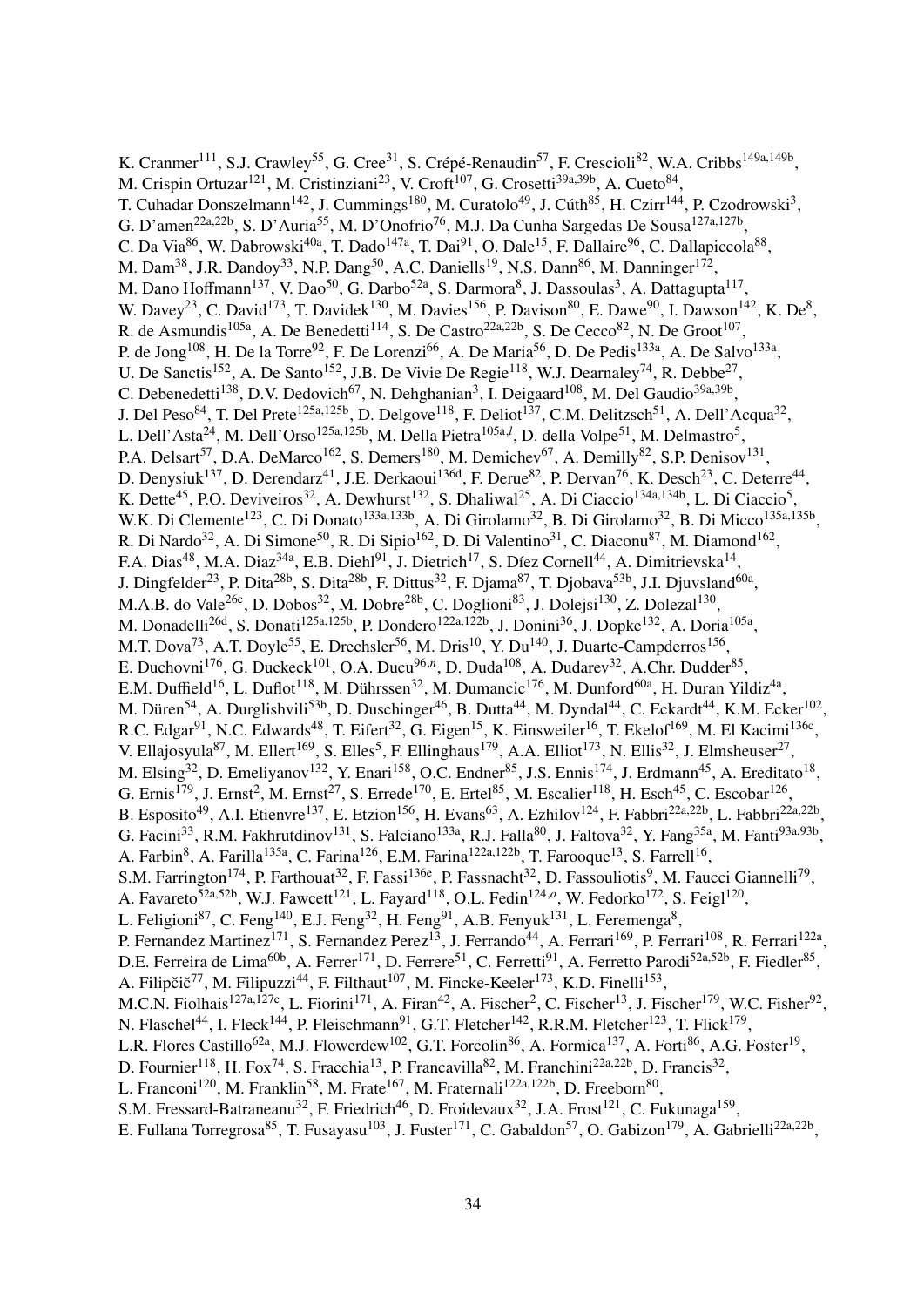K. Cranmer[111], S.J. Crawley[55], G. Cree[31], S. Crépé-Renaudin[57], F. Crescioli[82], W.A. Cribbs[149a,149b], M. Crispin Ortuzar[121], M. Cristinziani[23], V. Croft[107], G. Crosetti[39a,39b], A. Cueto[84], T. Cuhadar Donszelmann[142], J. Cummings[180], M. Curatolo[49], J. Cúth[85], H. Czirr[144], P. Czodrowski[3], G. D'amen[22a,22b], S. D'Auria[55], M. D'Onofrio[76], M.J. Da Cunha Sargedas De Sousa[127a,127b], C. Da Via[86], W. Dabrowski[40a], T. Dado[147a], T. Dai[91], O. Dale[15], F. Dallaire[96], C. Dallapiccola[88], M. Dam[38], J.R. Dandoy[33], N.P. Dang[50], A.C. Daniells[19], N.S. Dann[86], M. Danninger[172], M. Dano Hoffmann[137], V. Dao[50], G. Darbo[52a], S. Darmora[8], J. Dassoulas[3], A. Dattagupta[117], W. Davey[23], C. David[173], T. Davidek[130], M. Davies[156], P. Davison[80], E. Dawe[90], I. Dawson[142], K. De[8], R. de Asmundis[105a], A. De Benedetti[114], S. De Castro[22a,22b], S. De Cecco[82], N. De Groot[107], P. de Jong[108], H. De la Torre[92], F. De Lorenzi[66], A. De Maria[56], D. De Pedis[133a], A. De Salvo[133a], U. De Sanctis[152], A. De Santo[152], J.B. De Vivie De Regie[118], W.J. Dearnaley[74], R. Debbe[27], C. Debenedetti[138], D.V. Dedovich[67], N. Dehghanian[3], I. Deigaard[108], M. Del Gaudio[39a,39b], J. Del Peso[84], T. Del Prete[125a,125b], D. Delgove[118], F. Deliot[137], C.M. Delitzsch[51], A. Dell'Acqua[32], L. Dell'Asta[24], M. Dell'Orso[125a,125b], M. Della Pietra[105a,l], D. della Volpe[51], M. Delmastro[5], P.A. Delsart[57], D.A. DeMarco[162], S. Demers[180], M. Demichev[67], A. Demilly[82], S.P. Denisov[131], D. Denysiuk[137], D. Derendarz[41], J.E. Derkaoui[136d], F. Derue[82], P. Dervan[76], K. Desch[23], C. Deterre[44], K. Dette[45], P.O. Deviveiros[32], A. Dewhurst[132], S. Dhaliwal[25], A. Di Ciaccio[134a,134b], L. Di Ciaccio[5], W.K. Di Clemente[123], C. Di Donato[133a,133b], A. Di Girolamo[32], B. Di Girolamo[32], B. Di Micco[135a,135b], R. Di Nardo[32], A. Di Simone[50], R. Di Sipio[162], D. Di Valentino[31], C. Diaconu[87], M. Diamond[162], F.A. Dias[48], M.A. Diaz[34a], E.B. Diehl[91], J. Dietrich[17], S. Díez Cornell[44], A. Dimitrievska[14], J. Dingfelder[23], P. Dita[28b], S. Dita[28b], F. Dittus[32], F. Djama[87], T. Djobava[53b], J.I. Djuvsland[60a], M.A.B. do Vale[26c], D. Dobos[32], M. Dobre[28b], C. Doglioni[83], J. Dolejsi[130], Z. Dolezal[130], M. Donadelli[26d], S. Donati[125a,125b], P. Dondero[122a,122b], J. Donini[36], J. Dopke[132], A. Doria[105a], M.T. Dova[73], A.T. Doyle[55], E. Drechsler[56], M. Dris[10], Y. Du[140], J. Duarte-Campderros[156], E. Duchovni[176], G. Duckeck[101], O.A. Ducu[96,n], D. Duda[108], A. Dudarev[32], A.Chr. Dudder[85], E.M. Duffield[16], L. Duflot[118], M. Dührssen[32], M. Dumancic[176], M. Dunford[60a], H. Duran Yildiz[4a], M. Düren[54], A. Durglishvili[53b], D. Duschinger[46], B. Dutta[44], M. Dyndal[44], C. Eckardt[44], K.M. Ecker[102], R.C. Edgar[91], N.C. Edwards[48], T. Eifert[32], G. Eigen[15], K. Einsweiler[16], T. Ekelof[169], M. El Kacimi[136c], V. Ellajosyula[87], M. Ellert[169], S. Elles[5], F. Ellinghaus[179], A.A. Elliot[173], N. Ellis[32], J. Elmsheuser[27], M. Elsing[32], D. Emeliyanov[132], Y. Enari[158], O.C. Endner[85], J.S. Ennis[174], J. Erdmann[45], A. Ereditato[18], G. Ernis[179], J. Ernst[2], M. Ernst[27], S. Errede[170], E. Ertel[85], M. Escalier[118], H. Esch[45], C. Escobar[126], B. Esposito[49], A.I. Etienvre[137], E. Etzion[156], H. Evans[63], A. Ezhilov[124], F. Fabbri[22a,22b], L. Fabbri[22a,22b], G. Facini[33], R.M. Fakhrutdinov[131], S. Falciano[133a], R.J. Falla[80], J. Faltova[32], Y. Fang[35a], M. Fanti[93a,93b], A. Farbin[8], A. Farilla[135a], C. Farina[126], E.M. Farina[122a,122b], T. Farooque[13], S. Farrell[16], S.M. Farrington[174], P. Farthouat[32], F. Fassi[136e], P. Fassnacht[32], D. Fassouliotis[9], M. Faucci Giannelli[79], A. Favareto[52a,52b], W.J. Fawcett[121], L. Fayard[118], O.L. Fedin[124,o], W. Fedorko[172], S. Feigl[120], L. Feligioni[87], C. Feng[140], E.J. Feng[32], H. Feng[91], A.B. Fenyuk[131], L. Feremenga[8], P. Fernandez Martinez[171], S. Fernandez Perez[13], J. Ferrando[44], A. Ferrari[169], P. Ferrari[108], R. Ferrari[122a], D.E. Ferreira de Lima[60b], A. Ferrer[171], D. Ferrere[51], C. Ferretti[91], A. Ferretto Parodi[52a,52b], F. Fiedler[85], A. Filipčič[77], M. Filipuzzi[44], F. Filthaut[107], M. Fincke-Keeler[173], K.D. Finelli[153], M.C.N. Fiolhais[127a,127c], L. Fiorini[171], A. Firan[42], A. Fischer[2], C. Fischer[13], J. Fischer[179], W.C. Fisher[92], N. Flaschel[44], I. Fleck[144], P. Fleischmann[91], G.T. Fletcher[142], R.R.M. Fletcher[123], T. Flick[179], L.R. Flores Castillo[62a], M.J. Flowerdew[102], G.T. Forcolin[86], A. Formica[137], A. Forti[86], A.G. Foster[19], D. Fournier[118], H. Fox[74], S. Fracchia[13], P. Francavilla[82], M. Franchini[22a,22b], D. Francis[32], L. Franconi[120], M. Franklin[58], M. Frate[167], M. Fraternali[122a,122b], D. Freeborn[80], S.M. Fressard-Batraneanu[32], F. Friedrich[46], D. Froidevaux[32], J.A. Frost[121], C. Fukunaga[159], E. Fullana Torregrosa[85], T. Fusayasu[103], J. Fuster[171], C. Gabaldon[57], O. Gabizon[179], A. Gabrielli[22a,22b],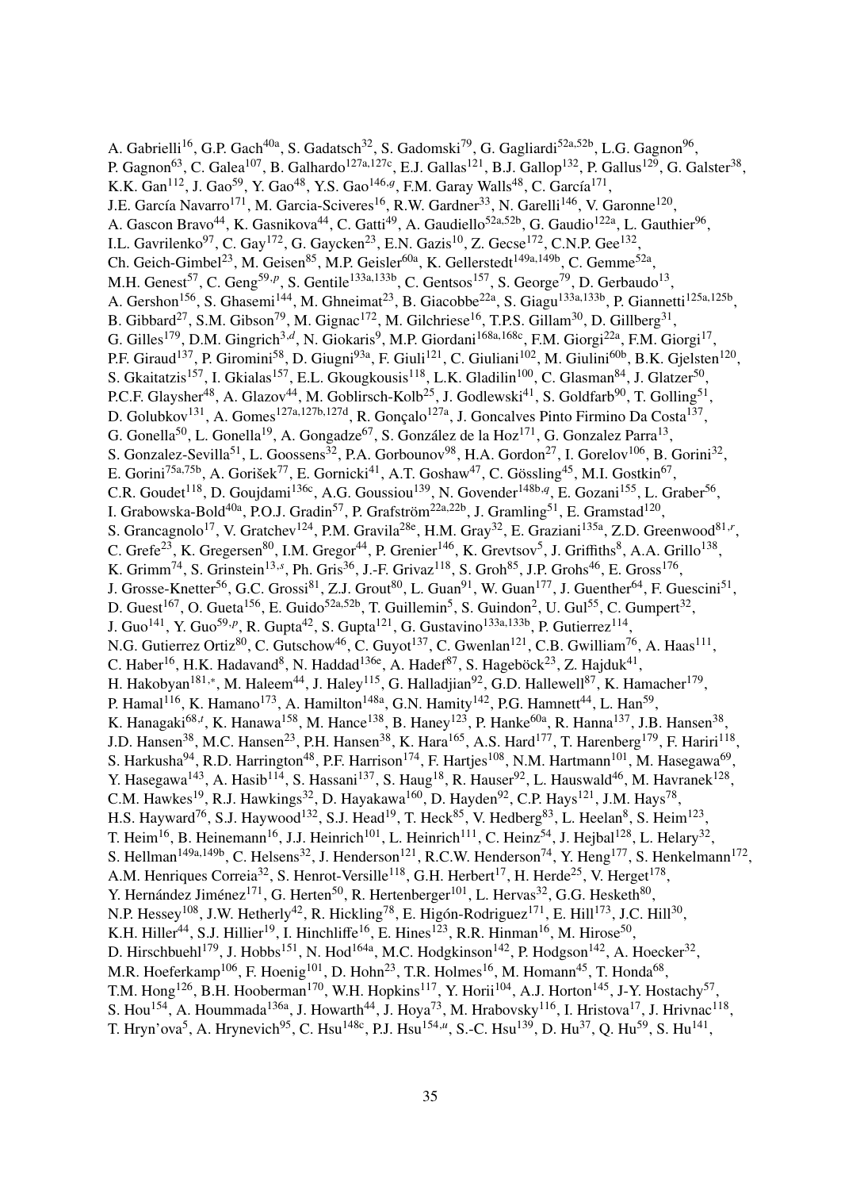A. Gabrielli[16], G.P. Gach[40a], S. Gadatsch[32], S. Gadomski[79], G. Gagliardi[52a,52b], L.G. Gagnon[96], P. Gagnon[63], C. Galea[107], B. Galhardo[127a,127c], E.J. Gallas[121], B.J. Gallop[132], P. Gallus[129], G. Galster[38], K.K. Gan[112], J. Gao[59], Y. Gao[48], Y.S. Gao[146,g], F.M. Garay Walls[48], C. García[171], J.E. García Navarro[171], M. Garcia-Sciveres[16], R.W. Gardner[33], N. Garelli[146], V. Garonne[120], A. Gascon Bravo[44], K. Gasnikova[44], C. Gatti[49], A. Gaudiello[52a,52b], G. Gaudio[122a], L. Gauthier[96], I.L. Gavrilenko[97], C. Gay[172], G. Gaycken[23], E.N. Gazis[10], Z. Gecse[172], C.N.P. Gee[132], Ch. Geich-Gimbel[23], M. Geisen[85], M.P. Geisler[60a], K. Gellerstedt[149a,149b], C. Gemme[52a], M.H. Genest[57], C. Geng[59,p], S. Gentile[133a,133b], C. Gentsos[157], S. George[79], D. Gerbaudo[13], A. Gershon[156], S. Ghasemi[144], M. Ghneimat[23], B. Giacobbe[22a], S. Giagu[133a,133b], P. Giannetti[125a,125b], B. Gibbard[27], S.M. Gibson[79], M. Gignac[172], M. Gilchriese[16], T.P.S. Gillam[30], D. Gillberg[31], G. Gilles[179], D.M. Gingrich[3,d], N. Giokaris[9], M.P. Giordani[168a,168c], F.M. Giorgi[22a], F.M. Giorgi[17], P.F. Giraud[137], P. Giromini[58], D. Giugni[93a], F. Giuli[121], C. Giuliani[102], M. Giulini[60b], B.K. Gjelsten[120], S. Gkaitatzis[157], I. Gkialas[157], E.L. Gkougkousis[118], L.K. Gladilin[100], C. Glasman[84], J. Glatzer[50], P.C.F. Glaysher[48], A. Glazov[44], M. Goblirsch-Kolb[25], J. Godlewski[41], S. Goldfarb[90], T. Golling[51], D. Golubkov[131], A. Gomes[127a,127b,127d], R. Gonçalo[127a], J. Goncalves Pinto Firmino Da Costa[137], G. Gonella[50], L. Gonella[19], A. Gongadze[67], S. González de la Hoz[171], G. Gonzalez Parra[13], S. Gonzalez-Sevilla[51], L. Goossens[32], P.A. Gorbounov[98], H.A. Gordon[27], I. Gorelov[106], B. Gorini[32], E. Gorini[75a,75b], A. Gorišek[77], E. Gornicki[41], A.T. Goshaw[47], C. Gössling[45], M.I. Gostkin[67], C.R. Goudet[118], D. Goujdami[136c], A.G. Goussiou[139], N. Govender[148b,q], E. Gozani[155], L. Graber[56], I. Grabowska-Bold[40a], P.O.J. Gradin[57], P. Grafström[22a,22b], J. Gramling[51], E. Gramstad[120], S. Grancagnolo[17], V. Gratchev[124], P.M. Gravila[28e], H.M. Gray[32], E. Graziani[135a], Z.D. Greenwood[81,r], C. Grefe[23], K. Gregersen[80], I.M. Gregor[44], P. Grenier[146], K. Grevtsov[5], J. Griffiths[8], A.A. Grillo[138], K. Grimm[74], S. Grinstein[13,s], Ph. Gris[36], J.-F. Grivaz[118], S. Groh[85], J.P. Grohs[46], E. Gross[176], J. Grosse-Knetter[56], G.C. Grossi[81], Z.J. Grout[80], L. Guan[91], W. Guan[177], J. Guenther[64], F. Guescini[51], D. Guest[167], O. Gueta[156], E. Guido[52a,52b], T. Guillemin[5], S. Guindon[2], U. Gul[55], C. Gumpert[32], J. Guo[141], Y. Guo[59,p], R. Gupta[42], S. Gupta[121], G. Gustavino[133a,133b], P. Gutierrez[114], N.G. Gutierrez Ortiz[80], C. Gutschow[46], C. Guyot[137], C. Gwenlan[121], C.B. Gwilliam[76], A. Haas[111], C. Haber[16], H.K. Hadavand[8], N. Haddad[136e], A. Hadef[87], S. Hageböck[23], Z. Hajduk[41], H. Hakobyan[181,*], M. Haleem[44], J. Haley[115], G. Halladjian[92], G.D. Hallewell[87], K. Hamacher[179], P. Hamal[116], K. Hamano[173], A. Hamilton[148a], G.N. Hamity[142], P.G. Hamnett[44], L. Han[59], K. Hanagaki[68,t], K. Hanawa[158], M. Hance[138], B. Haney[123], P. Hanke[60a], R. Hanna[137], J.B. Hansen[38], J.D. Hansen[38], M.C. Hansen[23], P.H. Hansen[38], K. Hara[165], A.S. Hard[177], T. Harenberg[179], F. Hariri[118], S. Harkusha[94], R.D. Harrington[48], P.F. Harrison[174], F. Hartjes[108], N.M. Hartmann[101], M. Hasegawa[69], Y. Hasegawa[143], A. Hasib[114], S. Hassani[137], S. Haug[18], R. Hauser[92], L. Hauswald[46], M. Havranek[128], C.M. Hawkes[19], R.J. Hawkings[32], D. Hayakawa[160], D. Hayden[92], C.P. Hays[121], J.M. Hays[78], H.S. Hayward[76], S.J. Haywood[132], S.J. Head[19], T. Heck[85], V. Hedberg[83], L. Heelan[8], S. Heim[123], T. Heim[16], B. Heinemann[16], J.J. Heinrich[101], L. Heinrich[111], C. Heinz[54], J. Hejbal[128], L. Helary[32], S. Hellman[149a,149b], C. Helsens[32], J. Henderson[121], R.C.W. Henderson[74], Y. Heng[177], S. Henkelmann[172], A.M. Henriques Correia[32], S. Henrot-Versille[118], G.H. Herbert[17], H. Herde[25], V. Herget[178], Y. Hernández Jiménez[171], G. Herten[50], R. Hertenberger[101], L. Hervas[32], G.G. Hesketh[80], N.P. Hessey[108], J.W. Hetherly[42], R. Hickling[78], E. Higón-Rodriguez[171], E. Hill[173], J.C. Hill[30], K.H. Hiller[44], S.J. Hillier[19], I. Hinchliffe[16], E. Hines[123], R.R. Hinman[16], M. Hirose[50], D. Hirschbuehl[179], J. Hobbs[151], N. Hod[164a], M.C. Hodgkinson[142], P. Hodgson[142], A. Hoecker[32], M.R. Hoeferkamp[106], F. Hoenig[101], D. Hohn[23], T.R. Holmes[16], M. Homann[45], T. Honda[68], T.M. Hong[126], B.H. Hooberman[170], W.H. Hopkins[117], Y. Horii[104], A.J. Horton[145], J-Y. Hostachy[57], S. Hou[154], A. Hoummada[136a], J. Howarth[44], J. Hoya[73], M. Hrabovsky[116], I. Hristova[17], J. Hrivnac[118], T. Hryn'ova[5], A. Hrynevich[95], C. Hsu[148c], P.J. Hsu[154,u], S.-C. Hsu[139], D. Hu[37], Q. Hu[59], S. Hu[141],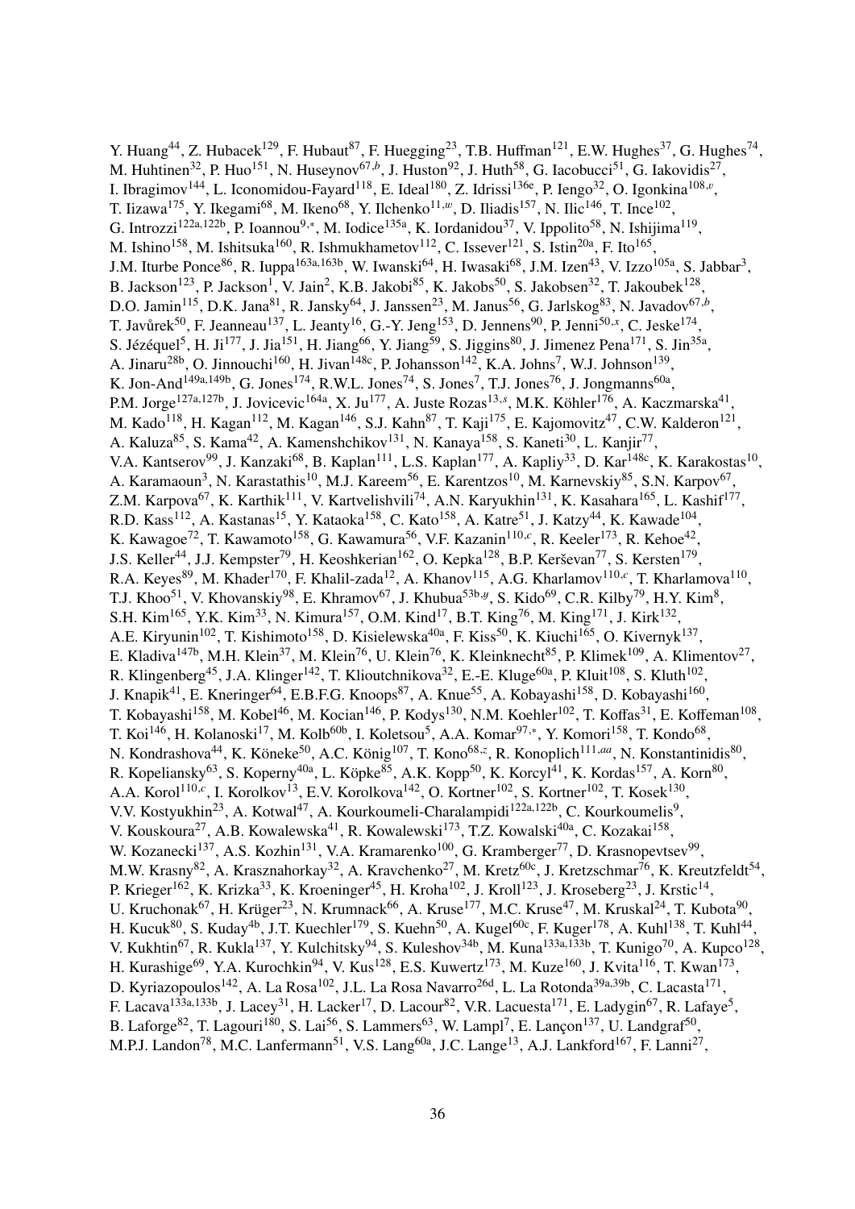Y. Huang[44], Z. Hubacek[129], F. Hubaut[87], F. Huegging[23], T.B. Huffman[121], E.W. Hughes[37], G. Hughes[74], M. Huhtinen[32], P. Huo[151], N. Huseynov[67,b], J. Huston[92], J. Huth[58], G. Iacobucci[51], G. Iakovidis[27], I. Ibragimov[144], L. Iconomidou-Fayard[118], E. Ideal[180], Z. Idrissi[136e], P. Iengo[32], O. Igonkina[108,v], T. Iizawa[175], Y. Ikegami[68], M. Ikeno[68], Y. Ilchenko[11,w], D. Iliadis[157], N. Ilic[146], T. Ince[102], G. Introzzi[122a,122b], P. Ioannou[9,*], M. Iodice[135a], K. Iordanidou[37], V. Ippolito[58], N. Ishijima[119], M. Ishino[158], M. Ishitsuka[160], R. Ishmukhametov[112], C. Issever[121], S. Istin[20a], F. Ito[165], J.M. Iturbe Ponce[86], R. Iuppa[163a,163b], W. Iwanski[64], H. Iwasaki[68], J.M. Izen[43], V. Izzo[105a], S. Jabbar[3], B. Jackson[123], P. Jackson[1], V. Jain[2], K.B. Jakobi[85], K. Jakobs[50], S. Jakobsen[32], T. Jakoubek[128], D.O. Jamin[115], D.K. Jana[81], R. Jansky[64], J. Janssen[23], M. Janus[56], G. Jarlskog[83], N. Javadov[67,b], T. Javůrek[50], F. Jeanneau[137], L. Jeanty[16], G.-Y. Jeng[153], D. Jennens[90], P. Jenni[50,x], C. Jeske[174], S. Jézéquel[5], H. Ji[177], J. Jia[151], H. Jiang[66], Y. Jiang[59], S. Jiggins[80], J. Jimenez Pena[171], S. Jin[35a], A. Jinaru[28b], O. Jinnouchi[160], H. Jivan[148c], P. Johansson[142], K.A. Johns[7], W.J. Johnson[139], K. Jon-And[149a,149b], G. Jones[174], R.W.L. Jones[74], S. Jones[7], T.J. Jones[76], J. Jongmanns[60a], P.M. Jorge[127a,127b], J. Jovicevic[164a], X. Ju[177], A. Juste Rozas[13,s], M.K. Köhler[176], A. Kaczmarska[41], M. Kado[118], H. Kagan[112], M. Kagan[146], S.J. Kahn[87], T. Kaji[175], E. Kajomovitz[47], C.W. Kalderon[121], A. Kaluza[85], S. Kama[42], A. Kamenshchikov[131], N. Kanaya[158], S. Kaneti[30], L. Kanjir[77], V.A. Kantserov[99], J. Kanzaki[68], B. Kaplan[111], L.S. Kaplan[177], A. Kapliy[33], D. Kar[148c], K. Karakostas[10], A. Karamaoun[3], N. Karastathis[10], M.J. Kareem[56], E. Karentzos[10], M. Karnevskiy[85], S.N. Karpov[67], Z.M. Karpova[67], K. Karthik[111], V. Kartvelishvili[74], A.N. Karyukhin[131], K. Kasahara[165], L. Kashif[177], R.D. Kass[112], A. Kastanas[15], Y. Kataoka[158], C. Kato[158], A. Katre[51], J. Katzy[44], K. Kawade[104], K. Kawagoe[72], T. Kawamoto[158], G. Kawamura[56], V.F. Kazanin[110,c], R. Keeler[173], R. Kehoe[42], J.S. Keller[44], J.J. Kempster[79], H. Keoshkerian[162], O. Kepka[128], B.P. Kerševan[77], S. Kersten[179], R.A. Keyes[89], M. Khader[170], F. Khalil-zada[12], A. Khanov[115], A.G. Kharlamov[110,c], T. Kharlamova[110], T.J. Khoo[51], V. Khovanskiy[98], E. Khramov[67], J. Khubua[53b,y], S. Kido[69], C.R. Kilby[79], H.Y. Kim[8], S.H. Kim[165], Y.K. Kim[33], N. Kimura[157], O.M. Kind[17], B.T. King[76], M. King[171], J. Kirk[132], A.E. Kiryunin[102], T. Kishimoto[158], D. Kisielewska[40a], F. Kiss[50], K. Kiuchi[165], O. Kivernyk[137], E. Kladiva[147b], M.H. Klein[37], M. Klein[76], U. Klein[76], K. Kleinknecht[85], P. Klimek[109], A. Klimentov[27], R. Klingenberg[45], J.A. Klinger[142], T. Klioutchnikova[32], E.-E. Kluge[60a], P. Kluit[108], S. Kluth[102], J. Knapik[41], E. Kneringer[64], E.B.F.G. Knoops[87], A. Knue[55], A. Kobayashi[158], D. Kobayashi[160], T. Kobayashi[158], M. Kobel[46], M. Kocian[146], P. Kodys[130], N.M. Koehler[102], T. Koffas[31], E. Koffeman[108], T. Koi[146], H. Kolanoski[17], M. Kolb[60b], I. Koletsou[5], A.A. Komar[97,*], Y. Komori[158], T. Kondo[68], N. Kondrashova[44], K. Köneke[50], A.C. König[107], T. Kono[68,z], R. Konoplich[111,aa], N. Konstantinidis[80], R. Kopeliansky[63], S. Koperny[40a], L. Köpke[85], A.K. Kopp[50], K. Korcyl[41], K. Kordas[157], A. Korn[80], A.A. Korol[110,c], I. Korolkov[13], E.V. Korolkova[142], O. Kortner[102], S. Kortner[102], T. Kosek[130], V.V. Kostyukhin[23], A. Kotwal[47], A. Kourkoumeli-Charalampidi[122a,122b], C. Kourkoumelis[9], V. Kouskoura[27], A.B. Kowalewska[41], R. Kowalewski[173], T.Z. Kowalski[40a], C. Kozakai[158], W. Kozanecki[137], A.S. Kozhin[131], V.A. Kramarenko[100], G. Kramberger[77], D. Krasnopevtsev[99], M.W. Krasny[82], A. Krasznahorkay[32], A. Kravchenko[27], M. Kretz[60c], J. Kretzschmar[76], K. Kreutzfeldt[54], P. Krieger[162], K. Krizka[33], K. Kroeninger[45], H. Kroha[102], J. Kroll[123], J. Kroseberg[23], J. Krstic[14], U. Kruchonak[67], H. Krüger[23], N. Krumnack[66], A. Kruse[177], M.C. Kruse[47], M. Kruskal[24], T. Kubota[90], H. Kucuk[80], S. Kuday[4b], J.T. Kuechler[179], S. Kuehn[50], A. Kugel[60c], F. Kuger[178], A. Kuhl[138], T. Kuhl[44], V. Kukhtin[67], R. Kukla[137], Y. Kulchitsky[94], S. Kuleshov[34b], M. Kuna[133a,133b], T. Kunigo[70], A. Kupco[128], H. Kurashige[69], Y.A. Kurochkin[94], V. Kus[128], E.S. Kuwertz[173], M. Kuze[160], J. Kvita[116], T. Kwan[173], D. Kyriazopoulos[142], A. La Rosa[102], J.L. La Rosa Navarro[26d], L. La Rotonda[39a,39b], C. Lacasta[171], F. Lacava[133a,133b], J. Lacey[31], H. Lacker[17], D. Lacour[82], V.R. Lacuesta[171], E. Ladygin[67], R. Lafaye[5], B. Laforge[82], T. Lagouri[180], S. Lai[56], S. Lammers[63], W. Lampl[7], E. Lançon[137], U. Landgraf[50], M.P.J. Landon[78], M.C. Lanfermann[51], V.S. Lang[60a], J.C. Lange[13], A.J. Lankford[167], F. Lanni[27],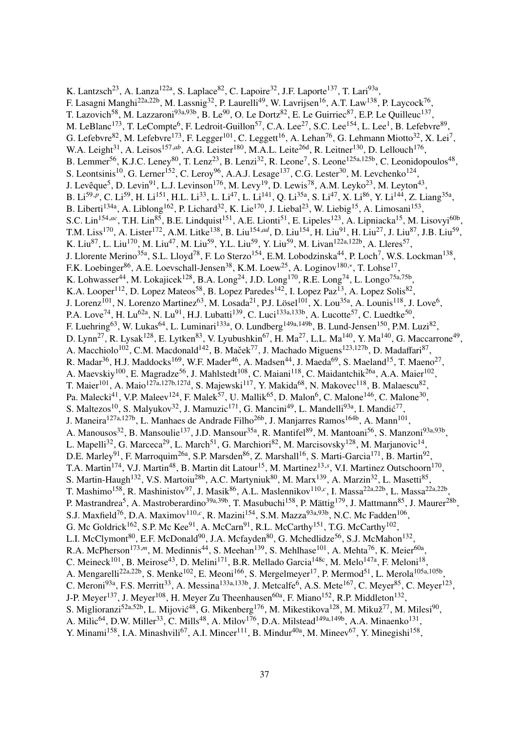K. Lantzsch[23], A. Lanza[122a], S. Laplace[82], C. Lapoire[32], J.F. Laporte[137], T. Lari[93a], F. Lasagni Manghi[22a,22b], M. Lassnig[32], P. Laurelli[49], W. Lavrijsen[16], A.T. Law[138], P. Laycock[76], T. Lazovich[58], M. Lazzaroni[93a,93b], B. Le[90], O. Le Dortz[82], E. Le Guirriec[87], E.P. Le Quilleuc[137], M. LeBlanc[173], T. LeCompte[6], F. Ledroit-Guillon[57], C.A. Lee[27], S.C. Lee[154], L. Lee[1], B. Lefebvre[89], G. Lefebvre[82], M. Lefebvre[173], F. Legger[101], C. Leggett[16], A. Lehan[76], G. Lehmann Miotto[32], X. Lei[7], W.A. Leight[31], A. Leisos[157,ab], A.G. Leister[180], M.A.L. Leite[26d], R. Leitner[130], D. Lellouch[176], B. Lemmer[56], K.J.C. Leney[80], T. Lenz[23], B. Lenzi[32], R. Leone[7], S. Leone[125a,125b], C. Leonidopoulos[48], S. Leontsinis[10], G. Lerner[152], C. Leroy[96], A.A.J. Lesage[137], C.G. Lester[30], M. Levchenko[124], J. Levêque[5], D. Levin[91], L.J. Levinson[176], M. Levy[19], D. Lewis[78], A.M. Leyko[23], M. Leyton[43], B. Li[59,p], C. Li[59], H. Li[151], H.L. Li[33], L. Li[47], L. Li[141], Q. Li[35a], S. Li[47], X. Li[86], Y. Li[144], Z. Liang[35a], B. Liberti[134a], A. Liblong[162], P. Lichard[32], K. Lie[170], J. Liebal[23], W. Liebig[15], A. Limosani[153], S.C. Lin[154,ac], T.H. Lin[85], B.E. Lindquist[151], A.E. Lionti[51], E. Lipeles[123], A. Lipniacka[15], M. Lisovyi[60b], T.M. Liss[170], A. Lister[172], A.M. Litke[138], B. Liu[154,ad], D. Liu[154], H. Liu[91], H. Liu[27], J. Liu[87], J.B. Liu[59], K. Liu[87], L. Liu[170], M. Liu[47], M. Liu[59], Y.L. Liu[59], Y. Liu[59], M. Livan[122a,122b], A. Lleres[57], J. Llorente Merino[35a], S.L. Lloyd[78], F. Lo Sterzo[154], E.M. Lobodzinska[44], P. Loch[7], W.S. Lockman[138], F.K. Loebinger[86], A.E. Loevschall-Jensen[38], K.M. Loew[25], A. Loginov[180,*], T. Lohse[17], K. Lohwasser[44], M. Lokajicek[128], B.A. Long[24], J.D. Long[170], R.E. Long[74], L. Longo[75a,75b], K.A. Looper[112], D. Lopez Mateos[58], B. Lopez Paredes[142], I. Lopez Paz[13], A. Lopez Solis[82], J. Lorenz[101], N. Lorenzo Martinez[63], M. Losada[21], P.J. Lösel[101], X. Lou[35a], A. Lounis[118], J. Love[6], P.A. Love[74], H. Lu[62a], N. Lu[91], H.J. Lubatti[139], C. Luci[133a,133b], A. Lucotte[57], C. Luedtke[50], F. Luehring[63], W. Lukas[64], L. Luminari[133a], O. Lundberg[149a,149b], B. Lund-Jensen[150], P.M. Luzi[82], D. Lynn[27], R. Lysak[128], E. Lytken[83], V. Lyubushkin[67], H. Ma[27], L.L. Ma[140], Y. Ma[140], G. Maccarrone[49], A. Macchiolo[102], C.M. Macdonald[142], B. Maček[77], J. Machado Miguens[123,127b], D. Madaffari[87], R. Madar[36], H.J. Maddocks[169], W.F. Mader[46], A. Madsen[44], J. Maeda[69], S. Maeland[15], T. Maeno[27], A. Maevskiy[100], E. Magradze[56], J. Mahlstedt[108], C. Maiani[118], C. Maidantchik[26a], A.A. Maier[102], T. Maier[101], A. Maio[127a,127b,127d], S. Majewski[117], Y. Makida[68], N. Makovec[118], B. Malaescu[82], Pa. Malecki[41], V.P. Maleev[124], F. Malek[57], U. Mallik[65], D. Malon[6], C. Malone[146], C. Malone[30], S. Maltezos[10], S. Malyukov[32], J. Mamuzic[171], G. Mancini[49], L. Mandelli[93a], I. Mandić[77], J. Maneira[127a,127b], L. Manhaes de Andrade Filho[26b], J. Manjarres Ramos[164b], A. Mann[101], A. Manousos[32], B. Mansoulie[137], J.D. Mansour[35a], R. Mantifel[89], M. Mantoani[56], S. Manzoni[93a,93b], L. Mapelli[32], G. Marceca[29], L. March[51], G. Marchiori[82], M. Marcisovsky[128], M. Marjanovic[14], D.E. Marley[91], F. Marroquim[26a], S.P. Marsden[86], Z. Marshall[16], S. Marti-Garcia[171], B. Martin[92], T.A. Martin[174], V.J. Martin[48], B. Martin dit Latour[15], M. Martinez[13,s], V.I. Martinez Outschoorn[170], S. Martin-Haugh[132], V.S. Martoiu[28b], A.C. Martyniuk[80], M. Marx[139], A. Marzin[32], L. Masetti[85], T. Mashimo[158], R. Mashinistov[97], J. Masik[86], A.L. Maslennikov[110,c], I. Massa[22a,22b], L. Massa[22a,22b], P. Mastrandrea[5], A. Mastroberardino[39a,39b], T. Masubuchi[158], P. Mättig[179], J. Mattmann[85], J. Maurer[28b], S.J. Maxfield[76], D.A. Maximov[110,c], R. Mazini[154], S.M. Mazza[93a,93b], N.C. Mc Fadden[106], G. Mc Goldrick[162], S.P. Mc Kee[91], A. McCarn[91], R.L. McCarthy[151], T.G. McCarthy[102], L.I. McClymont[80], E.F. McDonald[90], J.A. Mcfayden[80], G. Mchedlidze[56], S.J. McMahon[132], R.A. McPherson[173,m], M. Medinnis[44], S. Meehan[139], S. Mehlhase[101], A. Mehta[76], K. Meier[60a], C. Meineck[101], B. Meirose[43], D. Melini[171], B.R. Mellado Garcia[148c], M. Melo[147a], F. Meloni[18], A. Mengarelli[22a,22b], S. Menke[102], E. Meoni[166], S. Mergelmeyer[17], P. Mermod[51], L. Merola[105a,105b], C. Meroni[93a], F.S. Merritt[33], A. Messina[133a,133b], J. Metcalfe[6], A.S. Mete[167], C. Meyer[85], C. Meyer[123], J-P. Meyer[137], J. Meyer[108], H. Meyer Zu Theenhausen[60a], F. Miano[152], R.P. Middleton[132], S. Miglioranzi[52a,52b], L. Mijović[48], G. Mikenberg[176], M. Mikestikova[128], M. Mikuž[77], M. Milesi[90], A. Milic[64], D.W. Miller[33], C. Mills[48], A. Milov[176], D.A. Milstead[149a,149b], A.A. Minaenko[131], Y. Minami[158], I.A. Minashvili[67], A.I. Mincer[111], B. Mindur[40a], M. Mineev[67], Y. Minegishi[158],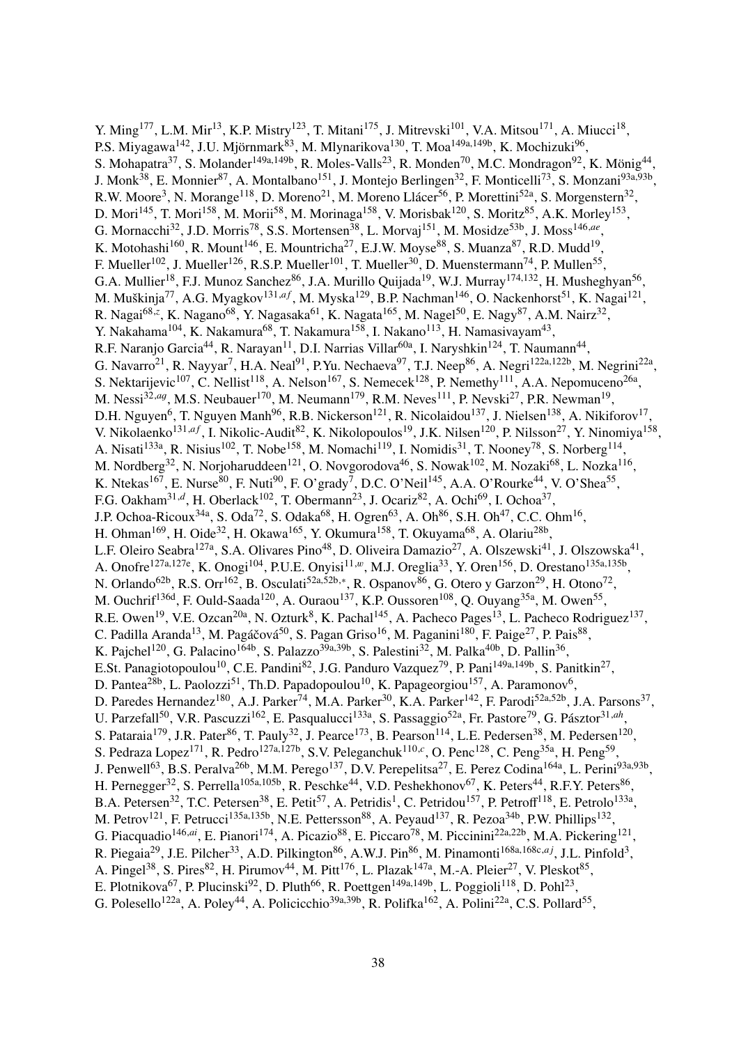Y. Ming[177], L.M. Mir[13], K.P. Mistry[123], T. Mitani[175], J. Mitrevski[101], V.A. Mitsou[171], A. Miucci[18], P.S. Miyagawa[142], J.U. Mjörnmark[83], M. Mlynarikova[130], T. Moa[149a,149b], K. Mochizuki[96], S. Mohapatra[37], S. Molander[149a,149b], R. Moles-Valls[23], R. Monden[70], M.C. Mondragon[92], K. Mönig[44], J. Monk[38], E. Monnier[87], A. Montalbano[151], J. Montejo Berlingen[32], F. Monticelli[73], S. Monzani[93a,93b], R.W. Moore[3], N. Morange[118], D. Moreno[21], M. Moreno Llácer[56], P. Morettini[52a], S. Morgenstern[32], D. Mori[145], T. Mori[158], M. Morii[58], M. Morinaga[158], V. Morisbak[120], S. Moritz[85], A.K. Morley[153], G. Mornacchi[32], J.D. Morris[78], S.S. Mortensen[38], L. Morvaj[151], M. Mosidze[53b], J. Moss[146,ae], K. Motohashi[160], R. Mount[146], E. Mountricha[27], E.J.W. Moyse[88], S. Muanza[87], R.D. Mudd[19], F. Mueller[102], J. Mueller[126], R.S.P. Mueller[101], T. Mueller[30], D. Muenstermann[74], P. Mullen[55], G.A. Mullier[18], F.J. Munoz Sanchez[86], J.A. Murillo Quijada[19], W.J. Murray[174,132], H. Musheghyan[56], M. Muškinja[77], A.G. Myagkov[131,af], M. Myska[129], B.P. Nachman[146], O. Nackenhorst[51], K. Nagai[121], R. Nagai[68,z], K. Nagano[68], Y. Nagasaka[61], K. Nagata[165], M. Nagel[50], E. Nagy[87], A.M. Nairz[32], Y. Nakahama[104], K. Nakamura[68], T. Nakamura[158], I. Nakano[113], H. Namasivayam[43], R.F. Naranjo Garcia[44], R. Narayan[11], D.I. Narrias Villar[60a], I. Naryshkin[124], T. Naumann[44], G. Navarro[21], R. Nayyar[7], H.A. Neal[91], P.Yu. Nechaeva[97], T.J. Neep[86], A. Negri[122a,122b], M. Negrini[22a], S. Nektarijevic[107], C. Nellist[118], A. Nelson[167], S. Nemecek[128], P. Nemethy[111], A.A. Nepomuceno[26a], M. Nessi[32,ag], M.S. Neubauer[170], M. Neumann[179], R.M. Neves[111], P. Nevski[27], P.R. Newman[19], D.H. Nguyen[6], T. Nguyen Manh[96], R.B. Nickerson[121], R. Nicolaidou[137], J. Nielsen[138], A. Nikiforov[17], V. Nikolaenko[131,af], I. Nikolic-Audit[82], K. Nikolopoulos[19], J.K. Nilsen[120], P. Nilsson[27], Y. Ninomiya[158], A. Nisati[133a], R. Nisius[102], T. Nobe[158], M. Nomachi[119], I. Nomidis[31], T. Nooney[78], S. Norberg[114], M. Nordberg[32], N. Norjoharuddeen[121], O. Novgorodova[46], S. Nowak[102], M. Nozaki[68], L. Nozka[116], K. Ntekas[167], E. Nurse[80], F. Nuti[90], F. O'grady[7], D.C. O'Neil[145], A.A. O'Rourke[44], V. O'Shea[55], F.G. Oakham[31,d], H. Oberlack[102], T. Obermann[23], J. Ocariz[82], A. Ochi[69], I. Ochoa[37], J.P. Ochoa-Ricoux[34a], S. Oda[72], S. Odaka[68], H. Ogren[63], A. Oh[86], S.H. Oh[47], C.C. Ohm[16], H. Ohman[169], H. Oide[32], H. Okawa[165], Y. Okumura[158], T. Okuyama[68], A. Olariu[28b], L.F. Oleiro Seabra[127a], S.A. Olivares Pino[48], D. Oliveira Damazio[27], A. Olszewski[41], J. Olszowska[41], A. Onofre[127a,127e], K. Onogi[104], P.U.E. Onyisi[11,w], M.J. Oreglia[33], Y. Oren[156], D. Orestano[135a,135b], N. Orlando[62b], R.S. Orr[162], B. Osculati[52a,52b,*], R. Ospanov[86], G. Otero y Garzon[29], H. Otono[72], M. Ouchrif[136d], F. Ould-Saada[120], A. Ouraou[137], K.P. Oussoren[108], Q. Ouyang[35a], M. Owen[55], R.E. Owen[19], V.E. Ozcan[20a], N. Ozturk[8], K. Pachal[145], A. Pacheco Pages[13], L. Pacheco Rodriguez[137], C. Padilla Aranda[13], M. Pagáčová[50], S. Pagan Griso[16], M. Paganini[180], F. Paige[27], P. Pais[88], K. Pajchel[120], G. Palacino[164b], S. Palazzo[39a,39b], S. Palestini[32], M. Palka[40b], D. Pallin[36], E.St. Panagiotopoulou[10], C.E. Pandini[82], J.G. Panduro Vazquez[79], P. Pani[149a,149b], S. Panitkin[27], D. Pantea[28b], L. Paolozzi[51], Th.D. Papadopoulou[10], K. Papageorgiou[157], A. Paramonov[6], D. Paredes Hernandez[180], A.J. Parker[74], M.A. Parker[30], K.A. Parker[142], F. Parodi[52a,52b], J.A. Parsons[37], U. Parzefall[50], V.R. Pascuzzi[162], E. Pasqualucci[133a], S. Passaggio[52a], Fr. Pastore[79], G. Pásztor[31,ah], S. Pataraia[179], J.R. Pater[86], T. Pauly[32], J. Pearce[173], B. Pearson[114], L.E. Pedersen[38], M. Pedersen[120], S. Pedraza Lopez[171], R. Pedro[127a,127b], S.V. Peleganchuk[110,c], O. Penc[128], C. Peng[35a], H. Peng[59], J. Penwell[63], B.S. Peralva[26b], M.M. Perego[137], D.V. Perepelitsa[27], E. Perez Codina[164a], L. Perini[93a,93b], H. Pernegger[32], S. Perrella[105a,105b], R. Peschke[44], V.D. Peshekhonov[67], K. Peters[44], R.F.Y. Peters[86], B.A. Petersen[32], T.C. Petersen[38], E. Petit[57], A. Petridis[1], C. Petridou[157], P. Petroff[118], E. Petrolo[133a], M. Petrov[121], F. Petrucci[135a,135b], N.E. Pettersson[88], A. Peyaud[137], R. Pezoa[34b], P.W. Phillips[132], G. Piacquadio[146,ai], E. Pianori[174], A. Picazio[88], E. Piccaro[78], M. Piccinini[22a,22b], M.A. Pickering[121], R. Piegaia[29], J.E. Pilcher[33], A.D. Pilkington[86], A.W.J. Pin[86], M. Pinamonti[168a,168c,aj], J.L. Pinfold[3], A. Pingel[38], S. Pires[82], H. Pirumov[44], M. Pitt[176], L. Plazak[147a], M.-A. Pleier[27], V. Pleskot[85], E. Plotnikova[67], P. Plucinski[92], D. Pluth[66], R. Poettgen[149a,149b], L. Poggioli[118], D. Pohl[23], G. Polesello[122a], A. Poley[44], A. Policicchio[39a,39b], R. Polifka[162], A. Polini[22a], C.S. Pollard[55],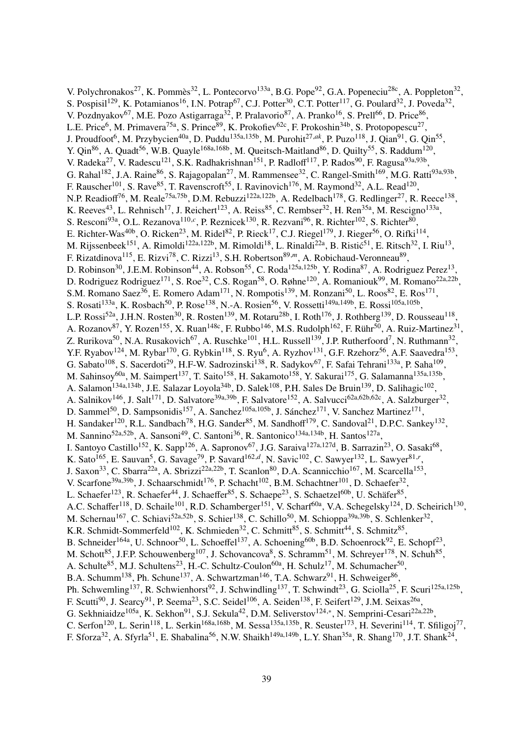V. Polychronakos[27], K. Pommès[32], L. Pontecorvo[133a], B.G. Pope[92], G.A. Popeneciu[28c], A. Poppleton[32], S. Pospisil[129], K. Potamianos[16], I.N. Potrap[67], C.J. Potter[30], C.T. Potter[117], G. Poulard[32], J. Poveda[32], V. Pozdnyakov[67], M.E. Pozo Astigarraga[32], P. Pralavorio[87], A. Pranko[16], S. Prell[66], D. Price[86], L.E. Price[6], M. Primavera[75a], S. Prince[89], K. Prokofiev[62c], F. Prokoshin[34b], S. Protopopescu[27], J. Proudfoot[6], M. Przybycien[40a], D. Puddu[135a,135b], M. Purohit[27,ak], P. Puzo[118], J. Qian[91], G. Qin[55], Y. Qin[86], A. Quadt[56], W.B. Quayle[168a,168b], M. Queitsch-Maitland[86], D. Quilty[55], S. Raddum[120], V. Radeka[27], V. Radescu[121], S.K. Radhakrishnan[151], P. Radloff[117], P. Rados[90], F. Ragusa[93a,93b], G. Rahal[182], J.A. Raine[86], S. Rajagopalan[27], M. Rammensee[32], C. Rangel-Smith[169], M.G. Ratti[93a,93b], F. Rauscher[101], S. Rave[85], T. Ravenscroft[55], I. Ravinovich[176], M. Raymond[32], A.L. Read[120], N.P. Readioff[76], M. Reale[75a,75b], D.M. Rebuzzi[122a,122b], A. Redelbach[178], G. Redlinger[27], R. Reece[138], K. Reeves[43], L. Rehnisch[17], J. Reichert[123], A. Reiss[85], C. Rembser[32], H. Ren[35a], M. Rescigno[133a], S. Resconi[93a], O.L. Rezanova[110,c], P. Reznicek[130], R. Rezvani[96], R. Richter[102], S. Richter[80], E. Richter-Was[40b], O. Ricken[23], M. Ridel[82], P. Rieck[17], C.J. Riegel[179], J. Rieger[56], O. Rifki[114], M. Rijssenbeek[151], A. Rimoldi[122a,122b], M. Rimoldi[18], L. Rinaldi[22a], B. Ristić[51], E. Ritsch[32], I. Riu[13], F. Rizatdinova[115], E. Rizvi[78], C. Rizzi[13], S.H. Robertson[89,m], A. Robichaud-Veronneau[89], D. Robinson[30], J.E.M. Robinson[44], A. Robson[55], C. Roda[125a,125b], Y. Rodina[87], A. Rodriguez Perez[13], D. Rodriguez Rodriguez[171], S. Roe[32], C.S. Rogan[58], O. Røhne[120], A. Romaniouk[99], M. Romano[22a,22b], S.M. Romano Saez[36], E. Romero Adam[171], N. Rompotis[139], M. Ronzani[50], L. Roos[82], E. Ros[171], S. Rosati[133a], K. Rosbach[50], P. Rose[138], N.-A. Rosien[56], V. Rossetti[149a,149b], E. Rossi[105a,105b], L.P. Rossi[52a], J.H.N. Rosten[30], R. Rosten[139], M. Rotaru[28b], I. Roth[176], J. Rothberg[139], D. Rousseau[118], A. Rozanov[87], Y. Rozen[155], X. Ruan[148c], F. Rubbo[146], M.S. Rudolph[162], F. Rühr[50], A. Ruiz-Martinez[31], Z. Rurikova[50], N.A. Rusakovich[67], A. Ruschke[101], H.L. Russell[139], J.P. Rutherfoord[7], N. Ruthmann[32], Y.F. Ryabov[124], M. Rybar[170], G. Rybkin[118], S. Ryu[6], A. Ryzhov[131], G.F. Rzehorz[56], A.F. Saavedra[153], G. Sabato[108], S. Sacerdoti[29], H-F.W. Sadrozinski[138], R. Sadykov[67], F. Safai Tehrani[133a], P. Saha[109], M. Sahinsoy[60a], M. Saimpert[137], T. Saito[158], H. Sakamoto[158], Y. Sakurai[175], G. Salamanna[135a,135b], A. Salamon[134a,134b], J.E. Salazar Loyola[34b], D. Salek[108], P.H. Sales De Bruin[139], D. Salihagic[102], A. Salnikov[146], J. Salt[171], D. Salvatore[39a,39b], F. Salvatore[152], A. Salvucci[62a,62b,62c], A. Salzburger[32], D. Sammel[50], D. Sampsonidis[157], A. Sanchez[105a,105b], J. Sánchez[171], V. Sanchez Martinez[171], H. Sandaker[120], R.L. Sandbach[78], H.G. Sander[85], M. Sandhoff[179], C. Sandoval[21], D.P.C. Sankey[132], M. Sannino[52a,52b], A. Sansoni[49], C. Santoni[36], R. Santonico[134a,134b], H. Santos[127a], I. Santoyo Castillo[152], K. Sapp[126], A. Sapronov[67], J.G. Saraiva[127a,127d], B. Sarrazin[23], O. Sasaki[68], K. Sato[165], E. Sauvan[5], G. Savage[79], P. Savard[162,d], N. Savic[102], C. Sawyer[132], L. Sawyer[81,r], J. Saxon[33], C. Sbarra[22a], A. Sbrizzi[22a,22b], T. Scanlon[80], D.A. Scannicchio[167], M. Scarcella[153], V. Scarfone[39a,39b], J. Schaarschmidt[176], P. Schacht[102], B.M. Schachtner[101], D. Schaefer[32], L. Schaefer[123], R. Schaefer[44], J. Schaeffer[85], S. Schaepe[23], S. Schaetzel[60b], U. Schäfer[85], A.C. Schaffer[118], D. Schaile[101], R.D. Schamberger[151], V. Scharf[60a], V.A. Schegelsky[124], D. Scheirich[130], M. Schernau[167], C. Schiavi[52a,52b], S. Schier[138], C. Schillo[50], M. Schioppa[39a,39b], S. Schlenker[32], K.R. Schmidt-Sommerfeld[102], K. Schmieden[32], C. Schmitt[85], S. Schmitt[44], S. Schmitz[85], B. Schneider[164a], U. Schnoor[50], L. Schoeffel[137], A. Schoening[60b], B.D. Schoenrock[92], E. Schopf[23], M. Schott[85], J.F.P. Schouwenberg[107], J. Schovancova[8], S. Schramm[51], M. Schreyer[178], N. Schuh[85], A. Schulte[85], M.J. Schultens[23], H.-C. Schultz-Coulon[60a], H. Schulz[17], M. Schumacher[50], B.A. Schumm[138], Ph. Schune[137], A. Schwartzman[146], T.A. Schwarz[91], H. Schweiger[86], Ph. Schwemling[137], R. Schwienhorst[92], J. Schwindling[137], T. Schwindt[23], G. Sciolla[25], F. Scuri[125a,125b], F. Scutti[90], J. Searcy[91], P. Seema[23], S.C. Seidel[106], A. Seiden[138], F. Seifert[129], J.M. Seixas[26a], G. Sekhniaidze[105a], K. Sekhon[91], S.J. Sekula[42], D.M. Seliverstov[124,*], N. Semprini-Cesari[22a,22b], C. Serfon[120], L. Serin[118], L. Serkin[168a,168b], M. Sessa[135a,135b], R. Seuster[173], H. Severini[114], T. Sfiligoj[77], F. Sforza[32], A. Sfyrla[51], E. Shabalina[56], N.W. Shaikh[149a,149b], L.Y. Shan[35a], R. Shang[170], J.T. Shank[24],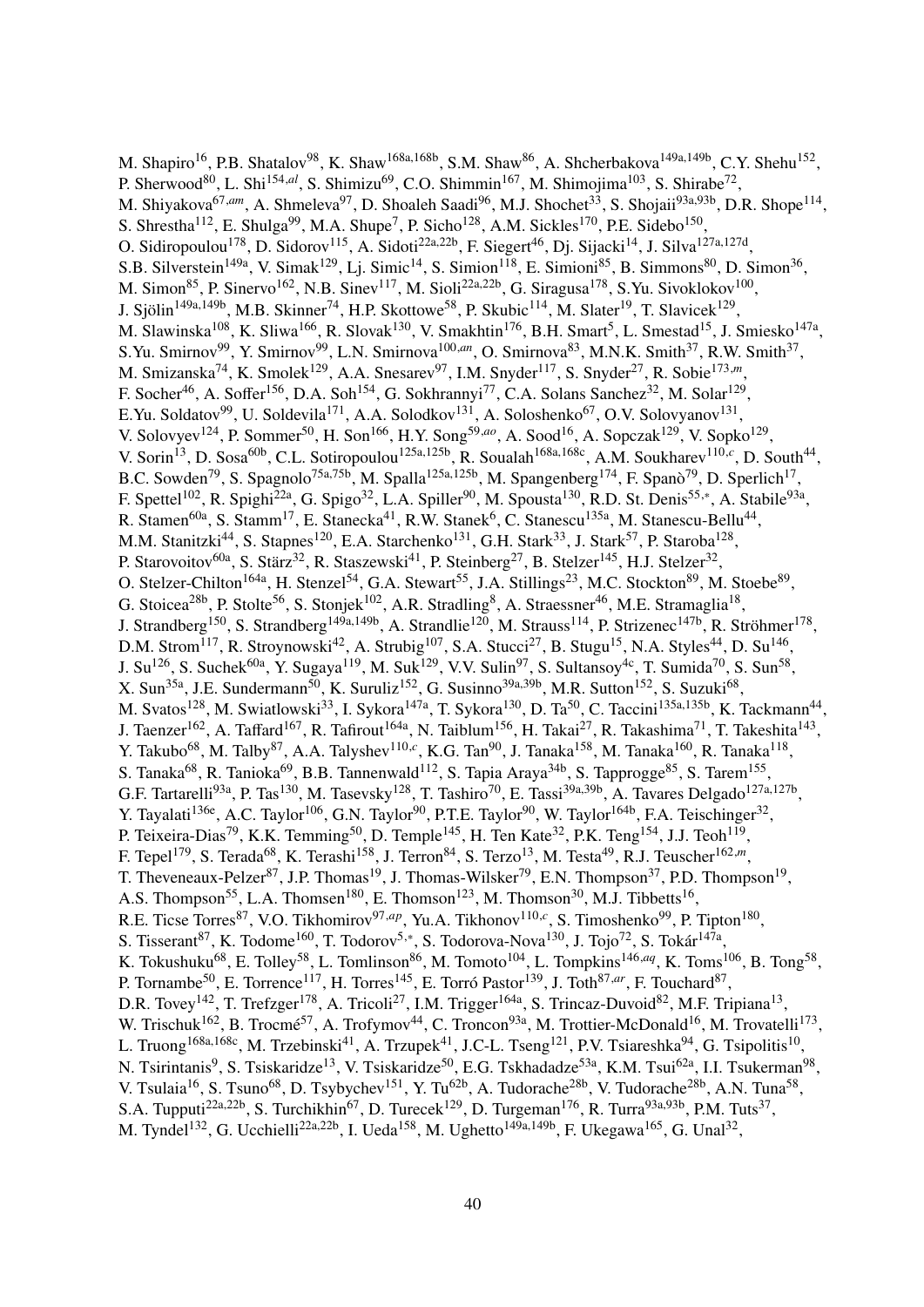M. Shapiro[16], P.B. Shatalov[98], K. Shaw[168a,168b], S.M. Shaw[86], A. Shcherbakova[149a,149b], C.Y. Shehu[152], P. Sherwood[80], L. Shi[154,al], S. Shimizu[69], C.O. Shimmin[167], M. Shimojima[103], S. Shirabe[72], M. Shiyakova[67,am], A. Shmeleva[97], D. Shoaleh Saadi[96], M.J. Shochet[33], S. Shojaii[93a,93b], D.R. Shope[114], S. Shrestha[112], E. Shulga[99], M.A. Shupe[7], P. Sicho[128], A.M. Sickles[170], P.E. Sidebo[150], O. Sidiropoulou[178], D. Sidorov[115], A. Sidoti[22a,22b], F. Siegert[46], Dj. Sijacki[14], J. Silva[127a,127d], S.B. Silverstein[149a], V. Simak[129], Lj. Simic[14], S. Simion[118], E. Simioni[85], B. Simmons[80], D. Simon[36], M. Simon[85], P. Sinervo[162], N.B. Sinev[117], M. Sioli[22a,22b], G. Siragusa[178], S.Yu. Sivoklokov[100], J. Sjölin[149a,149b], M.B. Skinner[74], H.P. Skottowe[58], P. Skubic[114], M. Slater[19], T. Slavicek[129], M. Slawinska[108], K. Sliwa[166], R. Slovak[130], V. Smakhtin[176], B.H. Smart[5], L. Smestad[15], J. Smiesko[147a], S.Yu. Smirnov[99], Y. Smirnov[99], L.N. Smirnova[100,an], O. Smirnova[83], M.N.K. Smith[37], R.W. Smith[37], M. Smizanska[74], K. Smolek[129], A.A. Snesarev[97], I.M. Snyder[117], S. Snyder[27], R. Sobie[173,m], F. Socher[46], A. Soffer[156], D.A. Soh[154], G. Sokhrannyi[77], C.A. Solans Sanchez[32], M. Solar[129], E.Yu. Soldatov[99], U. Soldevila[171], A.A. Solodkov[131], A. Soloshenko[67], O.V. Solovyanov[131], V. Solovyev[124], P. Sommer[50], H. Son[166], H.Y. Song[59,ao], A. Sood[16], A. Sopczak[129], V. Sopko[129], V. Sorin[13], D. Sosa[60b], C.L. Sotiropoulou[125a,125b], R. Soualah[168a,168c], A.M. Soukharev[110,c], D. South[44], B.C. Sowden[79], S. Spagnolo[75a,75b], M. Spalla[125a,125b], M. Spangenberg[174], F. Spanò[79], D. Sperlich[17], F. Spettel[102], R. Spighi[22a], G. Spigo[32], L.A. Spiller[90], M. Spousta[130], R.D. St. Denis[55,*], A. Stabile[93a], R. Stamen[60a], S. Stamm[17], E. Stanecka[41], R.W. Stanek[6], C. Stanescu[135a], M. Stanescu-Bellu[44], M.M. Stanitzki[44], S. Stapnes[120], E.A. Starchenko[131], G.H. Stark[33], J. Stark[57], P. Staroba[128], P. Starovoitov[60a], S. Stärz[32], R. Staszewski[41], P. Steinberg[27], B. Stelzer[145], H.J. Stelzer[32], O. Stelzer-Chilton[164a], H. Stenzel[54], G.A. Stewart[55], J.A. Stillings[23], M.C. Stockton[89], M. Stoebe[89], G. Stoicea[28b], P. Stolte[56], S. Stonjek[102], A.R. Stradling[8], A. Straessner[46], M.E. Stramaglia[18], J. Strandberg[150], S. Strandberg[149a,149b], A. Strandlie[120], M. Strauss[114], P. Strizenec[147b], R. Ströhmer[178], D.M. Strom[117], R. Stroynowski[42], A. Strubig[107], S.A. Stucci[27], B. Stugu[15], N.A. Styles[44], D. Su[146], J. Su[126], S. Suchek[60a], Y. Sugaya[119], M. Suk[129], V.V. Sulin[97], S. Sultansoy[4c], T. Sumida[70], S. Sun[58], X. Sun[35a], J.E. Sundermann[50], K. Suruliz[152], G. Susinno[39a,39b], M.R. Sutton[152], S. Suzuki[68], M. Svatos[128], M. Swiatlowski[33], I. Sykora[147a], T. Sykora[130], D. Ta[50], C. Taccini[135a,135b], K. Tackmann[44], J. Taenzer[162], A. Taffard[167], R. Tafirout[164a], N. Taiblum[156], H. Takai[27], R. Takashima[71], T. Takeshita[143], Y. Takubo[68], M. Talby[87], A.A. Talyshev[110,c], K.G. Tan[90], J. Tanaka[158], M. Tanaka[160], R. Tanaka[118], S. Tanaka[68], R. Tanioka[69], B.B. Tannenwald[112], S. Tapia Araya[34b], S. Tapprogge[85], S. Tarem[155], G.F. Tartarelli[93a], P. Tas[130], M. Tasevsky[128], T. Tashiro[70], E. Tassi[39a,39b], A. Tavares Delgado[127a,127b], Y. Tayalati[136e], A.C. Taylor[106], G.N. Taylor[90], P.T.E. Taylor[90], W. Taylor[164b], F.A. Teischinger[32], P. Teixeira-Dias[79], K.K. Temming[50], D. Temple[145], H. Ten Kate[32], P.K. Teng[154], J.J. Teoh[119], F. Tepel[179], S. Terada[68], K. Terashi[158], J. Terron[84], S. Terzo[13], M. Testa[49], R.J. Teuscher[162,m], T. Theveneaux-Pelzer[87], J.P. Thomas[19], J. Thomas-Wilsker[79], E.N. Thompson[37], P.D. Thompson[19], A.S. Thompson[55], L.A. Thomsen[180], E. Thomson[123], M. Thomson[30], M.J. Tibbetts[16], R.E. Ticse Torres[87], V.O. Tikhomirov[97,ap], Yu.A. Tikhonov[110,c], S. Timoshenko[99], P. Tipton[180], S. Tisserant[87], K. Todome[160], T. Todorov[5,*], S. Todorova-Nova[130], J. Tojo[72], S. Tokár[147a], K. Tokushuku[68], E. Tolley[58], L. Tomlinson[86], M. Tomoto[104], L. Tompkins[146,aq], K. Toms[106], B. Tong[58], P. Tornambe[50], E. Torrence[117], H. Torres[145], E. Torró Pastor[139], J. Toth[87,ar], F. Touchard[87], D.R. Tovey[142], T. Trefzger[178], A. Tricoli[27], I.M. Trigger[164a], S. Trincaz-Duvoid[82], M.F. Tripiana[13], W. Trischuk[162], B. Trocmé[57], A. Trofymov[44], C. Troncon[93a], M. Trottier-McDonald[16], M. Trovatelli[173], L. Truong[168a,168c], M. Trzebinski[41], A. Trzupek[41], J.C-L. Tseng[121], P.V. Tsiareshka[94], G. Tsipolitis[10], N. Tsirintanis[9], S. Tsiskaridze[13], V. Tsiskaridze[50], E.G. Tskhadadze[53a], K.M. Tsui[62a], I.I. Tsukerman[98], V. Tsulaia[16], S. Tsuno[68], D. Tsybychev[151], Y. Tu[62b], A. Tudorache[28b], V. Tudorache[28b], A.N. Tuna[58], S.A. Tupputi[22a,22b], S. Turchikhin[67], D. Turecek[129], D. Turgeman[176], R. Turra[93a,93b], P.M. Tuts[37], M. Tyndel[132], G. Ucchielli[22a,22b], I. Ueda[158], M. Ughetto[149a,149b], F. Ukegawa[165], G. Unal[32],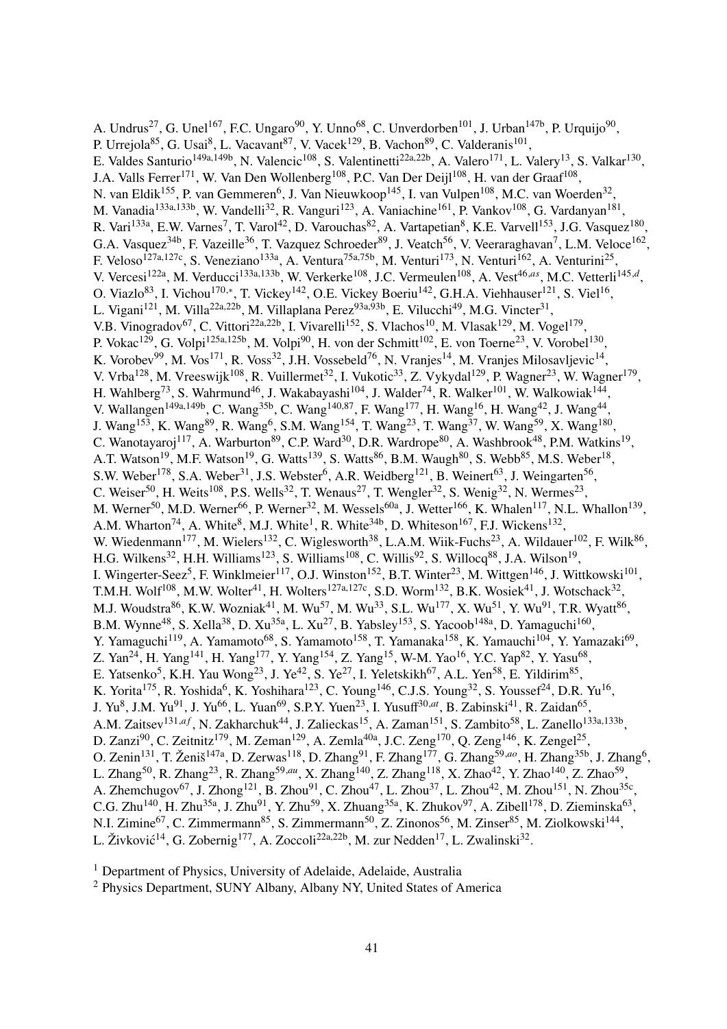A. Undrus[27], G. Unel[167], F.C. Ungaro[90], Y. Unno[68], C. Unverdorben[101], J. Urban[147b], P. Urquijo[90], P. Urrejola[85], G. Usai[8], L. Vacavant[87], V. Vacek[129], B. Vachon[89], C. Valderanis[101], E. Valdes Santurio[149a,149b], N. Valencic[108], S. Valentinetti[22a,22b], A. Valero[171], L. Valery[13], S. Valkar[130], J.A. Valls Ferrer[171], W. Van Den Wollenberg[108], P.C. Van Der Deijl[108], H. van der Graaf[108], N. van Eldik[155], P. van Gemmeren[6], J. Van Nieuwkoop[145], I. van Vulpen[108], M.C. van Woerden[32], M. Vanadia[133a,133b], W. Vandelli[32], R. Vanguri[123], A. Vaniachine[161], P. Vankov[108], G. Vardanyan[181], R. Vari[133a], E.W. Varnes[7], T. Varol[42], D. Varouchas[82], A. Vartapetian[8], K.E. Varvell[153], J.G. Vasquez[180], G.A. Vasquez[34b], F. Vazeille[36], T. Vazquez Schroeder[89], J. Veatch[56], V. Veeraraghavan[7], L.M. Veloce[162], F. Veloso[127a,127c], S. Veneziano[133a], A. Ventura[75a,75b], M. Venturi[173], N. Venturi[162], A. Venturini[25], V. Vercesi[122a], M. Verducci[133a,133b], W. Verkerke[108], J.C. Vermeulen[108], A. Vest[46,as], M.C. Vetterli[145,d], O. Viazlo[83], I. Vichou[170,*], T. Vickey[142], O.E. Vickey Boeriu[142], G.H.A. Viehhauser[121], S. Viel[16], L. Vigani[121], M. Villa[22a,22b], M. Villaplana Perez[93a,93b], E. Vilucchi[49], M.G. Vincter[31], V.B. Vinogradov[67], C. Vittori[22a,22b], I. Vivarelli[152], S. Vlachos[10], M. Vlasak[129], M. Vogel[179], P. Vokac[129], G. Volpi[125a,125b], M. Volpi[90], H. von der Schmitt[102], E. von Toerne[23], V. Vorobel[130], K. Vorobev[99], M. Vos[171], R. Voss[32], J.H. Vossebeld[76], N. Vranjes[14], M. Vranjes Milosavljevic[14], V. Vrba[128], M. Vreeswijk[108], R. Vuillermet[32], I. Vukotic[33], Z. Vykydal[129], P. Wagner[23], W. Wagner[179], H. Wahlberg[73], S. Wahrmund[46], J. Wakabayashi[104], J. Walder[74], R. Walker[101], W. Walkowiak[144], V. Wallangen[149a,149b], C. Wang[35b], C. Wang[140,87], F. Wang[177], H. Wang[16], H. Wang[42], J. Wang[44], J. Wang[153], K. Wang[89], R. Wang[6], S.M. Wang[154], T. Wang[23], T. Wang[37], W. Wang[59], X. Wang[180], C. Wanotayaroj[117], A. Warburton[89], C.P. Ward[30], D.R. Wardrope[80], A. Washbrook[48], P.M. Watkins[19], A.T. Watson[19], M.F. Watson[19], G. Watts[139], S. Watts[86], B.M. Waugh[80], S. Webb[85], M.S. Weber[18], S.W. Weber[178], S.A. Weber[31], J.S. Webster[6], A.R. Weidberg[121], B. Weinert[63], J. Weingarten[56], C. Weiser[50], H. Weits[108], P.S. Wells[32], T. Wenaus[27], T. Wengler[32], S. Wenig[32], N. Wermes[23], M. Werner[50], M.D. Werner[66], P. Werner[32], M. Wessels[60a], J. Wetter[166], K. Whalen[117], N.L. Whallon[139], A.M. Wharton[74], A. White[8], M.J. White[1], R. White[34b], D. Whiteson[167], F.J. Wickens[132], W. Wiedenmann[177], M. Wielers[132], C. Wiglesworth[38], L.A.M. Wiik-Fuchs[23], A. Wildauer[102], F. Wilk[86], H.G. Wilkens[32], H.H. Williams[123], S. Williams[108], C. Willis[92], S. Willocq[88], J.A. Wilson[19], I. Wingerter-Seez[5], F. Winklmeier[117], O.J. Winston[152], B.T. Winter[23], M. Wittgen[146], J. Wittkowski[101], T.M.H. Wolf[108], M.W. Wolter[41], H. Wolters[127a,127c], S.D. Worm[132], B.K. Wosiek[41], J. Wotschack[32], M.J. Woudstra[86], K.W. Wozniak[41], M. Wu[57], M. Wu[33], S.L. Wu[177], X. Wu[51], Y. Wu[91], T.R. Wyatt[86], B.M. Wynne[48], S. Xella[38], D. Xu[35a], L. Xu[27], B. Yabsley[153], S. Yacoob[148a], D. Yamaguchi[160], Y. Yamaguchi[119], A. Yamamoto[68], S. Yamamoto[158], T. Yamanaka[158], K. Yamauchi[104], Y. Yamazaki[69], Z. Yan[24], H. Yang[141], H. Yang[177], Y. Yang[154], Z. Yang[15], W-M. Yao[16], Y.C. Yap[82], Y. Yasu[68], E. Yatsenko[5], K.H. Yau Wong[23], J. Ye[42], S. Ye[27], I. Yeletskikh[67], A.L. Yen[58], E. Yildirim[85], K. Yorita[175], R. Yoshida[6], K. Yoshihara[123], C. Young[146], C.J.S. Young[32], S. Youssef[24], D.R. Yu[16], J. Yu[8], J.M. Yu[91], J. Yu[66], L. Yuan[69], S.P.Y. Yuen[23], I. Yusuff[30,at], B. Zabinski[41], R. Zaidan[65], A.M. Zaitsev[131,af], N. Zakharchuk[44], J. Zalieckas[15], A. Zaman[151], S. Zambito[58], L. Zanello[133a,133b], D. Zanzi[90], C. Zeitnitz[179], M. Zeman[129], A. Zemla[40a], J.C. Zeng[170], Q. Zeng[146], K. Zengel[25], O. Zenin[131], T. Ženiš[147a], D. Zerwas[118], D. Zhang[91], F. Zhang[177], G. Zhang[59,ao], H. Zhang[35b], J. Zhang[6], L. Zhang[50], R. Zhang[23], R. Zhang[59,au], X. Zhang[140], Z. Zhang[118], X. Zhao[42], Y. Zhao[140], Z. Zhao[59], A. Zhemchugov[67], J. Zhong[121], B. Zhou[91], C. Zhou[47], L. Zhou[37], L. Zhou[42], M. Zhou[151], N. Zhou[35c], C.G. Zhu[140], H. Zhu[35a], J. Zhu[91], Y. Zhu[59], X. Zhuang[35a], K. Zhukov[97], A. Zibell[178], D. Zieminska[63], N.I. Zimine[67], C. Zimmermann[85], S. Zimmermann[50], Z. Zinonos[56], M. Zinser[85], M. Ziolkowski[144], L. Živković[14], G. Zobernig[177], A. Zoccoli[22a,22b], M. zur Nedden[17], L. Zwalinski[32].

[1] Department of Physics, University of Adelaide, Adelaide, Australia

[2] Physics Department, SUNY Albany, Albany NY, United States of America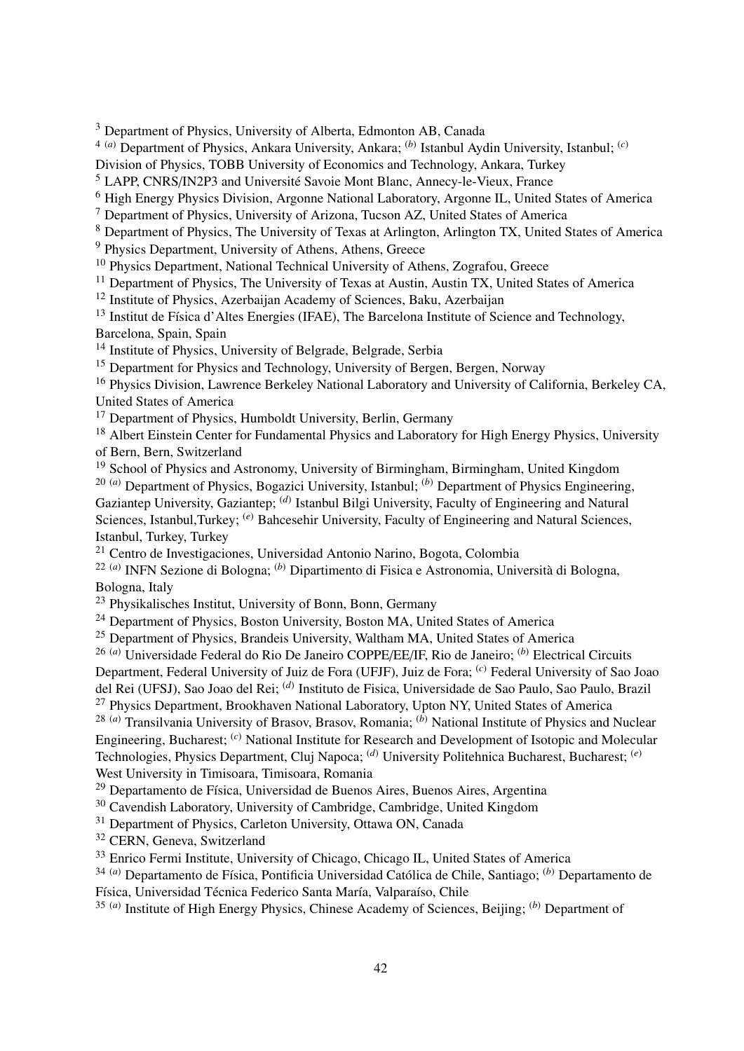[3] Department of Physics, University of Alberta, Edmonton AB, Canada

[4] [(a)] Department of Physics, Ankara University, Ankara; [(b)] Istanbul Aydin University, Istanbul; [(c)] Division of Physics, TOBB University of Economics and Technology, Ankara, Turkey

[5] LAPP, CNRS/IN2P3 and Université Savoie Mont Blanc, Annecy-le-Vieux, France

[6] High Energy Physics Division, Argonne National Laboratory, Argonne IL, United States of America

[7] Department of Physics, University of Arizona, Tucson AZ, United States of America

[8] Department of Physics, The University of Texas at Arlington, Arlington TX, United States of America

[9] Physics Department, University of Athens, Athens, Greece

[10] Physics Department, National Technical University of Athens, Zografou, Greece

[11] Department of Physics, The University of Texas at Austin, Austin TX, United States of America

[12] Institute of Physics, Azerbaijan Academy of Sciences, Baku, Azerbaijan

[13] Institut de Física d'Altes Energies (IFAE), The Barcelona Institute of Science and Technology, Barcelona, Spain, Spain

[14] Institute of Physics, University of Belgrade, Belgrade, Serbia

[15] Department for Physics and Technology, University of Bergen, Bergen, Norway

[16] Physics Division, Lawrence Berkeley National Laboratory and University of California, Berkeley CA, United States of America

[17] Department of Physics, Humboldt University, Berlin, Germany

[18] Albert Einstein Center for Fundamental Physics and Laboratory for High Energy Physics, University of Bern, Bern, Switzerland

[19] School of Physics and Astronomy, University of Birmingham, Birmingham, United Kingdom

[20] [(a)] Department of Physics, Bogazici University, Istanbul; [(b)] Department of Physics Engineering, Gaziantep University, Gaziantep; [(d)] Istanbul Bilgi University, Faculty of Engineering and Natural Sciences, Istanbul,Turkey; [(e)] Bahcesehir University, Faculty of Engineering and Natural Sciences, Istanbul, Turkey, Turkey

[21] Centro de Investigaciones, Universidad Antonio Narino, Bogota, Colombia

[22] [(a)] INFN Sezione di Bologna; [(b)] Dipartimento di Fisica e Astronomia, Università di Bologna, Bologna, Italy

[23] Physikalisches Institut, University of Bonn, Bonn, Germany

[24] Department of Physics, Boston University, Boston MA, United States of America

[25] Department of Physics, Brandeis University, Waltham MA, United States of America

[26] [(a)] Universidade Federal do Rio De Janeiro COPPE/EE/IF, Rio de Janeiro; [(b)] Electrical Circuits Department, Federal University of Juiz de Fora (UFJF), Juiz de Fora; [(c)] Federal University of Sao Joao del Rei (UFSJ), Sao Joao del Rei; [(d)] Instituto de Fisica, Universidade de Sao Paulo, Sao Paulo, Brazil

[27] Physics Department, Brookhaven National Laboratory, Upton NY, United States of America

[28] [(a)] Transilvania University of Brasov, Brasov, Romania; [(b)] National Institute of Physics and Nuclear Engineering, Bucharest; [(c)] National Institute for Research and Development of Isotopic and Molecular Technologies, Physics Department, Cluj Napoca; [(d)] University Politehnica Bucharest, Bucharest; [(e)] West University in Timisoara, Timisoara, Romania

[29] Departamento de Física, Universidad de Buenos Aires, Buenos Aires, Argentina

[30] Cavendish Laboratory, University of Cambridge, Cambridge, United Kingdom

[31] Department of Physics, Carleton University, Ottawa ON, Canada

[32] CERN, Geneva, Switzerland

[33] Enrico Fermi Institute, University of Chicago, Chicago IL, United States of America

[34] [(a)] Departamento de Física, Pontificia Universidad Católica de Chile, Santiago; [(b)] Departamento de Física, Universidad Técnica Federico Santa María, Valparaíso, Chile

[35] [(a)] Institute of High Energy Physics, Chinese Academy of Sciences, Beijing; [(b)] Department of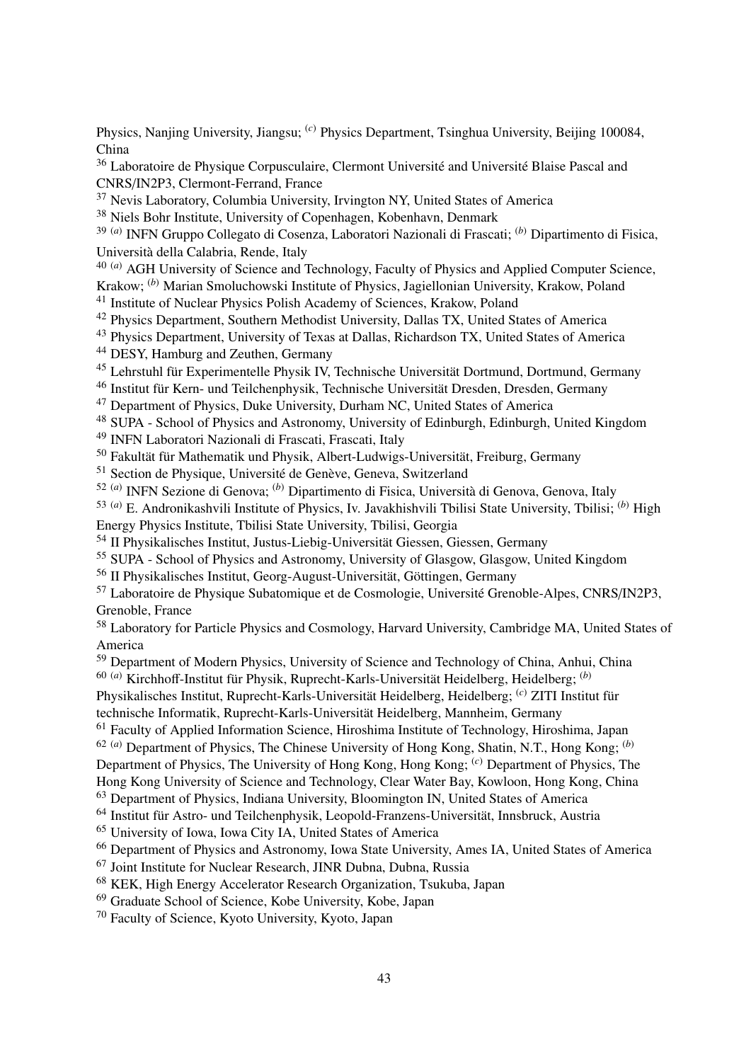Physics, Nanjing University, Jiangsu; [(c)] Physics Department, Tsinghua University, Beijing 100084, China

[36] Laboratoire de Physique Corpusculaire, Clermont Université and Université Blaise Pascal and CNRS/IN2P3, Clermont-Ferrand, France

[37] Nevis Laboratory, Columbia University, Irvington NY, United States of America

[38] Niels Bohr Institute, University of Copenhagen, Kobenhavn, Denmark

[39] [(a)] INFN Gruppo Collegato di Cosenza, Laboratori Nazionali di Frascati; [(b)] Dipartimento di Fisica, Università della Calabria, Rende, Italy

[40] [(a)] AGH University of Science and Technology, Faculty of Physics and Applied Computer Science, Krakow; [(b)] Marian Smoluchowski Institute of Physics, Jagiellonian University, Krakow, Poland

[41] Institute of Nuclear Physics Polish Academy of Sciences, Krakow, Poland

[42] Physics Department, Southern Methodist University, Dallas TX, United States of America

[43] Physics Department, University of Texas at Dallas, Richardson TX, United States of America

[44] DESY, Hamburg and Zeuthen, Germany

[45] Lehrstuhl für Experimentelle Physik IV, Technische Universität Dortmund, Dortmund, Germany

[46] Institut für Kern- und Teilchenphysik, Technische Universität Dresden, Dresden, Germany

[47] Department of Physics, Duke University, Durham NC, United States of America

[48] SUPA - School of Physics and Astronomy, University of Edinburgh, Edinburgh, United Kingdom

[49] INFN Laboratori Nazionali di Frascati, Frascati, Italy

[50] Fakultät für Mathematik und Physik, Albert-Ludwigs-Universität, Freiburg, Germany

[51] Section de Physique, Université de Genève, Geneva, Switzerland

[52] [(a)] INFN Sezione di Genova; [(b)] Dipartimento di Fisica, Università di Genova, Genova, Italy

[53] [(a)] E. Andronikashvili Institute of Physics, Iv. Javakhishvili Tbilisi State University, Tbilisi; [(b)] High Energy Physics Institute, Tbilisi State University, Tbilisi, Georgia

[54] II Physikalisches Institut, Justus-Liebig-Universität Giessen, Giessen, Germany

[55] SUPA - School of Physics and Astronomy, University of Glasgow, Glasgow, United Kingdom

[56] II Physikalisches Institut, Georg-August-Universität, Göttingen, Germany

[57] Laboratoire de Physique Subatomique et de Cosmologie, Université Grenoble-Alpes, CNRS/IN2P3, Grenoble, France

[58] Laboratory for Particle Physics and Cosmology, Harvard University, Cambridge MA, United States of America

[59] Department of Modern Physics, University of Science and Technology of China, Anhui, China

[60] [(a)] Kirchhoff-Institut für Physik, Ruprecht-Karls-Universität Heidelberg, Heidelberg; [(b)] Physikalisches Institut, Ruprecht-Karls-Universität Heidelberg, Heidelberg; [(c)] ZITI Institut für technische Informatik, Ruprecht-Karls-Universität Heidelberg, Mannheim, Germany

[61] Faculty of Applied Information Science, Hiroshima Institute of Technology, Hiroshima, Japan

[62] [(a)] Department of Physics, The Chinese University of Hong Kong, Shatin, N.T., Hong Kong; [(b)] Department of Physics, The University of Hong Kong, Hong Kong; [(c)] Department of Physics, The Hong Kong University of Science and Technology, Clear Water Bay, Kowloon, Hong Kong, China

[63] Department of Physics, Indiana University, Bloomington IN, United States of America

[64] Institut für Astro- und Teilchenphysik, Leopold-Franzens-Universität, Innsbruck, Austria

[65] University of Iowa, Iowa City IA, United States of America

[66] Department of Physics and Astronomy, Iowa State University, Ames IA, United States of America

[67] Joint Institute for Nuclear Research, JINR Dubna, Dubna, Russia

[68] KEK, High Energy Accelerator Research Organization, Tsukuba, Japan

[69] Graduate School of Science, Kobe University, Kobe, Japan

[70] Faculty of Science, Kyoto University, Kyoto, Japan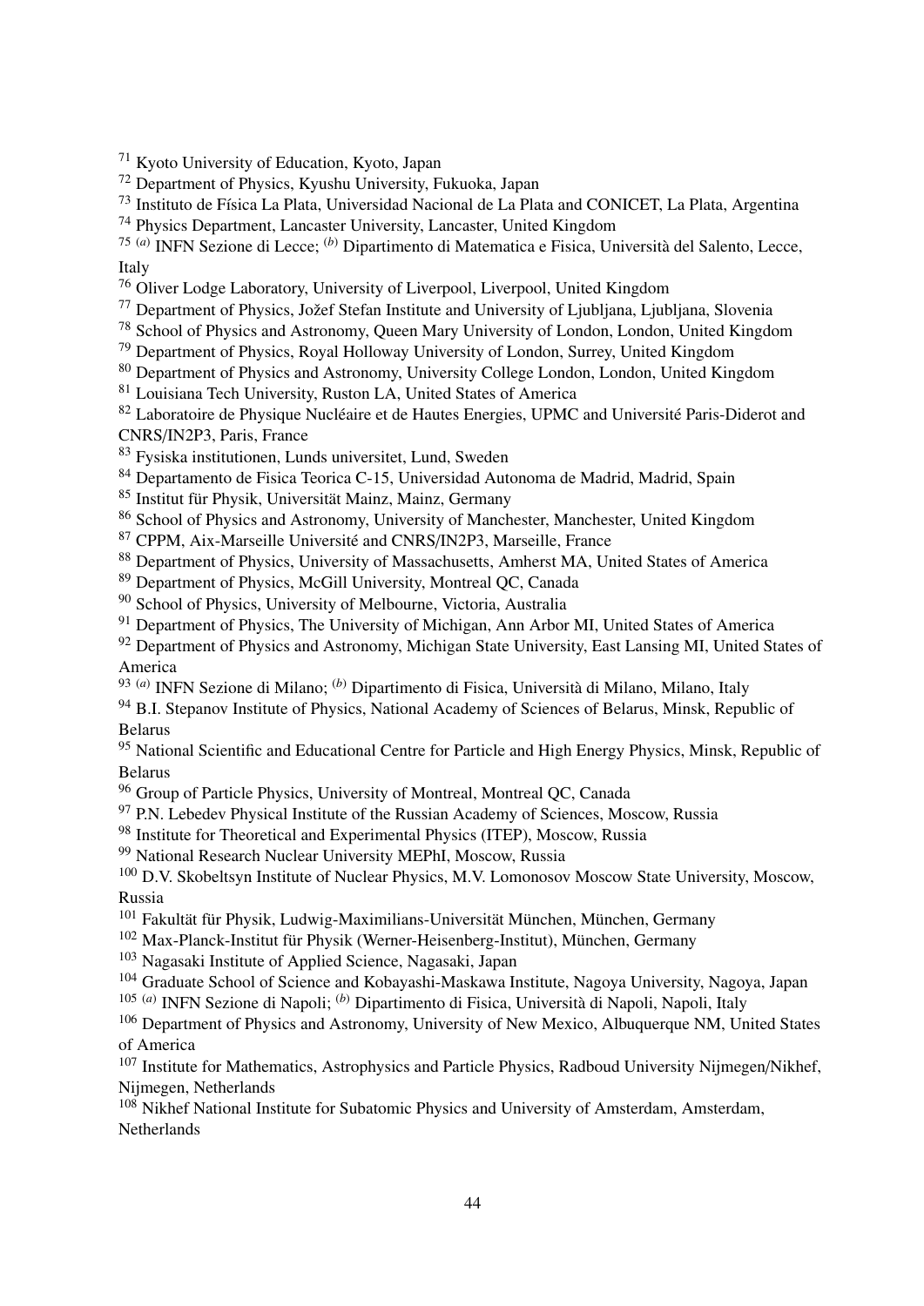[71] Kyoto University of Education, Kyoto, Japan
[72] Department of Physics, Kyushu University, Fukuoka, Japan
[73] Instituto de Física La Plata, Universidad Nacional de La Plata and CONICET, La Plata, Argentina
[74] Physics Department, Lancaster University, Lancaster, United Kingdom
[75] [(a)] INFN Sezione di Lecce; [(b)] Dipartimento di Matematica e Fisica, Università del Salento, Lecce, Italy
[76] Oliver Lodge Laboratory, University of Liverpool, Liverpool, United Kingdom
[77] Department of Physics, Jožef Stefan Institute and University of Ljubljana, Ljubljana, Slovenia
[78] School of Physics and Astronomy, Queen Mary University of London, London, United Kingdom
[79] Department of Physics, Royal Holloway University of London, Surrey, United Kingdom
[80] Department of Physics and Astronomy, University College London, London, United Kingdom
[81] Louisiana Tech University, Ruston LA, United States of America
[82] Laboratoire de Physique Nucléaire et de Hautes Energies, UPMC and Université Paris-Diderot and CNRS/IN2P3, Paris, France
[83] Fysiska institutionen, Lunds universitet, Lund, Sweden
[84] Departamento de Fisica Teorica C-15, Universidad Autonoma de Madrid, Madrid, Spain
[85] Institut für Physik, Universität Mainz, Mainz, Germany
[86] School of Physics and Astronomy, University of Manchester, Manchester, United Kingdom
[87] CPPM, Aix-Marseille Université and CNRS/IN2P3, Marseille, France
[88] Department of Physics, University of Massachusetts, Amherst MA, United States of America
[89] Department of Physics, McGill University, Montreal QC, Canada
[90] School of Physics, University of Melbourne, Victoria, Australia
[91] Department of Physics, The University of Michigan, Ann Arbor MI, United States of America
[92] Department of Physics and Astronomy, Michigan State University, East Lansing MI, United States of America
[93] [(a)] INFN Sezione di Milano; [(b)] Dipartimento di Fisica, Università di Milano, Milano, Italy
[94] B.I. Stepanov Institute of Physics, National Academy of Sciences of Belarus, Minsk, Republic of Belarus
[95] National Scientific and Educational Centre for Particle and High Energy Physics, Minsk, Republic of Belarus
[96] Group of Particle Physics, University of Montreal, Montreal QC, Canada
[97] P.N. Lebedev Physical Institute of the Russian Academy of Sciences, Moscow, Russia
[98] Institute for Theoretical and Experimental Physics (ITEP), Moscow, Russia
[99] National Research Nuclear University MEPhI, Moscow, Russia
[100] D.V. Skobeltsyn Institute of Nuclear Physics, M.V. Lomonosov Moscow State University, Moscow, Russia
[101] Fakultät für Physik, Ludwig-Maximilians-Universität München, München, Germany
[102] Max-Planck-Institut für Physik (Werner-Heisenberg-Institut), München, Germany
[103] Nagasaki Institute of Applied Science, Nagasaki, Japan
[104] Graduate School of Science and Kobayashi-Maskawa Institute, Nagoya University, Nagoya, Japan
[105] [(a)] INFN Sezione di Napoli; [(b)] Dipartimento di Fisica, Università di Napoli, Napoli, Italy
[106] Department of Physics and Astronomy, University of New Mexico, Albuquerque NM, United States of America
[107] Institute for Mathematics, Astrophysics and Particle Physics, Radboud University Nijmegen/Nikhef, Nijmegen, Netherlands
[108] Nikhef National Institute for Subatomic Physics and University of Amsterdam, Amsterdam, Netherlands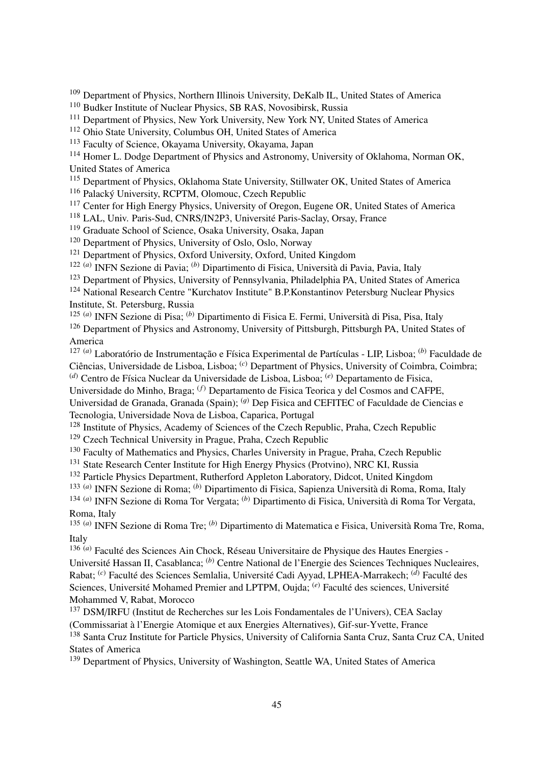[109] Department of Physics, Northern Illinois University, DeKalb IL, United States of America
[110] Budker Institute of Nuclear Physics, SB RAS, Novosibirsk, Russia
[111] Department of Physics, New York University, New York NY, United States of America
[112] Ohio State University, Columbus OH, United States of America
[113] Faculty of Science, Okayama University, Okayama, Japan
[114] Homer L. Dodge Department of Physics and Astronomy, University of Oklahoma, Norman OK, United States of America
[115] Department of Physics, Oklahoma State University, Stillwater OK, United States of America
[116] Palacký University, RCPTM, Olomouc, Czech Republic
[117] Center for High Energy Physics, University of Oregon, Eugene OR, United States of America
[118] LAL, Univ. Paris-Sud, CNRS/IN2P3, Université Paris-Saclay, Orsay, France
[119] Graduate School of Science, Osaka University, Osaka, Japan
[120] Department of Physics, University of Oslo, Oslo, Norway
[121] Department of Physics, Oxford University, Oxford, United Kingdom
[122] [(a)] INFN Sezione di Pavia; [(b)] Dipartimento di Fisica, Università di Pavia, Pavia, Italy
[123] Department of Physics, University of Pennsylvania, Philadelphia PA, United States of America
[124] National Research Centre "Kurchatov Institute" B.P.Konstantinov Petersburg Nuclear Physics Institute, St. Petersburg, Russia
[125] [(a)] INFN Sezione di Pisa; [(b)] Dipartimento di Fisica E. Fermi, Università di Pisa, Pisa, Italy
[126] Department of Physics and Astronomy, University of Pittsburgh, Pittsburgh PA, United States of America
[127] [(a)] Laboratório de Instrumentação e Física Experimental de Partículas - LIP, Lisboa; [(b)] Faculdade de Ciências, Universidade de Lisboa, Lisboa; [(c)] Department of Physics, University of Coimbra, Coimbra; [(d)] Centro de Física Nuclear da Universidade de Lisboa, Lisboa; [(e)] Departamento de Fisica, Universidade do Minho, Braga; [(f)] Departamento de Fisica Teorica y del Cosmos and CAFPE, Universidad de Granada, Granada (Spain); [(g)] Dep Fisica and CEFITEC of Faculdade de Ciencias e Tecnologia, Universidade Nova de Lisboa, Caparica, Portugal
[128] Institute of Physics, Academy of Sciences of the Czech Republic, Praha, Czech Republic
[129] Czech Technical University in Prague, Praha, Czech Republic
[130] Faculty of Mathematics and Physics, Charles University in Prague, Praha, Czech Republic
[131] State Research Center Institute for High Energy Physics (Protvino), NRC KI, Russia
[132] Particle Physics Department, Rutherford Appleton Laboratory, Didcot, United Kingdom
[133] [(a)] INFN Sezione di Roma; [(b)] Dipartimento di Fisica, Sapienza Università di Roma, Roma, Italy
[134] [(a)] INFN Sezione di Roma Tor Vergata; [(b)] Dipartimento di Fisica, Università di Roma Tor Vergata, Roma, Italy
[135] [(a)] INFN Sezione di Roma Tre; [(b)] Dipartimento di Matematica e Fisica, Università Roma Tre, Roma, Italy
[136] [(a)] Faculté des Sciences Ain Chock, Réseau Universitaire de Physique des Hautes Energies - Université Hassan II, Casablanca; [(b)] Centre National de l'Energie des Sciences Techniques Nucleaires, Rabat; [(c)] Faculté des Sciences Semlalia, Université Cadi Ayyad, LPHEA-Marrakech; [(d)] Faculté des Sciences, Université Mohamed Premier and LPTPM, Oujda; [(e)] Faculté des sciences, Université Mohammed V, Rabat, Morocco
[137] DSM/IRFU (Institut de Recherches sur les Lois Fondamentales de l'Univers), CEA Saclay (Commissariat à l'Energie Atomique et aux Energies Alternatives), Gif-sur-Yvette, France
[138] Santa Cruz Institute for Particle Physics, University of California Santa Cruz, Santa Cruz CA, United States of America
[139] Department of Physics, University of Washington, Seattle WA, United States of America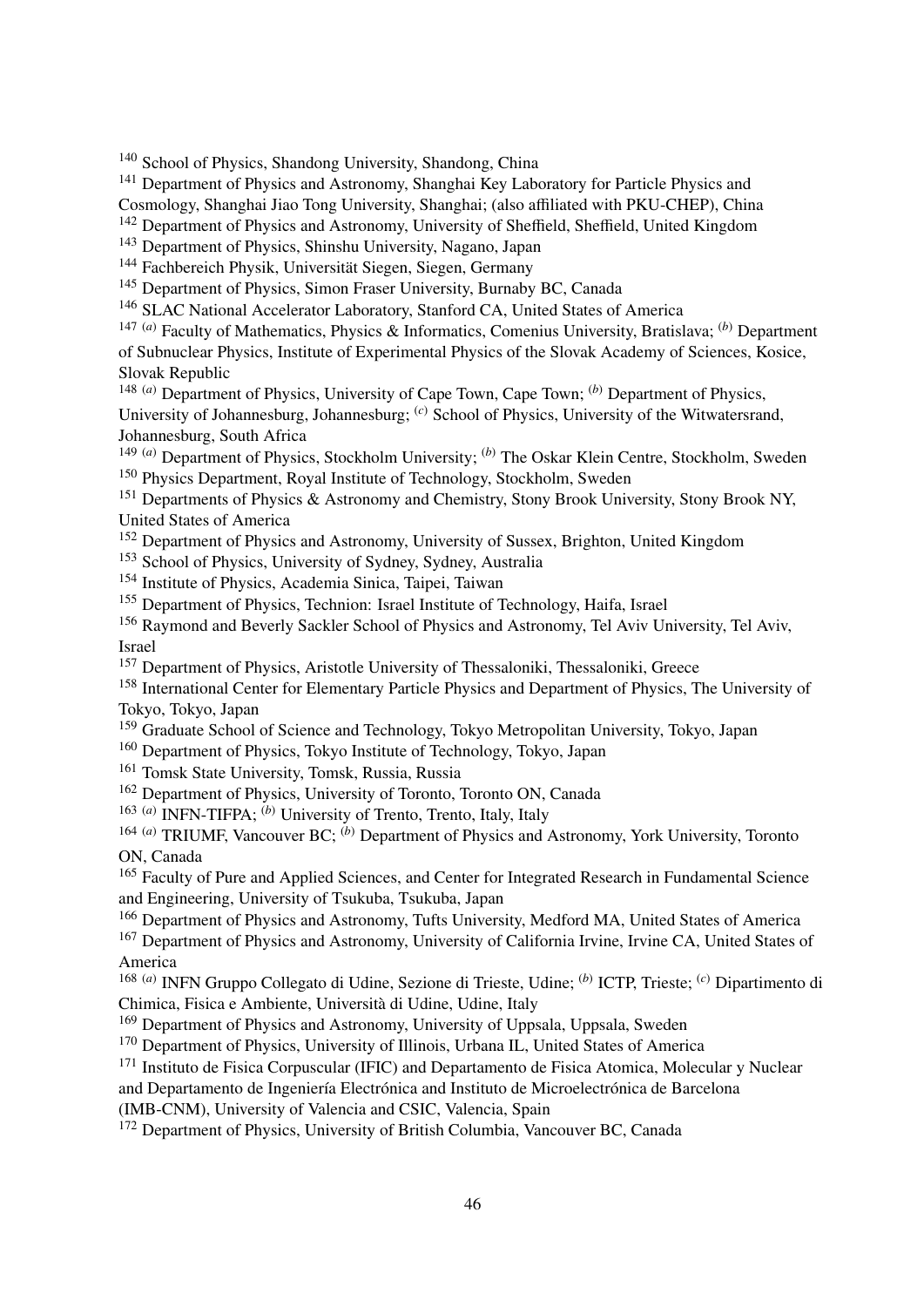[140] School of Physics, Shandong University, Shandong, China
[141] Department of Physics and Astronomy, Shanghai Key Laboratory for Particle Physics and Cosmology, Shanghai Jiao Tong University, Shanghai; (also affiliated with PKU-CHEP), China
[142] Department of Physics and Astronomy, University of Sheffield, Sheffield, United Kingdom
[143] Department of Physics, Shinshu University, Nagano, Japan
[144] Fachbereich Physik, Universität Siegen, Siegen, Germany
[145] Department of Physics, Simon Fraser University, Burnaby BC, Canada
[146] SLAC National Accelerator Laboratory, Stanford CA, United States of America
[147] [(a)] Faculty of Mathematics, Physics & Informatics, Comenius University, Bratislava; [(b)] Department of Subnuclear Physics, Institute of Experimental Physics of the Slovak Academy of Sciences, Kosice, Slovak Republic
[148] [(a)] Department of Physics, University of Cape Town, Cape Town; [(b)] Department of Physics, University of Johannesburg, Johannesburg; [(c)] School of Physics, University of the Witwatersrand, Johannesburg, South Africa
[149] [(a)] Department of Physics, Stockholm University; [(b)] The Oskar Klein Centre, Stockholm, Sweden
[150] Physics Department, Royal Institute of Technology, Stockholm, Sweden
[151] Departments of Physics & Astronomy and Chemistry, Stony Brook University, Stony Brook NY, United States of America
[152] Department of Physics and Astronomy, University of Sussex, Brighton, United Kingdom
[153] School of Physics, University of Sydney, Sydney, Australia
[154] Institute of Physics, Academia Sinica, Taipei, Taiwan
[155] Department of Physics, Technion: Israel Institute of Technology, Haifa, Israel
[156] Raymond and Beverly Sackler School of Physics and Astronomy, Tel Aviv University, Tel Aviv, Israel
[157] Department of Physics, Aristotle University of Thessaloniki, Thessaloniki, Greece
[158] International Center for Elementary Particle Physics and Department of Physics, The University of Tokyo, Tokyo, Japan
[159] Graduate School of Science and Technology, Tokyo Metropolitan University, Tokyo, Japan
[160] Department of Physics, Tokyo Institute of Technology, Tokyo, Japan
[161] Tomsk State University, Tomsk, Russia, Russia
[162] Department of Physics, University of Toronto, Toronto ON, Canada
[163] [(a)] INFN-TIFPA; [(b)] University of Trento, Trento, Italy, Italy
[164] [(a)] TRIUMF, Vancouver BC; [(b)] Department of Physics and Astronomy, York University, Toronto ON, Canada
[165] Faculty of Pure and Applied Sciences, and Center for Integrated Research in Fundamental Science and Engineering, University of Tsukuba, Tsukuba, Japan
[166] Department of Physics and Astronomy, Tufts University, Medford MA, United States of America
[167] Department of Physics and Astronomy, University of California Irvine, Irvine CA, United States of America
[168] [(a)] INFN Gruppo Collegato di Udine, Sezione di Trieste, Udine; [(b)] ICTP, Trieste; [(c)] Dipartimento di Chimica, Fisica e Ambiente, Università di Udine, Udine, Italy
[169] Department of Physics and Astronomy, University of Uppsala, Uppsala, Sweden
[170] Department of Physics, University of Illinois, Urbana IL, United States of America
[171] Instituto de Fisica Corpuscular (IFIC) and Departamento de Fisica Atomica, Molecular y Nuclear and Departamento de Ingeniería Electrónica and Instituto de Microelectrónica de Barcelona (IMB-CNM), University of Valencia and CSIC, Valencia, Spain
[172] Department of Physics, University of British Columbia, Vancouver BC, Canada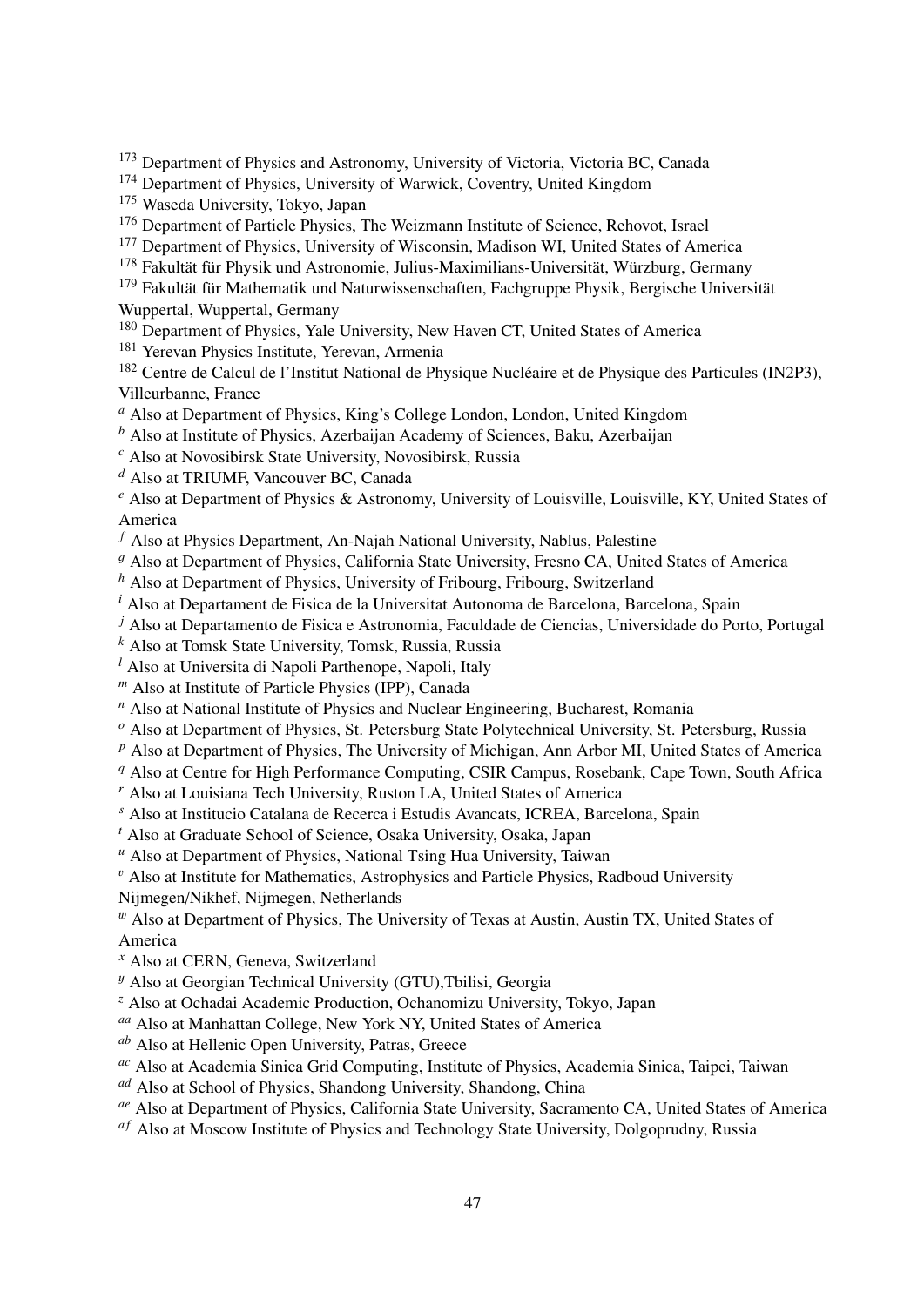[173] Department of Physics and Astronomy, University of Victoria, Victoria BC, Canada
[174] Department of Physics, University of Warwick, Coventry, United Kingdom
[175] Waseda University, Tokyo, Japan
[176] Department of Particle Physics, The Weizmann Institute of Science, Rehovot, Israel
[177] Department of Physics, University of Wisconsin, Madison WI, United States of America
[178] Fakultät für Physik und Astronomie, Julius-Maximilians-Universität, Würzburg, Germany
[179] Fakultät für Mathematik und Naturwissenschaften, Fachgruppe Physik, Bergische Universität Wuppertal, Wuppertal, Germany
[180] Department of Physics, Yale University, New Haven CT, United States of America
[181] Yerevan Physics Institute, Yerevan, Armenia
[182] Centre de Calcul de l'Institut National de Physique Nucléaire et de Physique des Particules (IN2P3), Villeurbanne, France
[a] Also at Department of Physics, King's College London, London, United Kingdom
[b] Also at Institute of Physics, Azerbaijan Academy of Sciences, Baku, Azerbaijan
[c] Also at Novosibirsk State University, Novosibirsk, Russia
[d] Also at TRIUMF, Vancouver BC, Canada
[e] Also at Department of Physics & Astronomy, University of Louisville, Louisville, KY, United States of America
[f] Also at Physics Department, An-Najah National University, Nablus, Palestine
[g] Also at Department of Physics, California State University, Fresno CA, United States of America
[h] Also at Department of Physics, University of Fribourg, Fribourg, Switzerland
[i] Also at Departament de Fisica de la Universitat Autonoma de Barcelona, Barcelona, Spain
[j] Also at Departamento de Fisica e Astronomia, Faculdade de Ciencias, Universidade do Porto, Portugal
[k] Also at Tomsk State University, Tomsk, Russia, Russia
[l] Also at Universita di Napoli Parthenope, Napoli, Italy
[m] Also at Institute of Particle Physics (IPP), Canada
[n] Also at National Institute of Physics and Nuclear Engineering, Bucharest, Romania
[o] Also at Department of Physics, St. Petersburg State Polytechnical University, St. Petersburg, Russia
[p] Also at Department of Physics, The University of Michigan, Ann Arbor MI, United States of America
[q] Also at Centre for High Performance Computing, CSIR Campus, Rosebank, Cape Town, South Africa
[r] Also at Louisiana Tech University, Ruston LA, United States of America
[s] Also at Institucio Catalana de Recerca i Estudis Avancats, ICREA, Barcelona, Spain
[t] Also at Graduate School of Science, Osaka University, Osaka, Japan
[u] Also at Department of Physics, National Tsing Hua University, Taiwan
[v] Also at Institute for Mathematics, Astrophysics and Particle Physics, Radboud University Nijmegen/Nikhef, Nijmegen, Netherlands
[w] Also at Department of Physics, The University of Texas at Austin, Austin TX, United States of America
[x] Also at CERN, Geneva, Switzerland
[y] Also at Georgian Technical University (GTU),Tbilisi, Georgia
[z] Also at Ochadai Academic Production, Ochanomizu University, Tokyo, Japan
[aa] Also at Manhattan College, New York NY, United States of America
[ab] Also at Hellenic Open University, Patras, Greece
[ac] Also at Academia Sinica Grid Computing, Institute of Physics, Academia Sinica, Taipei, Taiwan
[ad] Also at School of Physics, Shandong University, Shandong, China
[ae] Also at Department of Physics, California State University, Sacramento CA, United States of America
[af] Also at Moscow Institute of Physics and Technology State University, Dolgoprudny, Russia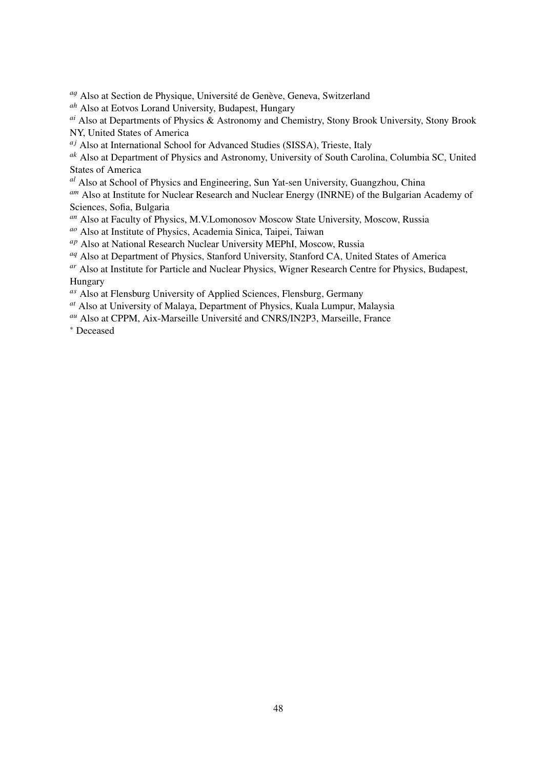[ag] Also at Section de Physique, Université de Genève, Geneva, Switzerland

[ah] Also at Eotvos Lorand University, Budapest, Hungary

[ai] Also at Departments of Physics & Astronomy and Chemistry, Stony Brook University, Stony Brook NY, United States of America

[aj] Also at International School for Advanced Studies (SISSA), Trieste, Italy

[ak] Also at Department of Physics and Astronomy, University of South Carolina, Columbia SC, United States of America

[al] Also at School of Physics and Engineering, Sun Yat-sen University, Guangzhou, China

[am] Also at Institute for Nuclear Research and Nuclear Energy (INRNE) of the Bulgarian Academy of Sciences, Sofia, Bulgaria

[an] Also at Faculty of Physics, M.V.Lomonosov Moscow State University, Moscow, Russia

[ao] Also at Institute of Physics, Academia Sinica, Taipei, Taiwan

[ap] Also at National Research Nuclear University MEPhI, Moscow, Russia

[aq] Also at Department of Physics, Stanford University, Stanford CA, United States of America

[ar] Also at Institute for Particle and Nuclear Physics, Wigner Research Centre for Physics, Budapest, Hungary

[as] Also at Flensburg University of Applied Sciences, Flensburg, Germany

[at] Also at University of Malaya, Department of Physics, Kuala Lumpur, Malaysia

[au] Also at CPPM, Aix-Marseille Université and CNRS/IN2P3, Marseille, France

[*] Deceased